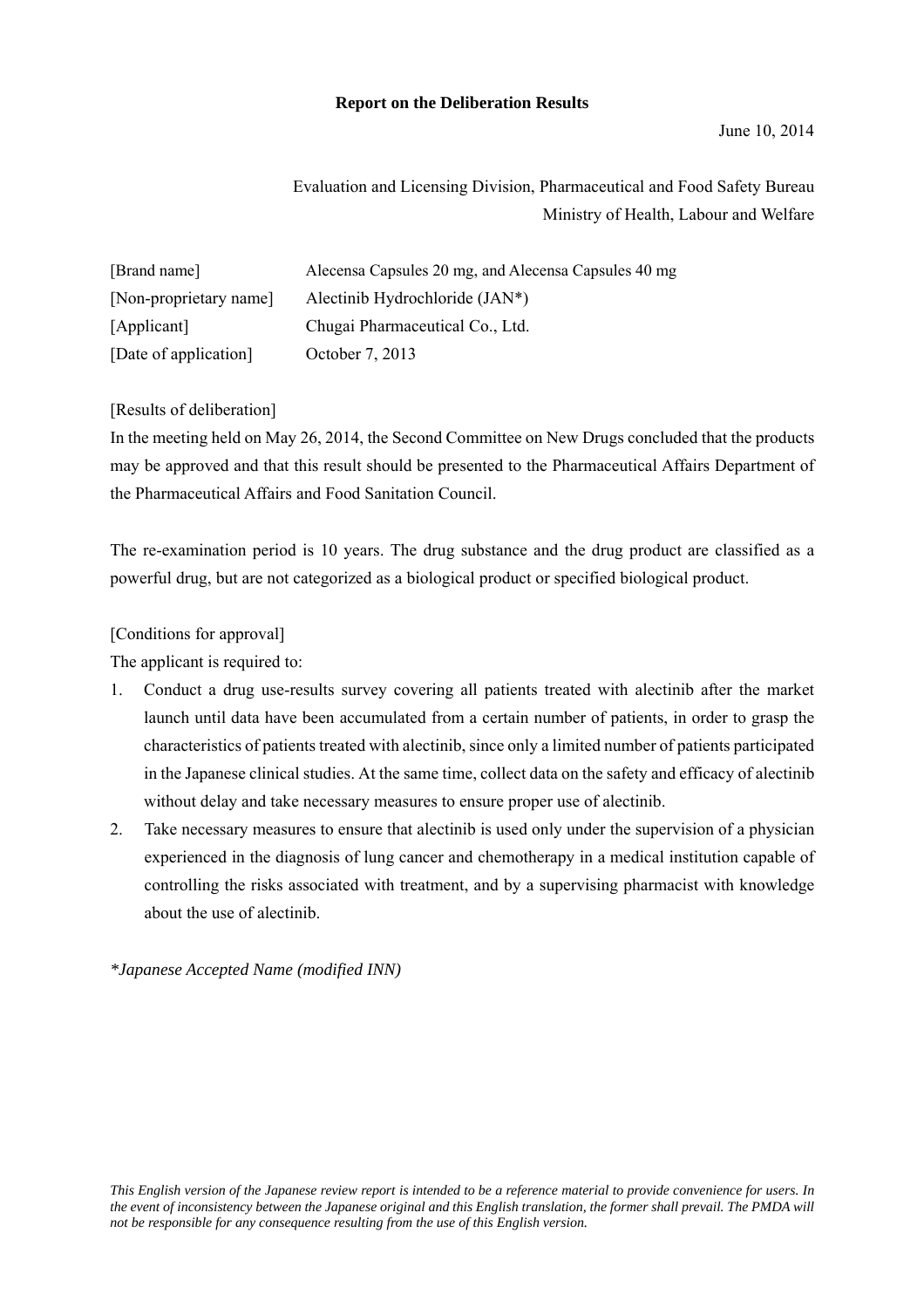**Report on the Deliberation Results**

June 10, 2014

Evaluation and Licensing Division, Pharmaceutical and Food Safety Bureau
Ministry of Health, Labour and Welfare

| | |
|---|---|
| [Brand name] | Alecensa Capsules 20 mg, and Alecensa Capsules 40 mg |
| [Non-proprietary name] | Alectinib Hydrochloride (JAN*) |
| [Applicant] | Chugai Pharmaceutical Co., Ltd. |
| [Date of application] | October 7, 2013 |

[Results of deliberation]

In the meeting held on May 26, 2014, the Second Committee on New Drugs concluded that the products may be approved and that this result should be presented to the Pharmaceutical Affairs Department of the Pharmaceutical Affairs and Food Sanitation Council.

The re-examination period is 10 years. The drug substance and the drug product are classified as a powerful drug, but are not categorized as a biological product or specified biological product.

[Conditions for approval]

The applicant is required to:

1. Conduct a drug use-results survey covering all patients treated with alectinib after the market launch until data have been accumulated from a certain number of patients, in order to grasp the characteristics of patients treated with alectinib, since only a limited number of patients participated in the Japanese clinical studies. At the same time, collect data on the safety and efficacy of alectinib without delay and take necessary measures to ensure proper use of alectinib.
2. Take necessary measures to ensure that alectinib is used only under the supervision of a physician experienced in the diagnosis of lung cancer and chemotherapy in a medical institution capable of controlling the risks associated with treatment, and by a supervising pharmacist with knowledge about the use of alectinib.

**Japanese Accepted Name (modified INN)*

*This English version of the Japanese review report is intended to be a reference material to provide convenience for users. In the event of inconsistency between the Japanese original and this English translation, the former shall prevail. The PMDA will not be responsible for any consequence resulting from the use of this English version.*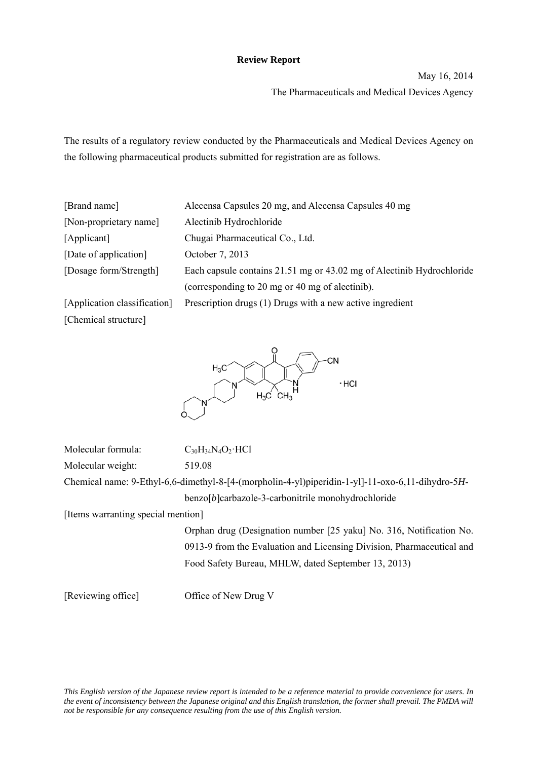**Review Report**

May 16, 2014

The Pharmaceuticals and Medical Devices Agency

The results of a regulatory review conducted by the Pharmaceuticals and Medical Devices Agency on the following pharmaceutical products submitted for registration are as follows.

[Brand name] Alecensa Capsules 20 mg, and Alecensa Capsules 40 mg

[Non-proprietary name] Alectinib Hydrochloride

[Applicant] Chugai Pharmaceutical Co., Ltd.

[Date of application] October 7, 2013

[Dosage form/Strength] Each capsule contains 21.51 mg or 43.02 mg of Alectinib Hydrochloride (corresponding to 20 mg or 40 mg of alectinib).

[Application classification] Prescription drugs (1) Drugs with a new active ingredient

[Chemical structure]

Molecular formula: $C_{30}H_{34}N_4O_2 \cdot HCl$

Molecular weight: 519.08

Chemical name: 9-Ethyl-6,6-dimethyl-8-[4-(morpholin-4-yl)piperidin-1-yl]-11-oxo-6,11-dihydro-5*H*-benzo[*b*]carbazole-3-carbonitrile monohydrochloride

[Items warranting special mention]

Orphan drug (Designation number [25 yaku] No. 316, Notification No. 0913-9 from the Evaluation and Licensing Division, Pharmaceutical and Food Safety Bureau, MHLW, dated September 13, 2013)

[Reviewing office] Office of New Drug V

*This English version of the Japanese review report is intended to be a reference material to provide convenience for users. In the event of inconsistency between the Japanese original and this English translation, the former shall prevail. The PMDA will not be responsible for any consequence resulting from the use of this English version.*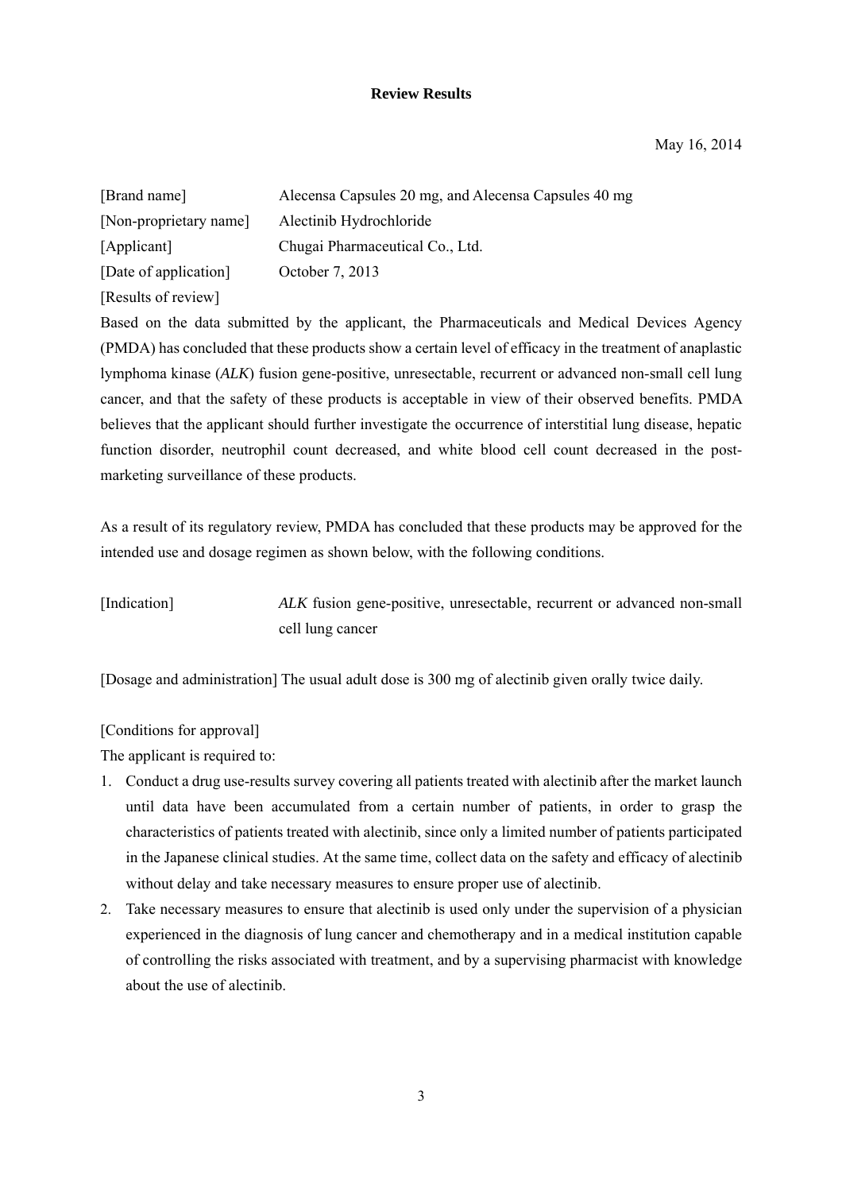**Review Results**

May 16, 2014

[Brand name] Alecensa Capsules 20 mg, and Alecensa Capsules 40 mg
[Non-proprietary name] Alectinib Hydrochloride
[Applicant] Chugai Pharmaceutical Co., Ltd.
[Date of application] October 7, 2013
[Results of review]

Based on the data submitted by the applicant, the Pharmaceuticals and Medical Devices Agency (PMDA) has concluded that these products show a certain level of efficacy in the treatment of anaplastic lymphoma kinase (*ALK*) fusion gene-positive, unresectable, recurrent or advanced non-small cell lung cancer, and that the safety of these products is acceptable in view of their observed benefits. PMDA believes that the applicant should further investigate the occurrence of interstitial lung disease, hepatic function disorder, neutrophil count decreased, and white blood cell count decreased in the post-marketing surveillance of these products.

As a result of its regulatory review, PMDA has concluded that these products may be approved for the intended use and dosage regimen as shown below, with the following conditions.

[Indication] *ALK* fusion gene-positive, unresectable, recurrent or advanced non-small cell lung cancer

[Dosage and administration] The usual adult dose is 300 mg of alectinib given orally twice daily.

[Conditions for approval]

The applicant is required to:

1. Conduct a drug use-results survey covering all patients treated with alectinib after the market launch until data have been accumulated from a certain number of patients, in order to grasp the characteristics of patients treated with alectinib, since only a limited number of patients participated in the Japanese clinical studies. At the same time, collect data on the safety and efficacy of alectinib without delay and take necessary measures to ensure proper use of alectinib.
2. Take necessary measures to ensure that alectinib is used only under the supervision of a physician experienced in the diagnosis of lung cancer and chemotherapy and in a medical institution capable of controlling the risks associated with treatment, and by a supervising pharmacist with knowledge about the use of alectinib.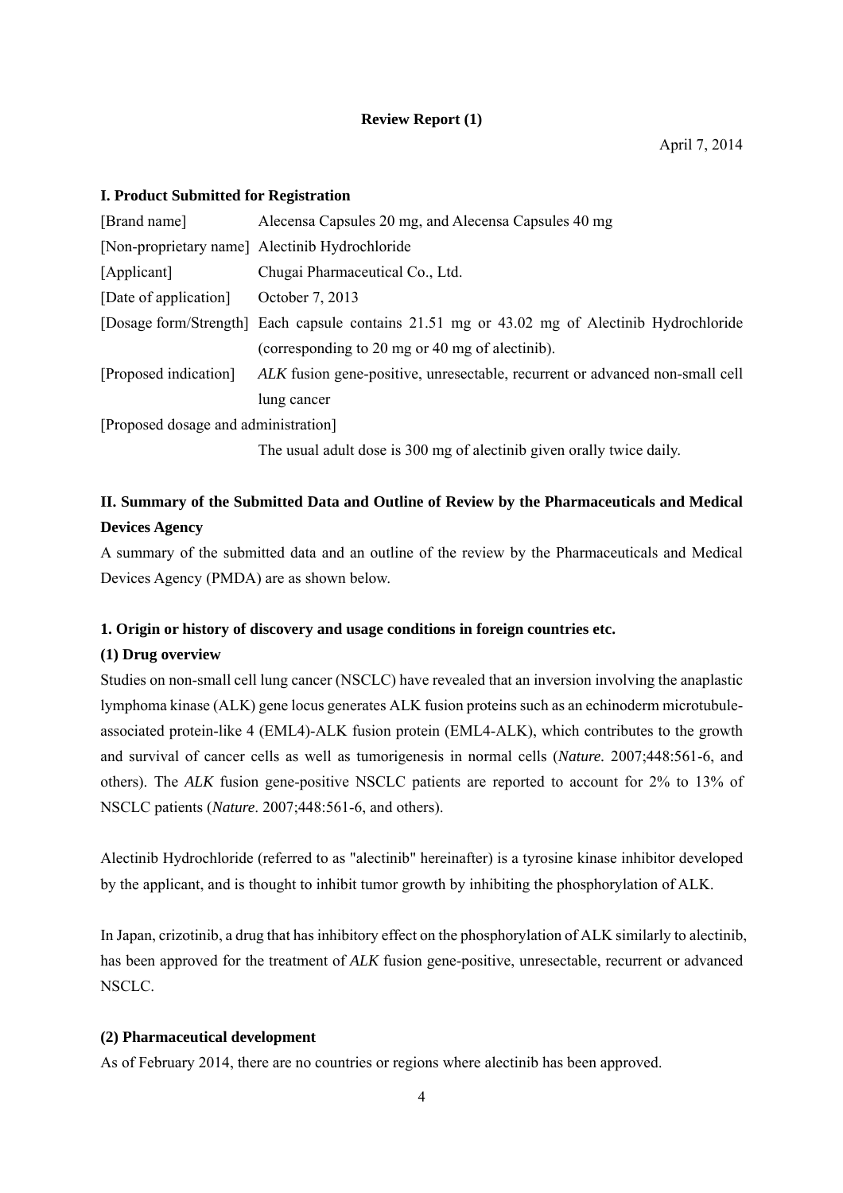**Review Report (1)**

April 7, 2014

## I. Product Submitted for Registration

[Brand name] Alecensa Capsules 20 mg, and Alecensa Capsules 40 mg

[Non-proprietary name] Alectinib Hydrochloride

[Applicant] Chugai Pharmaceutical Co., Ltd.

[Date of application] October 7, 2013

[Dosage form/Strength] Each capsule contains 21.51 mg or 43.02 mg of Alectinib Hydrochloride (corresponding to 20 mg or 40 mg of alectinib).

[Proposed indication] *ALK* fusion gene-positive, unresectable, recurrent or advanced non-small cell lung cancer

[Proposed dosage and administration]

The usual adult dose is 300 mg of alectinib given orally twice daily.

## II. Summary of the Submitted Data and Outline of Review by the Pharmaceuticals and Medical Devices Agency

A summary of the submitted data and an outline of the review by the Pharmaceuticals and Medical Devices Agency (PMDA) are as shown below.

### 1. Origin or history of discovery and usage conditions in foreign countries etc.

#### (1) Drug overview

Studies on non-small cell lung cancer (NSCLC) have revealed that an inversion involving the anaplastic lymphoma kinase (ALK) gene locus generates ALK fusion proteins such as an echinoderm microtubule-associated protein-like 4 (EML4)-ALK fusion protein (EML4-ALK), which contributes to the growth and survival of cancer cells as well as tumorigenesis in normal cells (*Nature.* 2007;448:561-6, and others). The *ALK* fusion gene-positive NSCLC patients are reported to account for 2% to 13% of NSCLC patients (*Nature*. 2007;448:561-6, and others).

Alectinib Hydrochloride (referred to as "alectinib" hereinafter) is a tyrosine kinase inhibitor developed by the applicant, and is thought to inhibit tumor growth by inhibiting the phosphorylation of ALK.

In Japan, crizotinib, a drug that has inhibitory effect on the phosphorylation of ALK similarly to alectinib, has been approved for the treatment of *ALK* fusion gene-positive, unresectable, recurrent or advanced NSCLC.

#### (2) Pharmaceutical development

As of February 2014, there are no countries or regions where alectinib has been approved.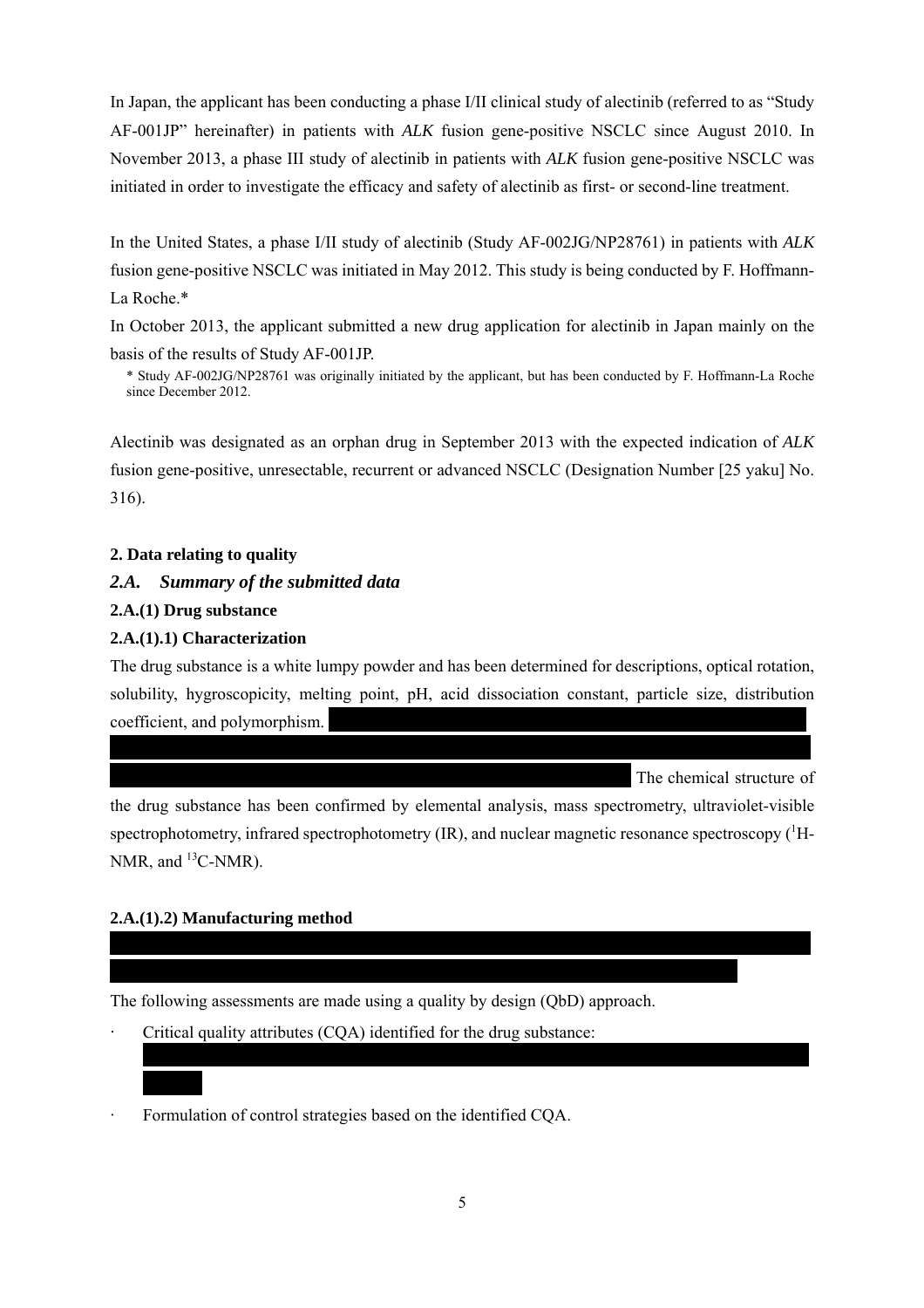In Japan, the applicant has been conducting a phase I/II clinical study of alectinib (referred to as "Study AF-001JP" hereinafter) in patients with *ALK* fusion gene-positive NSCLC since August 2010. In November 2013, a phase III study of alectinib in patients with *ALK* fusion gene-positive NSCLC was initiated in order to investigate the efficacy and safety of alectinib as first- or second-line treatment.

In the United States, a phase I/II study of alectinib (Study AF-002JG/NP28761) in patients with *ALK* fusion gene-positive NSCLC was initiated in May 2012. This study is being conducted by F. Hoffmann-La Roche.*

In October 2013, the applicant submitted a new drug application for alectinib in Japan mainly on the basis of the results of Study AF-001JP.

\* Study AF-002JG/NP28761 was originally initiated by the applicant, but has been conducted by F. Hoffmann-La Roche since December 2012.

Alectinib was designated as an orphan drug in September 2013 with the expected indication of *ALK* fusion gene-positive, unresectable, recurrent or advanced NSCLC (Designation Number [25 yaku] No. 316).

**2. Data relating to quality**

## *2.A. Summary of the submitted data*

**2.A.(1) Drug substance**

**2.A.(1).1) Characterization**

The drug substance is a white lumpy powder and has been determined for descriptions, optical rotation, solubility, hygroscopicity, melting point, pH, acid dissociation constant, particle size, distribution coefficient, and polymorphism. The chemical structure of the drug substance has been confirmed by elemental analysis, mass spectrometry, ultraviolet-visible spectrophotometry, infrared spectrophotometry (IR), and nuclear magnetic resonance spectroscopy ($^{1}$H-NMR, and $^{13}$C-NMR).

**2.A.(1).2) Manufacturing method**

The following assessments are made using a quality by design (QbD) approach.

- Critical quality attributes (CQA) identified for the drug substance:
- Formulation of control strategies based on the identified CQA.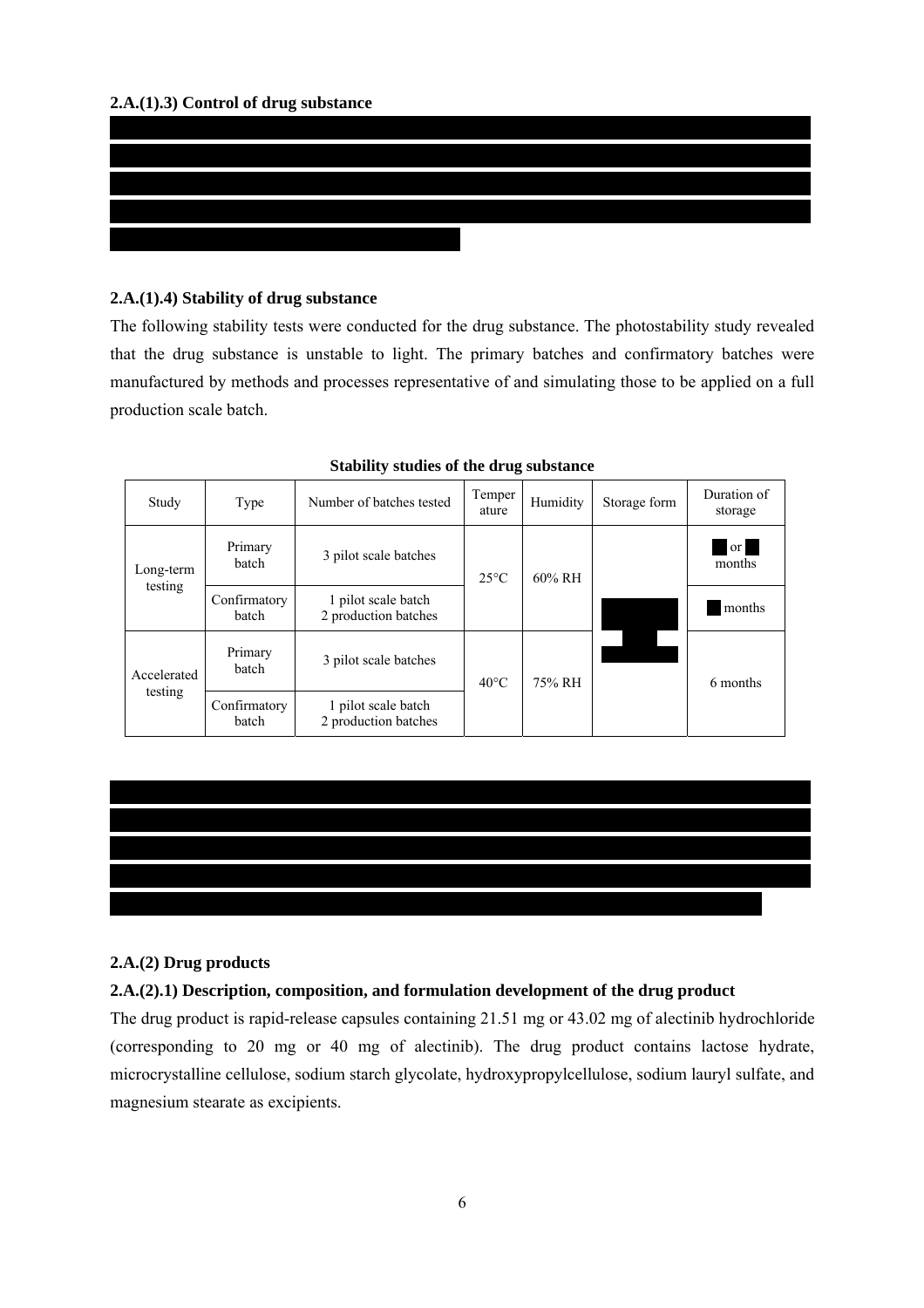**2.A.(1).3) Control of drug substance**

**2.A.(1).4) Stability of drug substance**

The following stability tests were conducted for the drug substance. The photostability study revealed that the drug substance is unstable to light. The primary batches and confirmatory batches were manufactured by methods and processes representative of and simulating those to be applied on a full production scale batch.

**Stability studies of the drug substance**

| Study | Type | Number of batches tested | Temperature | Humidity | Storage form | Duration of storage |
|---|---|---|---|---|---|---|
| Long-term testing | Primary batch | 3 pilot scale batches | 25°C | 60% RH | | or months |
| | Confirmatory batch | 1 pilot scale batch<br>2 production batches | | | | months |
| Accelerated testing | Primary batch | 3 pilot scale batches | 40°C | 75% RH | | 6 months |
| | Confirmatory batch | 1 pilot scale batch<br>2 production batches | | | | |

**2.A.(2) Drug products**

**2.A.(2).1) Description, composition, and formulation development of the drug product**

The drug product is rapid-release capsules containing 21.51 mg or 43.02 mg of alectinib hydrochloride (corresponding to 20 mg or 40 mg of alectinib). The drug product contains lactose hydrate, microcrystalline cellulose, sodium starch glycolate, hydroxypropylcellulose, sodium lauryl sulfate, and magnesium stearate as excipients.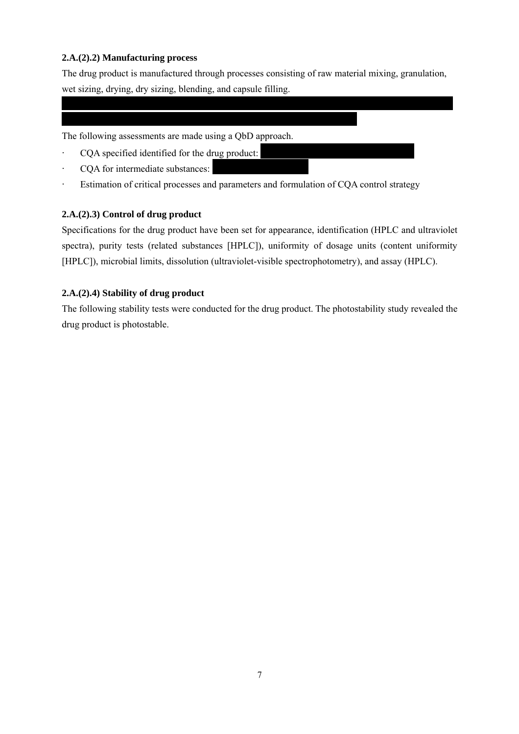#### 2.A.(2).2) Manufacturing process

The drug product is manufactured through processes consisting of raw material mixing, granulation, wet sizing, drying, dry sizing, blending, and capsule filling.

The following assessments are made using a QbD approach.

- CQA specified identified for the drug product:
- CQA for intermediate substances:
- Estimation of critical processes and parameters and formulation of CQA control strategy

#### 2.A.(2).3) Control of drug product

Specifications for the drug product have been set for appearance, identification (HPLC and ultraviolet spectra), purity tests (related substances [HPLC]), uniformity of dosage units (content uniformity [HPLC]), microbial limits, dissolution (ultraviolet-visible spectrophotometry), and assay (HPLC).

#### 2.A.(2).4) Stability of drug product

The following stability tests were conducted for the drug product. The photostability study revealed the drug product is photostable.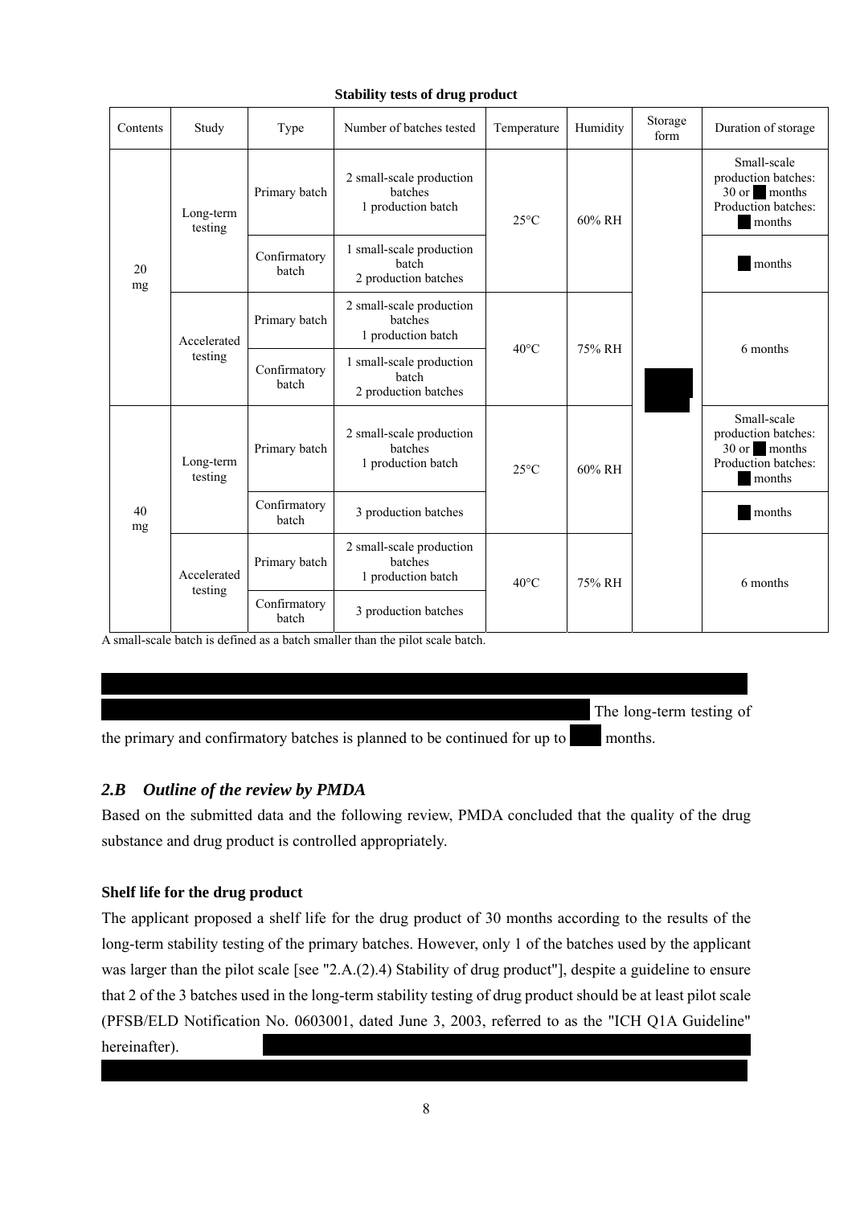**Stability tests of drug product**

| Contents | Study | Type | Number of batches tested | Temperature | Humidity | Storage form | Duration of storage |
|---|---|---|---|---|---|---|---|
| 20 mg | Long-term testing | Primary batch | 2 small-scale production batches 1 production batch | 25°C | 60% RH | ███ | Small-scale production batches: 30 or ██ months Production batches: ██ months |
| | | Confirmatory batch | 1 small-scale production batch 2 production batches | | | | ██ months |
| | Accelerated testing | Primary batch | 2 small-scale production batches 1 production batch | 40°C | 75% RH | | 6 months |
| | | Confirmatory batch | 1 small-scale production batch 2 production batches | | | | |
| 40 mg | Long-term testing | Primary batch | 2 small-scale production batches 1 production batch | 25°C | 60% RH | | Small-scale production batches: 30 or ██ months Production batches: ██ months |
| | | Confirmatory batch | 3 production batches | | | | ██ months |
| | Accelerated testing | Primary batch | 2 small-scale production batches 1 production batch | 40°C | 75% RH | | 6 months |
| | | Confirmatory batch | 3 production batches | | | | |

A small-scale batch is defined as a batch smaller than the pilot scale batch.

████████████████████████████████████████████████████████████████████████████ The long-term testing of the primary and confirmatory batches is planned to be continued for up to ███ months.

## *2.B Outline of the review by PMDA*

Based on the submitted data and the following review, PMDA concluded that the quality of the drug substance and drug product is controlled appropriately.

**Shelf life for the drug product**

The applicant proposed a shelf life for the drug product of 30 months according to the results of the long-term stability testing of the primary batches. However, only 1 of the batches used by the applicant was larger than the pilot scale [see "2.A.(2).4) Stability of drug product"], despite a guideline to ensure that 2 of the 3 batches used in the long-term stability testing of drug product should be at least pilot scale (PFSB/ELD Notification No. 0603001, dated June 3, 2003, referred to as the "ICH Q1A Guideline" hereinafter). ████████████████████████████████████████████████████████████████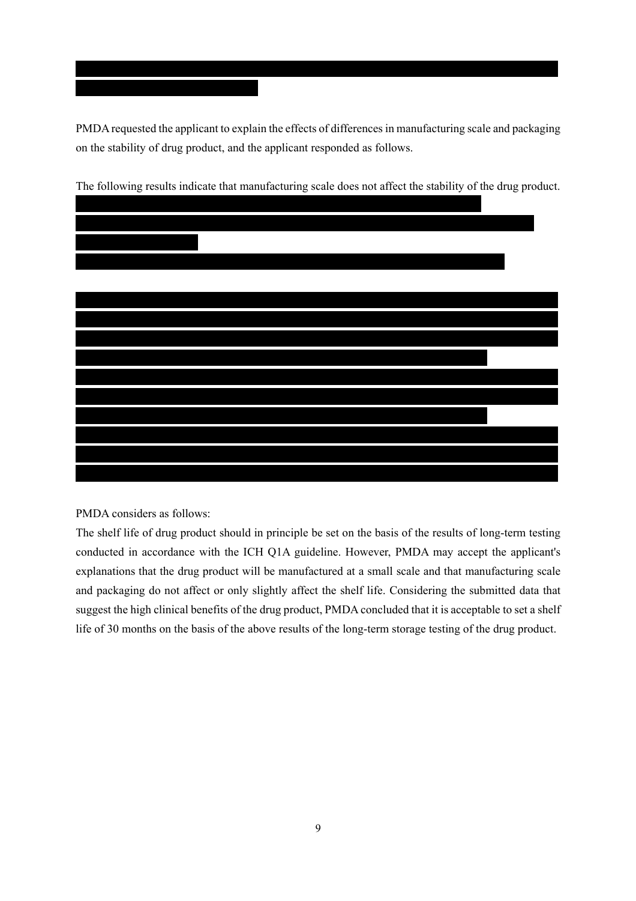PMDA requested the applicant to explain the effects of differences in manufacturing scale and packaging on the stability of drug product, and the applicant responded as follows.

The following results indicate that manufacturing scale does not affect the stability of the drug product.

PMDA considers as follows:

The shelf life of drug product should in principle be set on the basis of the results of long-term testing conducted in accordance with the ICH Q1A guideline. However, PMDA may accept the applicant's explanations that the drug product will be manufactured at a small scale and that manufacturing scale and packaging do not affect or only slightly affect the shelf life. Considering the submitted data that suggest the high clinical benefits of the drug product, PMDA concluded that it is acceptable to set a shelf life of 30 months on the basis of the above results of the long-term storage testing of the drug product.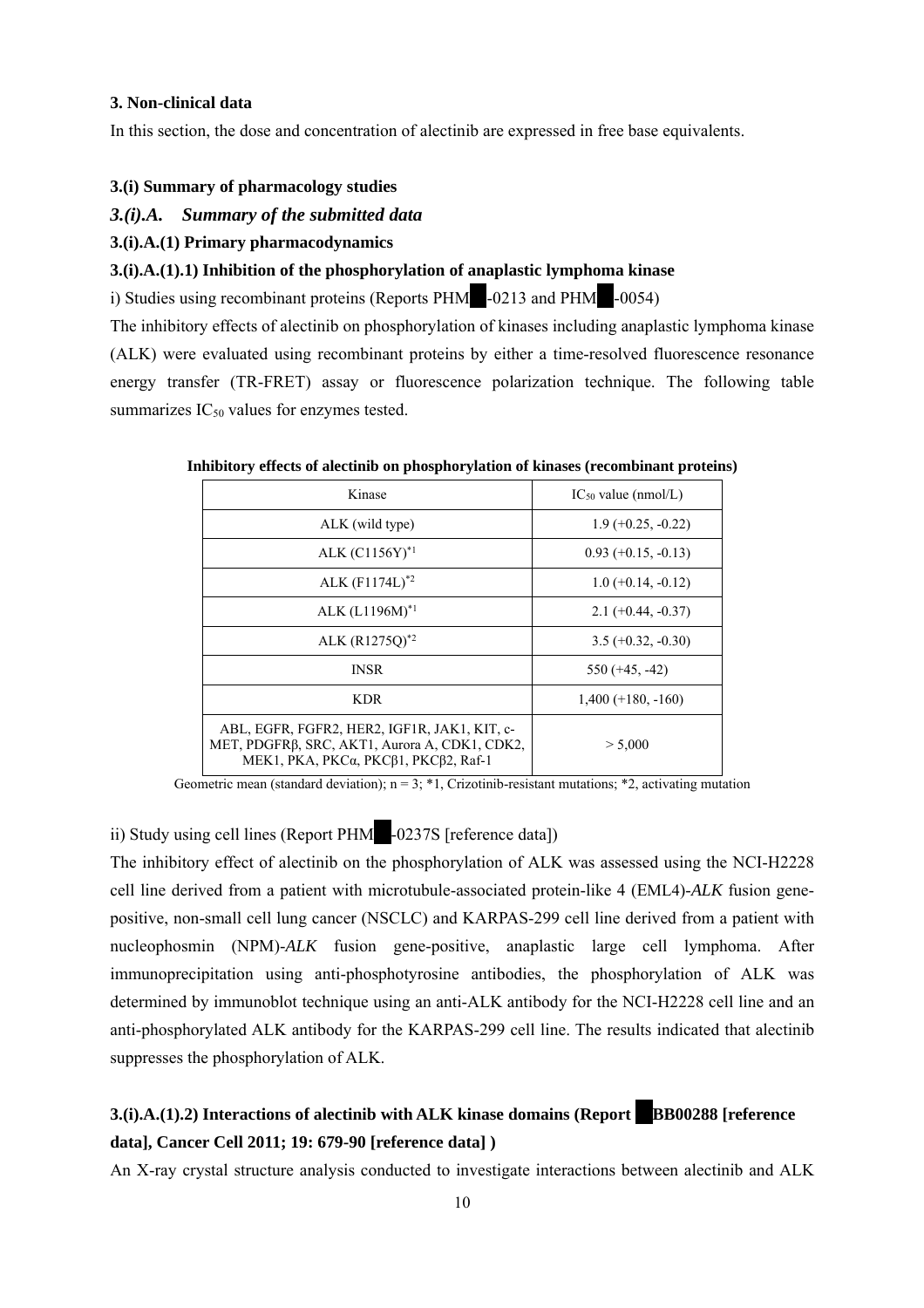### 3. Non-clinical data

In this section, the dose and concentration of alectinib are expressed in free base equivalents.

### 3.(i) Summary of pharmacology studies

### *3.(i).A. Summary of the submitted data*

#### 3.(i).A.(1) Primary pharmacodynamics

#### 3.(i).A.(1).1) Inhibition of the phosphorylation of anaplastic lymphoma kinase

i) Studies using recombinant proteins (Reports PHM█-0213 and PHM█-0054)

The inhibitory effects of alectinib on phosphorylation of kinases including anaplastic lymphoma kinase (ALK) were evaluated using recombinant proteins by either a time-resolved fluorescence resonance energy transfer (TR-FRET) assay or fluorescence polarization technique. The following table summarizes $IC_{50}$ values for enzymes tested.

**Inhibitory effects of alectinib on phosphorylation of kinases (recombinant proteins)**

| Kinase | $IC_{50}$ value (nmol/L) |
|---|---|
| ALK (wild type) | 1.9 (+0.25, -0.22) |
| ALK (C1156Y)*1 | 0.93 (+0.15, -0.13) |
| ALK (F1174L)*2 | 1.0 (+0.14, -0.12) |
| ALK (L1196M)*1 | 2.1 (+0.44, -0.37) |
| ALK (R1275Q)*2 | 3.5 (+0.32, -0.30) |
| INSR | 550 (+45, -42) |
| KDR | 1,400 (+180, -160) |
| ABL, EGFR, FGFR2, HER2, IGF1R, JAK1, KIT, c-MET, PDGFRβ, SRC, AKT1, Aurora A, CDK1, CDK2, MEK1, PKA, PKCα, PKCβ1, PKCβ2, Raf-1 | > 5,000 |

Geometric mean (standard deviation); n = 3; *1, Crizotinib-resistant mutations; *2, activating mutation

ii) Study using cell lines (Report PHM█-0237S [reference data])

The inhibitory effect of alectinib on the phosphorylation of ALK was assessed using the NCI-H2228 cell line derived from a patient with microtubule-associated protein-like 4 (EML4)-*ALK* fusion gene-positive, non-small cell lung cancer (NSCLC) and KARPAS-299 cell line derived from a patient with nucleophosmin (NPM)-*ALK* fusion gene-positive, anaplastic large cell lymphoma. After immunoprecipitation using anti-phosphotyrosine antibodies, the phosphorylation of ALK was determined by immunoblot technique using an anti-ALK antibody for the NCI-H2228 cell line and an anti-phosphorylated ALK antibody for the KARPAS-299 cell line. The results indicated that alectinib suppresses the phosphorylation of ALK.

#### 3.(i).A.(1).2) Interactions of alectinib with ALK kinase domains (Report █BB00288 [reference data], Cancer Cell 2011; 19: 679-90 [reference data] )

An X-ray crystal structure analysis conducted to investigate interactions between alectinib and ALK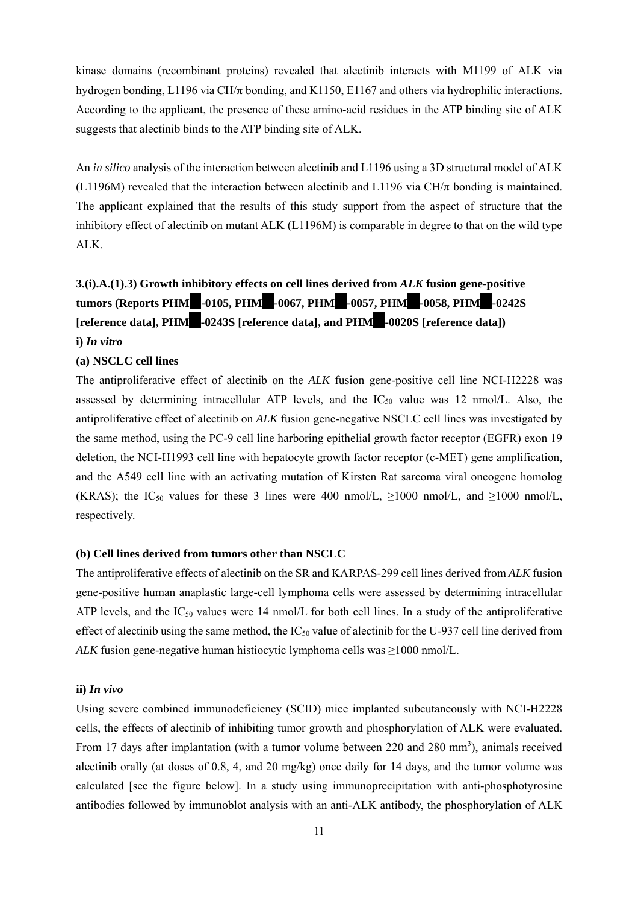kinase domains (recombinant proteins) revealed that alectinib interacts with M1199 of ALK via hydrogen bonding, L1196 via CH/π bonding, and K1150, E1167 and others via hydrophilic interactions. According to the applicant, the presence of these amino-acid residues in the ATP binding site of ALK suggests that alectinib binds to the ATP binding site of ALK.

An *in silico* analysis of the interaction between alectinib and L1196 using a 3D structural model of ALK (L1196M) revealed that the interaction between alectinib and L1196 via CH/π bonding is maintained. The applicant explained that the results of this study support from the aspect of structure that the inhibitory effect of alectinib on mutant ALK (L1196M) is comparable in degree to that on the wild type ALK.

### 3.(i).A.(1).3) Growth inhibitory effects on cell lines derived from *ALK* fusion gene-positive tumors (Reports PHM■-0105, PHM■-0067, PHM■-0057, PHM■-0058, PHM■-0242S [reference data], PHM■-0243S [reference data], and PHM■-0020S [reference data])

**i)** ***In vitro***

**(a) NSCLC cell lines**

The antiproliferative effect of alectinib on the *ALK* fusion gene-positive cell line NCI-H2228 was assessed by determining intracellular ATP levels, and the $IC_{50}$ value was 12 nmol/L. Also, the antiproliferative effect of alectinib on *ALK* fusion gene-negative NSCLC cell lines was investigated by the same method, using the PC-9 cell line harboring epithelial growth factor receptor (EGFR) exon 19 deletion, the NCI-H1993 cell line with hepatocyte growth factor receptor (c-MET) gene amplification, and the A549 cell line with an activating mutation of Kirsten Rat sarcoma viral oncogene homolog (KRAS); the $IC_{50}$ values for these 3 lines were 400 nmol/L, ≥1000 nmol/L, and ≥1000 nmol/L, respectively.

**(b) Cell lines derived from tumors other than NSCLC**

The antiproliferative effects of alectinib on the SR and KARPAS-299 cell lines derived from *ALK* fusion gene-positive human anaplastic large-cell lymphoma cells were assessed by determining intracellular ATP levels, and the $IC_{50}$ values were 14 nmol/L for both cell lines. In a study of the antiproliferative effect of alectinib using the same method, the $IC_{50}$ value of alectinib for the U-937 cell line derived from *ALK* fusion gene-negative human histiocytic lymphoma cells was ≥1000 nmol/L.

**ii)** ***In vivo***

Using severe combined immunodeficiency (SCID) mice implanted subcutaneously with NCI-H2228 cells, the effects of alectinib of inhibiting tumor growth and phosphorylation of ALK were evaluated. From 17 days after implantation (with a tumor volume between 220 and 280 $mm^3$), animals received alectinib orally (at doses of 0.8, 4, and 20 mg/kg) once daily for 14 days, and the tumor volume was calculated [see the figure below]. In a study using immunoprecipitation with anti-phosphotyrosine antibodies followed by immunoblot analysis with an anti-ALK antibody, the phosphorylation of ALK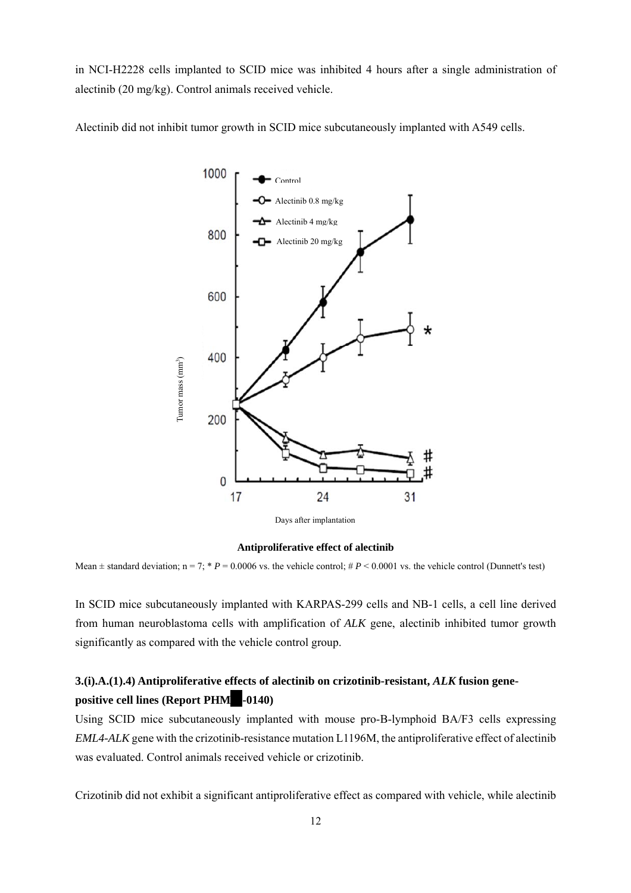in NCI-H2228 cells implanted to SCID mice was inhibited 4 hours after a single administration of alectinib (20 mg/kg). Control animals received vehicle.

Alectinib did not inhibit tumor growth in SCID mice subcutaneously implanted with A549 cells.

**Antiproliferative effect of alectinib**

Mean ± standard deviation; n = 7; * $P = 0.0006$ vs. the vehicle control; # $P < 0.0001$ vs. the vehicle control (Dunnett's test)

In SCID mice subcutaneously implanted with KARPAS-299 cells and NB-1 cells, a cell line derived from human neuroblastoma cells with amplification of *ALK* gene, alectinib inhibited tumor growth significantly as compared with the vehicle control group.

### 3.(i).A.(1).4) Antiproliferative effects of alectinib on crizotinib-resistant, *ALK* fusion gene-positive cell lines (Report PHM█-0140)

Using SCID mice subcutaneously implanted with mouse pro-B-lymphoid BA/F3 cells expressing *EML4-ALK* gene with the crizotinib-resistance mutation L1196M, the antiproliferative effect of alectinib was evaluated. Control animals received vehicle or crizotinib.

Crizotinib did not exhibit a significant antiproliferative effect as compared with vehicle, while alectinib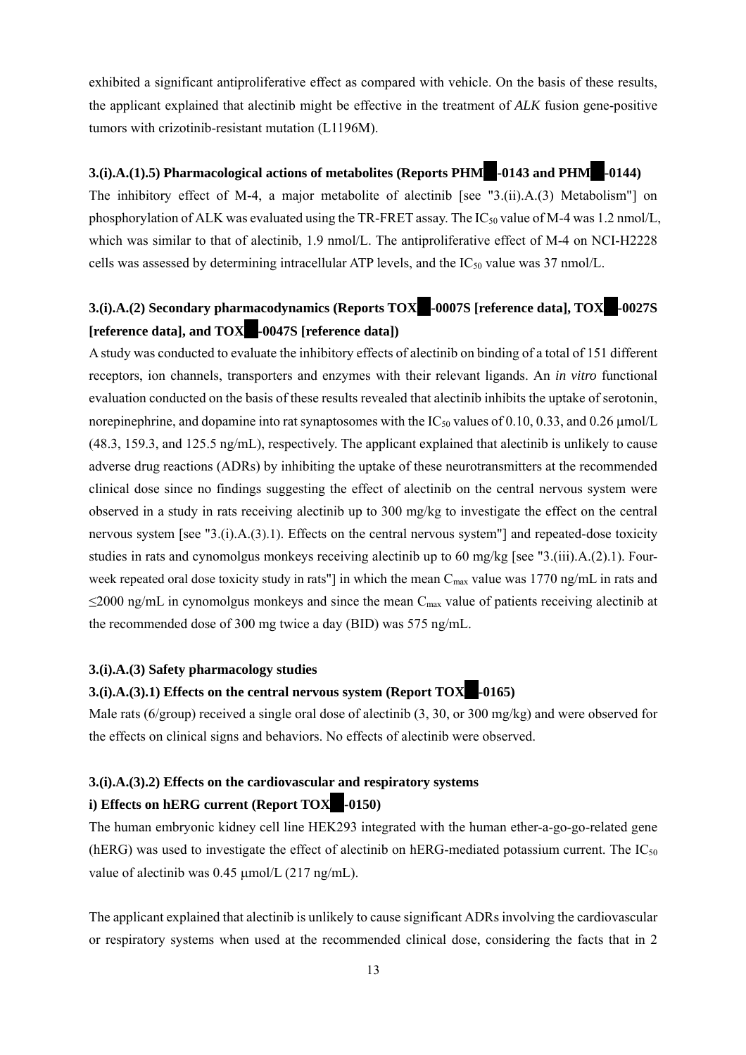exhibited a significant antiproliferative effect as compared with vehicle. On the basis of these results, the applicant explained that alectinib might be effective in the treatment of *ALK* fusion gene-positive tumors with crizotinib-resistant mutation (L1196M).

**3.(i).A.(1).5) Pharmacological actions of metabolites (Reports PHM██-0143 and PHM██-0144)**

The inhibitory effect of M-4, a major metabolite of alectinib [see "3.(ii).A.(3) Metabolism"] on phosphorylation of ALK was evaluated using the TR-FRET assay. The $IC_{50}$ value of M-4 was 1.2 nmol/L, which was similar to that of alectinib, 1.9 nmol/L. The antiproliferative effect of M-4 on NCI-H2228 cells was assessed by determining intracellular ATP levels, and the $IC_{50}$ value was 37 nmol/L.

**3.(i).A.(2) Secondary pharmacodynamics (Reports TOX██-0007S [reference data], TOX██-0027S [reference data], and TOX██-0047S [reference data])**

A study was conducted to evaluate the inhibitory effects of alectinib on binding of a total of 151 different receptors, ion channels, transporters and enzymes with their relevant ligands. An *in vitro* functional evaluation conducted on the basis of these results revealed that alectinib inhibits the uptake of serotonin, norepinephrine, and dopamine into rat synaptosomes with the $IC_{50}$ values of 0.10, 0.33, and 0.26 μmol/L (48.3, 159.3, and 125.5 ng/mL), respectively. The applicant explained that alectinib is unlikely to cause adverse drug reactions (ADRs) by inhibiting the uptake of these neurotransmitters at the recommended clinical dose since no findings suggesting the effect of alectinib on the central nervous system were observed in a study in rats receiving alectinib up to 300 mg/kg to investigate the effect on the central nervous system [see "3.(i).A.(3).1). Effects on the central nervous system"] and repeated-dose toxicity studies in rats and cynomolgus monkeys receiving alectinib up to 60 mg/kg [see "3.(iii).A.(2).1). Four-week repeated oral dose toxicity study in rats"] in which the mean $C_{max}$ value was 1770 ng/mL in rats and ≤2000 ng/mL in cynomolgus monkeys and since the mean $C_{max}$ value of patients receiving alectinib at the recommended dose of 300 mg twice a day (BID) was 575 ng/mL.

**3.(i).A.(3) Safety pharmacology studies**

**3.(i).A.(3).1) Effects on the central nervous system (Report TOX██-0165)**

Male rats (6/group) received a single oral dose of alectinib (3, 30, or 300 mg/kg) and were observed for the effects on clinical signs and behaviors. No effects of alectinib were observed.

**3.(i).A.(3).2) Effects on the cardiovascular and respiratory systems**

**i) Effects on hERG current (Report TOX██-0150)**

The human embryonic kidney cell line HEK293 integrated with the human ether-a-go-go-related gene (hERG) was used to investigate the effect of alectinib on hERG-mediated potassium current. The $IC_{50}$ value of alectinib was 0.45 μmol/L (217 ng/mL).

The applicant explained that alectinib is unlikely to cause significant ADRs involving the cardiovascular or respiratory systems when used at the recommended clinical dose, considering the facts that in 2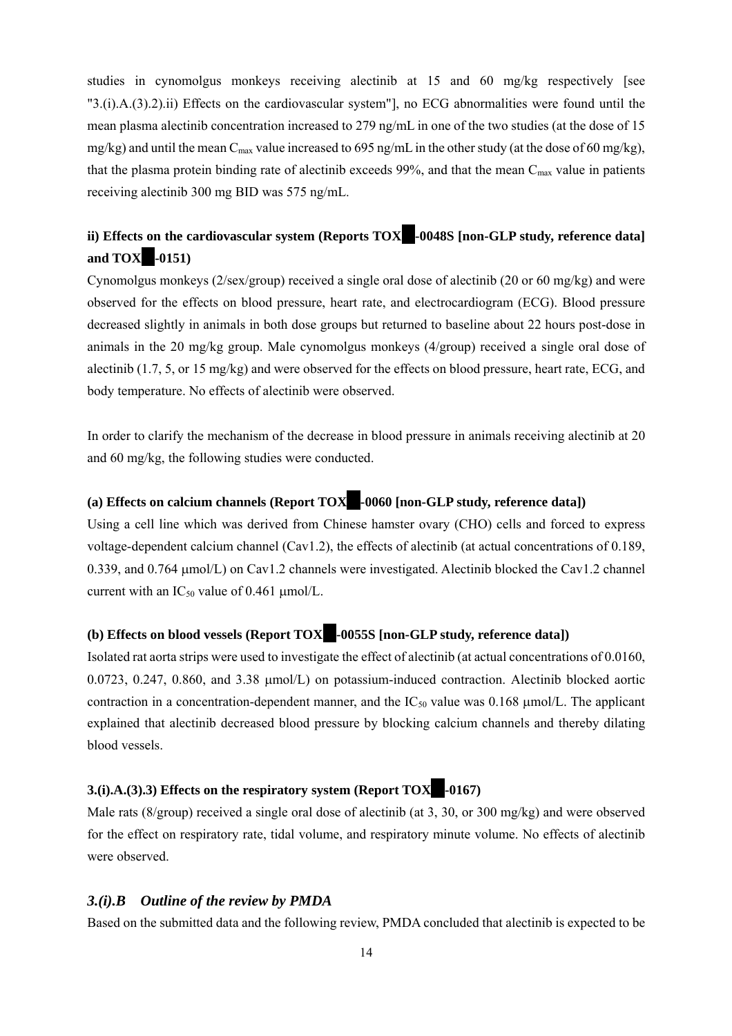studies in cynomolgus monkeys receiving alectinib at 15 and 60 mg/kg respectively [see "3.(i).A.(3).2).ii) Effects on the cardiovascular system"], no ECG abnormalities were found until the mean plasma alectinib concentration increased to 279 ng/mL in one of the two studies (at the dose of 15 mg/kg) and until the mean $C_{max}$ value increased to 695 ng/mL in the other study (at the dose of 60 mg/kg), that the plasma protein binding rate of alectinib exceeds 99%, and that the mean $C_{max}$ value in patients receiving alectinib 300 mg BID was 575 ng/mL.

### ii) Effects on the cardiovascular system (Reports TOX██-0048S [non-GLP study, reference data] and TOX██-0151)

Cynomolgus monkeys (2/sex/group) received a single oral dose of alectinib (20 or 60 mg/kg) and were observed for the effects on blood pressure, heart rate, and electrocardiogram (ECG). Blood pressure decreased slightly in animals in both dose groups but returned to baseline about 22 hours post-dose in animals in the 20 mg/kg group. Male cynomolgus monkeys (4/group) received a single oral dose of alectinib (1.7, 5, or 15 mg/kg) and were observed for the effects on blood pressure, heart rate, ECG, and body temperature. No effects of alectinib were observed.

In order to clarify the mechanism of the decrease in blood pressure in animals receiving alectinib at 20 and 60 mg/kg, the following studies were conducted.

#### (a) Effects on calcium channels (Report TOX██-0060 [non-GLP study, reference data])

Using a cell line which was derived from Chinese hamster ovary (CHO) cells and forced to express voltage-dependent calcium channel (Cav1.2), the effects of alectinib (at actual concentrations of 0.189, 0.339, and 0.764 μmol/L) on Cav1.2 channels were investigated. Alectinib blocked the Cav1.2 channel current with an $IC_{50}$ value of 0.461 μmol/L.

#### (b) Effects on blood vessels (Report TOX██-0055S [non-GLP study, reference data])

Isolated rat aorta strips were used to investigate the effect of alectinib (at actual concentrations of 0.0160, 0.0723, 0.247, 0.860, and 3.38 μmol/L) on potassium-induced contraction. Alectinib blocked aortic contraction in a concentration-dependent manner, and the $IC_{50}$ value was 0.168 μmol/L. The applicant explained that alectinib decreased blood pressure by blocking calcium channels and thereby dilating blood vessels.

### 3.(i).A.(3).3) Effects on the respiratory system (Report TOX██-0167)

Male rats (8/group) received a single oral dose of alectinib (at 3, 30, or 300 mg/kg) and were observed for the effect on respiratory rate, tidal volume, and respiratory minute volume. No effects of alectinib were observed.

## *3.(i).B Outline of the review by PMDA*

Based on the submitted data and the following review, PMDA concluded that alectinib is expected to be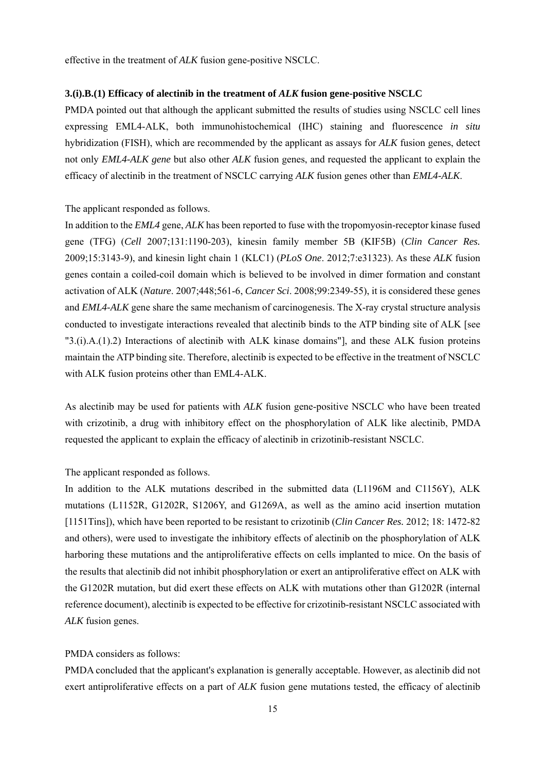effective in the treatment of *ALK* fusion gene-positive NSCLC.

### 3.(i).B.(1) Efficacy of alectinib in the treatment of *ALK* fusion gene-positive NSCLC

PMDA pointed out that although the applicant submitted the results of studies using NSCLC cell lines expressing EML4-ALK, both immunohistochemical (IHC) staining and fluorescence *in situ* hybridization (FISH), which are recommended by the applicant as assays for *ALK* fusion genes, detect not only *EML4-ALK gene* but also other *ALK* fusion genes, and requested the applicant to explain the efficacy of alectinib in the treatment of NSCLC carrying *ALK* fusion genes other than *EML4-ALK*.

The applicant responded as follows.

In addition to the *EML4* gene, *ALK* has been reported to fuse with the tropomyosin-receptor kinase fused gene (TFG) (*Cell* 2007;131:1190-203), kinesin family member 5B (KIF5B) (*Clin Cancer Res.* 2009;15:3143-9), and kinesin light chain 1 (KLC1) (*PLoS One*. 2012;7:e31323). As these *ALK* fusion genes contain a coiled-coil domain which is believed to be involved in dimer formation and constant activation of ALK (*Nature*. 2007;448;561-6, *Cancer Sci*. 2008;99:2349-55), it is considered these genes and *EML4-ALK* gene share the same mechanism of carcinogenesis. The X-ray crystal structure analysis conducted to investigate interactions revealed that alectinib binds to the ATP binding site of ALK [see "3.(i).A.(1).2) Interactions of alectinib with ALK kinase domains"], and these ALK fusion proteins maintain the ATP binding site. Therefore, alectinib is expected to be effective in the treatment of NSCLC with ALK fusion proteins other than EML4-ALK.

As alectinib may be used for patients with *ALK* fusion gene-positive NSCLC who have been treated with crizotinib, a drug with inhibitory effect on the phosphorylation of ALK like alectinib, PMDA requested the applicant to explain the efficacy of alectinib in crizotinib-resistant NSCLC.

The applicant responded as follows.

In addition to the ALK mutations described in the submitted data (L1196M and C1156Y), ALK mutations (L1152R, G1202R, S1206Y, and G1269A, as well as the amino acid insertion mutation [1151Tins]), which have been reported to be resistant to crizotinib (*Clin Cancer Res.* 2012; 18: 1472-82 and others), were used to investigate the inhibitory effects of alectinib on the phosphorylation of ALK harboring these mutations and the antiproliferative effects on cells implanted to mice. On the basis of the results that alectinib did not inhibit phosphorylation or exert an antiproliferative effect on ALK with the G1202R mutation, but did exert these effects on ALK with mutations other than G1202R (internal reference document), alectinib is expected to be effective for crizotinib-resistant NSCLC associated with *ALK* fusion genes.

PMDA considers as follows:

PMDA concluded that the applicant's explanation is generally acceptable. However, as alectinib did not exert antiproliferative effects on a part of *ALK* fusion gene mutations tested, the efficacy of alectinib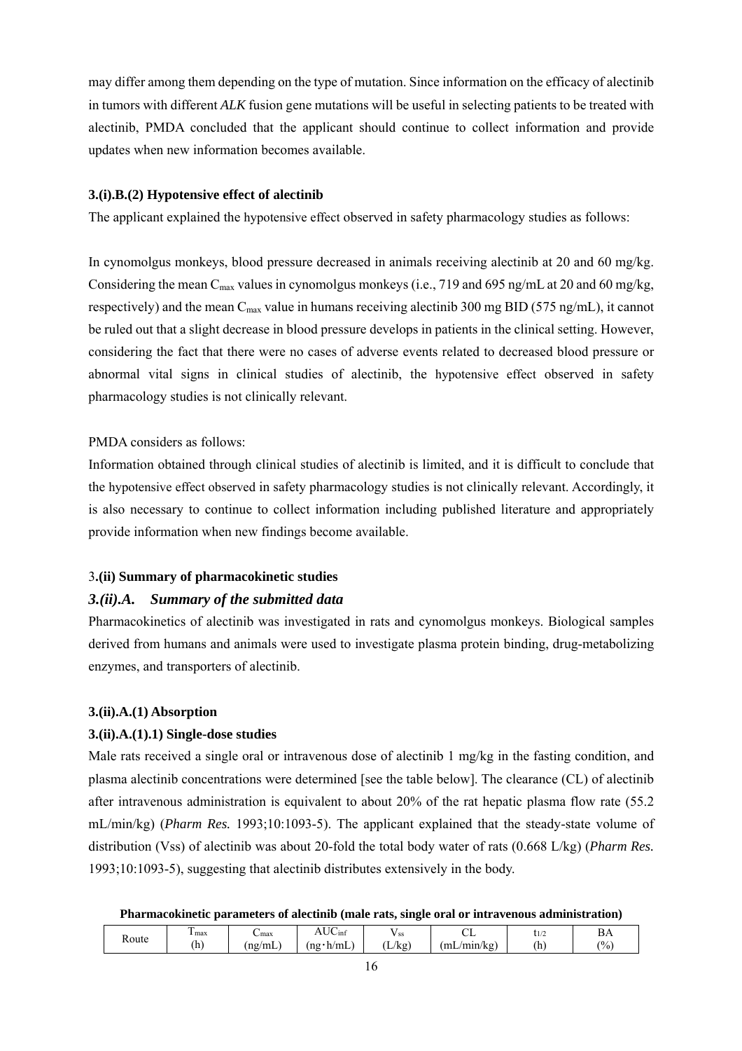may differ among them depending on the type of mutation. Since information on the efficacy of alectinib in tumors with different *ALK* fusion gene mutations will be useful in selecting patients to be treated with alectinib, PMDA concluded that the applicant should continue to collect information and provide updates when new information becomes available.

#### 3.(i).B.(2) Hypotensive effect of alectinib

The applicant explained the hypotensive effect observed in safety pharmacology studies as follows:

In cynomolgus monkeys, blood pressure decreased in animals receiving alectinib at 20 and 60 mg/kg. Considering the mean $C_{max}$ values in cynomolgus monkeys (i.e., 719 and 695 ng/mL at 20 and 60 mg/kg, respectively) and the mean $C_{max}$ value in humans receiving alectinib 300 mg BID (575 ng/mL), it cannot be ruled out that a slight decrease in blood pressure develops in patients in the clinical setting. However, considering the fact that there were no cases of adverse events related to decreased blood pressure or abnormal vital signs in clinical studies of alectinib, the hypotensive effect observed in safety pharmacology studies is not clinically relevant.

PMDA considers as follows:

Information obtained through clinical studies of alectinib is limited, and it is difficult to conclude that the hypotensive effect observed in safety pharmacology studies is not clinically relevant. Accordingly, it is also necessary to continue to collect information including published literature and appropriately provide information when new findings become available.

### 3.(ii) Summary of pharmacokinetic studies

### *3.(ii).A. Summary of the submitted data*

Pharmacokinetics of alectinib was investigated in rats and cynomolgus monkeys. Biological samples derived from humans and animals were used to investigate plasma protein binding, drug-metabolizing enzymes, and transporters of alectinib.

#### 3.(ii).A.(1) Absorption

#### 3.(ii).A.(1).1) Single-dose studies

Male rats received a single oral or intravenous dose of alectinib 1 mg/kg in the fasting condition, and plasma alectinib concentrations were determined [see the table below]. The clearance (CL) of alectinib after intravenous administration is equivalent to about 20% of the rat hepatic plasma flow rate (55.2 mL/min/kg) (*Pharm Res.* 1993;10:1093-5). The applicant explained that the steady-state volume of distribution (Vss) of alectinib was about 20-fold the total body water of rats (0.668 L/kg) (*Pharm Res.* 1993;10:1093-5), suggesting that alectinib distributes extensively in the body.

**Pharmacokinetic parameters of alectinib (male rats, single oral or intravenous administration)**

| Route | $T_{max}$ (h) | $C_{max}$ (ng/mL) | $AUC_{inf}$ (ng・h/mL) | $V_{ss}$ (L/kg) | CL (mL/min/kg) | $t_{1/2}$ (h) | BA (%) |
|---|---|---|---|---|---|---|---|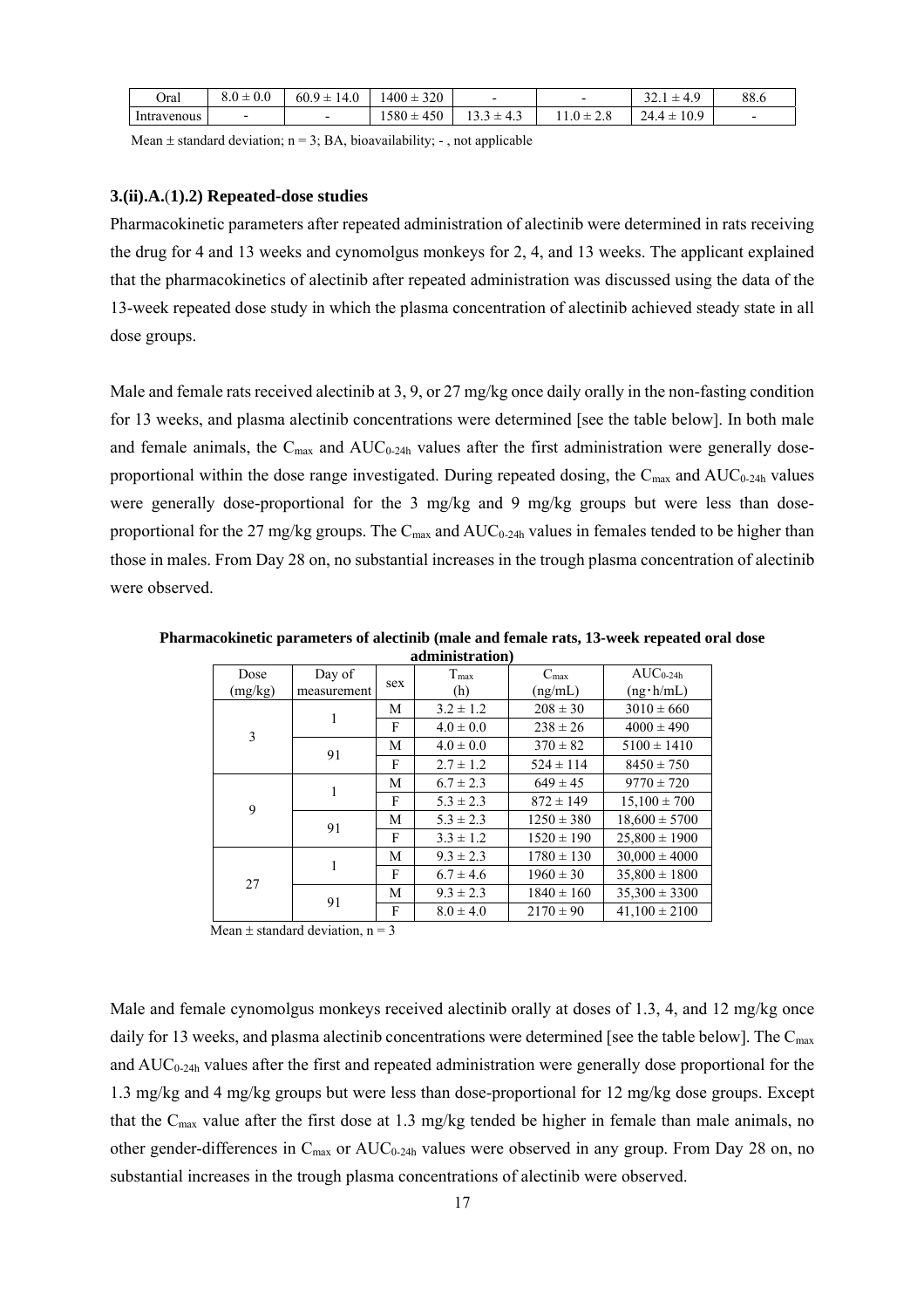| Oral | 8.0 ± 0.0 | 60.9 ± 14.0 | 1400 ± 320 | - | - | 32.1 ± 4.9 | 88.6 |
|---|---|---|---|---|---|---|---|
| Intravenous | - | - | 1580 ± 450 | 13.3 ± 4.3 | 11.0 ± 2.8 | 24.4 ± 10.9 | - |

Mean ± standard deviation; n = 3; BA, bioavailability; - , not applicable

### 3.(ii).A.(1).2) Repeated-dose studies

Pharmacokinetic parameters after repeated administration of alectinib were determined in rats receiving the drug for 4 and 13 weeks and cynomolgus monkeys for 2, 4, and 13 weeks. The applicant explained that the pharmacokinetics of alectinib after repeated administration was discussed using the data of the 13-week repeated dose study in which the plasma concentration of alectinib achieved steady state in all dose groups.

Male and female rats received alectinib at 3, 9, or 27 mg/kg once daily orally in the non-fasting condition for 13 weeks, and plasma alectinib concentrations were determined [see the table below]. In both male and female animals, the $C_{max}$ and $AUC_{0-24h}$ values after the first administration were generally dose-proportional within the dose range investigated. During repeated dosing, the $C_{max}$ and $AUC_{0-24h}$ values were generally dose-proportional for the 3 mg/kg and 9 mg/kg groups but were less than dose-proportional for the 27 mg/kg groups. The $C_{max}$ and $AUC_{0-24h}$ values in females tended to be higher than those in males. From Day 28 on, no substantial increases in the trough plasma concentration of alectinib were observed.

**Pharmacokinetic parameters of alectinib (male and female rats, 13-week repeated oral dose administration)**

| Dose (mg/kg) | Day of measurement | sex | $T_{max}$ (h) | $C_{max}$ (ng/mL) | $AUC_{0-24h}$ (ng·h/mL) |
|---|---|---|---|---|---|
| 3 | 1 | M | 3.2 ± 1.2 | 208 ± 30 | 3010 ± 660 |
| | | F | 4.0 ± 0.0 | 238 ± 26 | 4000 ± 490 |
| | 91 | M | 4.0 ± 0.0 | 370 ± 82 | 5100 ± 1410 |
| | | F | 2.7 ± 1.2 | 524 ± 114 | 8450 ± 750 |
| 9 | 1 | M | 6.7 ± 2.3 | 649 ± 45 | 9770 ± 720 |
| | | F | 5.3 ± 2.3 | 872 ± 149 | 15,100 ± 700 |
| | 91 | M | 5.3 ± 2.3 | 1250 ± 380 | 18,600 ± 5700 |
| | | F | 3.3 ± 1.2 | 1520 ± 190 | 25,800 ± 1900 |
| 27 | 1 | M | 9.3 ± 2.3 | 1780 ± 130 | 30,000 ± 4000 |
| | | F | 6.7 ± 4.6 | 1960 ± 30 | 35,800 ± 1800 |
| | 91 | M | 9.3 ± 2.3 | 1840 ± 160 | 35,300 ± 3300 |
| | | F | 8.0 ± 4.0 | 2170 ± 90 | 41,100 ± 2100 |

Mean ± standard deviation, n = 3

Male and female cynomolgus monkeys received alectinib orally at doses of 1.3, 4, and 12 mg/kg once daily for 13 weeks, and plasma alectinib concentrations were determined [see the table below]. The $C_{max}$ and $AUC_{0-24h}$ values after the first and repeated administration were generally dose proportional for the 1.3 mg/kg and 4 mg/kg groups but were less than dose-proportional for 12 mg/kg dose groups. Except that the $C_{max}$ value after the first dose at 1.3 mg/kg tended be higher in female than male animals, no other gender-differences in $C_{max}$ or $AUC_{0-24h}$ values were observed in any group. From Day 28 on, no substantial increases in the trough plasma concentrations of alectinib were observed.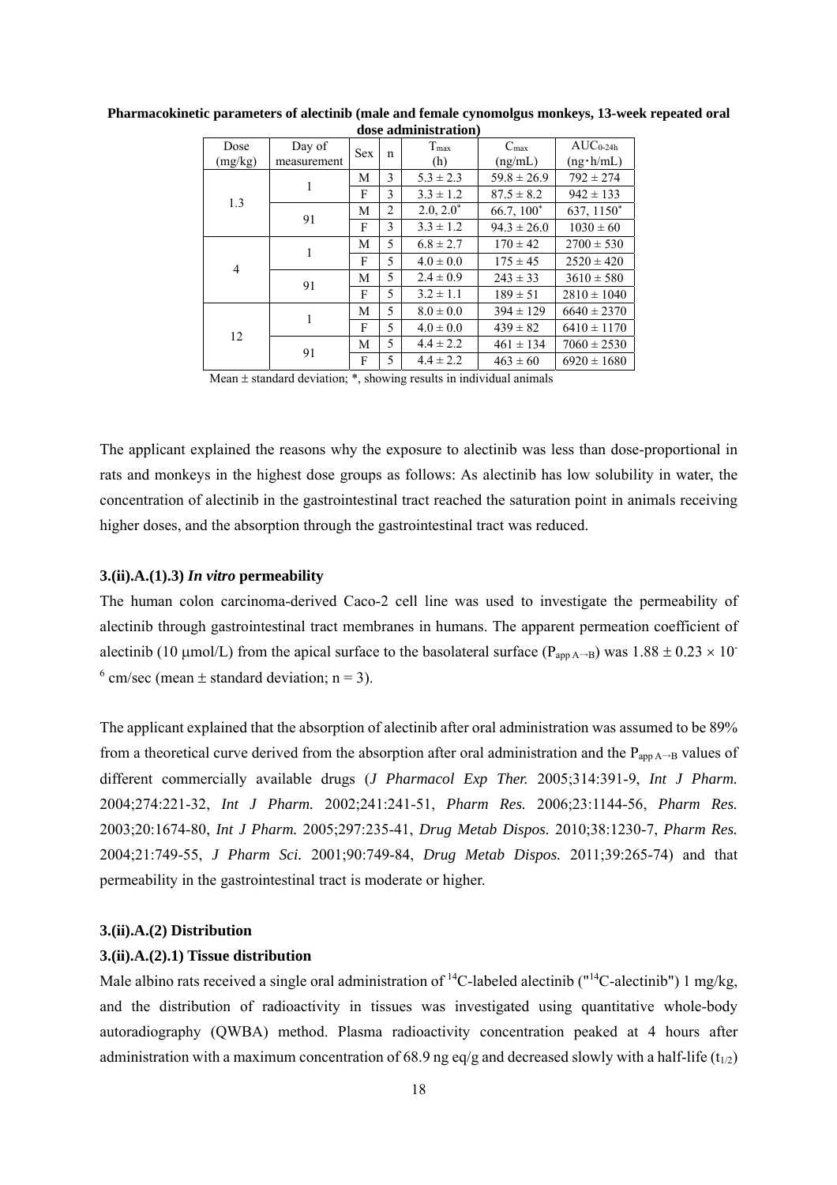**Pharmacokinetic parameters of alectinib (male and female cynomolgus monkeys, 13-week repeated oral dose administration)**

| Dose (mg/kg) | Day of measurement | Sex | n | $T_{max}$ (h) | $C_{max}$ (ng/mL) | $AUC_{0-24h}$ (ng・h/mL) |
|---|---|---|---|---|---|---|
| 1.3 | 1 | M | 3 | 5.3 ± 2.3 | 59.8 ± 26.9 | 792 ± 274 |
| | | F | 3 | 3.3 ± 1.2 | 87.5 ± 8.2 | 942 ± 133 |
| | 91 | M | 2 | 2.0, 2.0* | 66.7, 100* | 637, 1150* |
| | | F | 3 | 3.3 ± 1.2 | 94.3 ± 26.0 | 1030 ± 60 |
| 4 | 1 | M | 5 | 6.8 ± 2.7 | 170 ± 42 | 2700 ± 530 |
| | | F | 5 | 4.0 ± 0.0 | 175 ± 45 | 2520 ± 420 |
| | 91 | M | 5 | 2.4 ± 0.9 | 243 ± 33 | 3610 ± 580 |
| | | F | 5 | 3.2 ± 1.1 | 189 ± 51 | 2810 ± 1040 |
| 12 | 1 | M | 5 | 8.0 ± 0.0 | 394 ± 129 | 6640 ± 2370 |
| | | F | 5 | 4.0 ± 0.0 | 439 ± 82 | 6410 ± 1170 |
| | 91 | M | 5 | 4.4 ± 2.2 | 461 ± 134 | 7060 ± 2530 |
| | | F | 5 | 4.4 ± 2.2 | 463 ± 60 | 6920 ± 1680 |

Mean ± standard deviation; *, showing results in individual animals

The applicant explained the reasons why the exposure to alectinib was less than dose-proportional in rats and monkeys in the highest dose groups as follows: As alectinib has low solubility in water, the concentration of alectinib in the gastrointestinal tract reached the saturation point in animals receiving higher doses, and the absorption through the gastrointestinal tract was reduced.

#### 3.(ii).A.(1).3) *In vitro* permeability

The human colon carcinoma-derived Caco-2 cell line was used to investigate the permeability of alectinib through gastrointestinal tract membranes in humans. The apparent permeation coefficient of alectinib (10 μmol/L) from the apical surface to the basolateral surface ($P_{app\ A \rightarrow B}$) was $1.88 \pm 0.23 \times 10^{-6}$ cm/sec (mean ± standard deviation; n = 3).

The applicant explained that the absorption of alectinib after oral administration was assumed to be 89% from a theoretical curve derived from the absorption after oral administration and the $P_{app\ A \rightarrow B}$ values of different commercially available drugs (*J Pharmacol Exp Ther.* 2005;314:391-9, *Int J Pharm.* 2004;274:221-32, *Int J Pharm.* 2002;241:241-51, *Pharm Res.* 2006;23:1144-56, *Pharm Res.* 2003;20:1674-80, *Int J Pharm.* 2005;297:235-41, *Drug Metab Dispos.* 2010;38:1230-7, *Pharm Res.* 2004;21:749-55, *J Pharm Sci.* 2001;90:749-84, *Drug Metab Dispos.* 2011;39:265-74) and that permeability in the gastrointestinal tract is moderate or higher.

### 3.(ii).A.(2) Distribution

#### 3.(ii).A.(2).1) Tissue distribution

Male albino rats received a single oral administration of $^{14}C$-labeled alectinib ("$^{14}C$-alectinib") 1 mg/kg, and the distribution of radioactivity in tissues was investigated using quantitative whole-body autoradiography (QWBA) method. Plasma radioactivity concentration peaked at 4 hours after administration with a maximum concentration of 68.9 ng eq/g and decreased slowly with a half-life ($t_{1/2}$)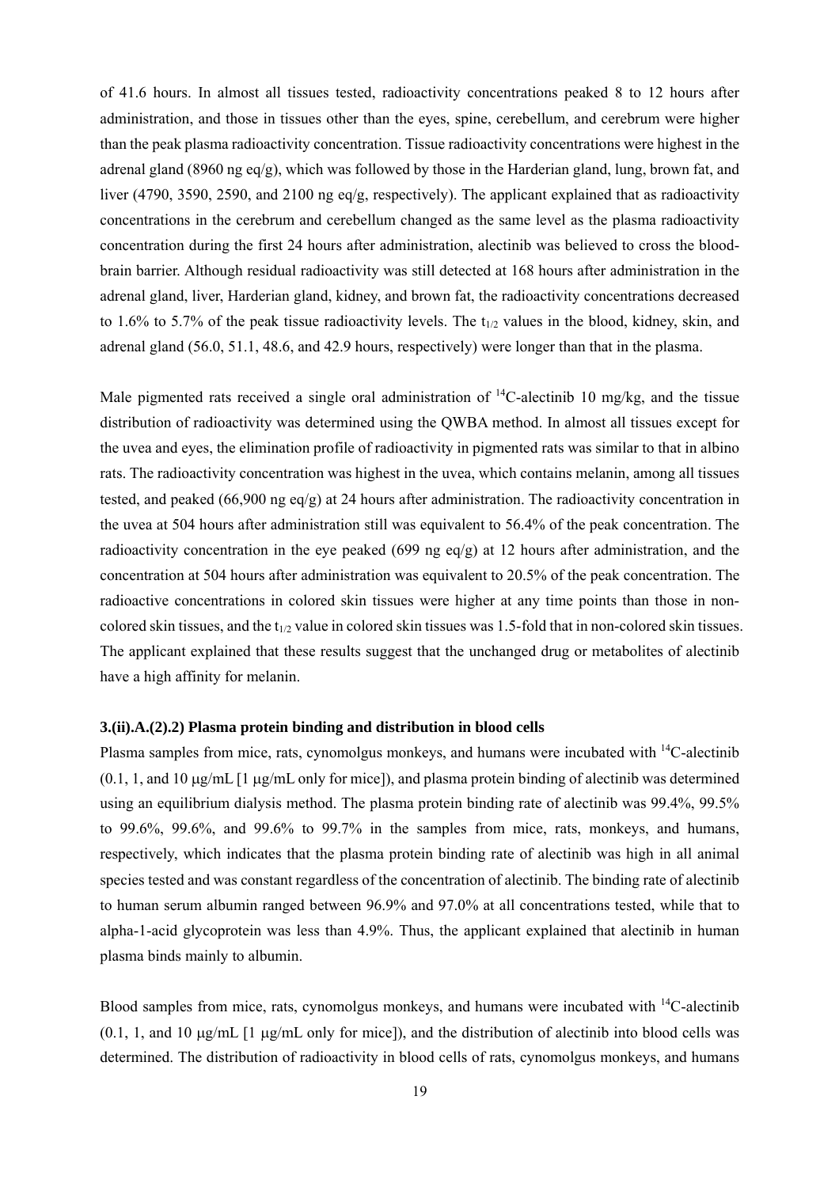of 41.6 hours. In almost all tissues tested, radioactivity concentrations peaked 8 to 12 hours after administration, and those in tissues other than the eyes, spine, cerebellum, and cerebrum were higher than the peak plasma radioactivity concentration. Tissue radioactivity concentrations were highest in the adrenal gland (8960 ng eq/g), which was followed by those in the Harderian gland, lung, brown fat, and liver (4790, 3590, 2590, and 2100 ng eq/g, respectively). The applicant explained that as radioactivity concentrations in the cerebrum and cerebellum changed as the same level as the plasma radioactivity concentration during the first 24 hours after administration, alectinib was believed to cross the blood-brain barrier. Although residual radioactivity was still detected at 168 hours after administration in the adrenal gland, liver, Harderian gland, kidney, and brown fat, the radioactivity concentrations decreased to 1.6% to 5.7% of the peak tissue radioactivity levels. The $t_{1/2}$ values in the blood, kidney, skin, and adrenal gland (56.0, 51.1, 48.6, and 42.9 hours, respectively) were longer than that in the plasma.

Male pigmented rats received a single oral administration of $^{14}$C-alectinib 10 mg/kg, and the tissue distribution of radioactivity was determined using the QWBA method. In almost all tissues except for the uvea and eyes, the elimination profile of radioactivity in pigmented rats was similar to that in albino rats. The radioactivity concentration was highest in the uvea, which contains melanin, among all tissues tested, and peaked (66,900 ng eq/g) at 24 hours after administration. The radioactivity concentration in the uvea at 504 hours after administration still was equivalent to 56.4% of the peak concentration. The radioactivity concentration in the eye peaked (699 ng eq/g) at 12 hours after administration, and the concentration at 504 hours after administration was equivalent to 20.5% of the peak concentration. The radioactive concentrations in colored skin tissues were higher at any time points than those in non-colored skin tissues, and the $t_{1/2}$ value in colored skin tissues was 1.5-fold that in non-colored skin tissues. The applicant explained that these results suggest that the unchanged drug or metabolites of alectinib have a high affinity for melanin.

### 3.(ii).A.(2).2) Plasma protein binding and distribution in blood cells

Plasma samples from mice, rats, cynomolgus monkeys, and humans were incubated with $^{14}$C-alectinib (0.1, 1, and 10 μg/mL [1 μg/mL only for mice]), and plasma protein binding of alectinib was determined using an equilibrium dialysis method. The plasma protein binding rate of alectinib was 99.4%, 99.5% to 99.6%, 99.6%, and 99.6% to 99.7% in the samples from mice, rats, monkeys, and humans, respectively, which indicates that the plasma protein binding rate of alectinib was high in all animal species tested and was constant regardless of the concentration of alectinib. The binding rate of alectinib to human serum albumin ranged between 96.9% and 97.0% at all concentrations tested, while that to alpha-1-acid glycoprotein was less than 4.9%. Thus, the applicant explained that alectinib in human plasma binds mainly to albumin.

Blood samples from mice, rats, cynomolgus monkeys, and humans were incubated with $^{14}$C-alectinib (0.1, 1, and 10 μg/mL [1 μg/mL only for mice]), and the distribution of alectinib into blood cells was determined. The distribution of radioactivity in blood cells of rats, cynomolgus monkeys, and humans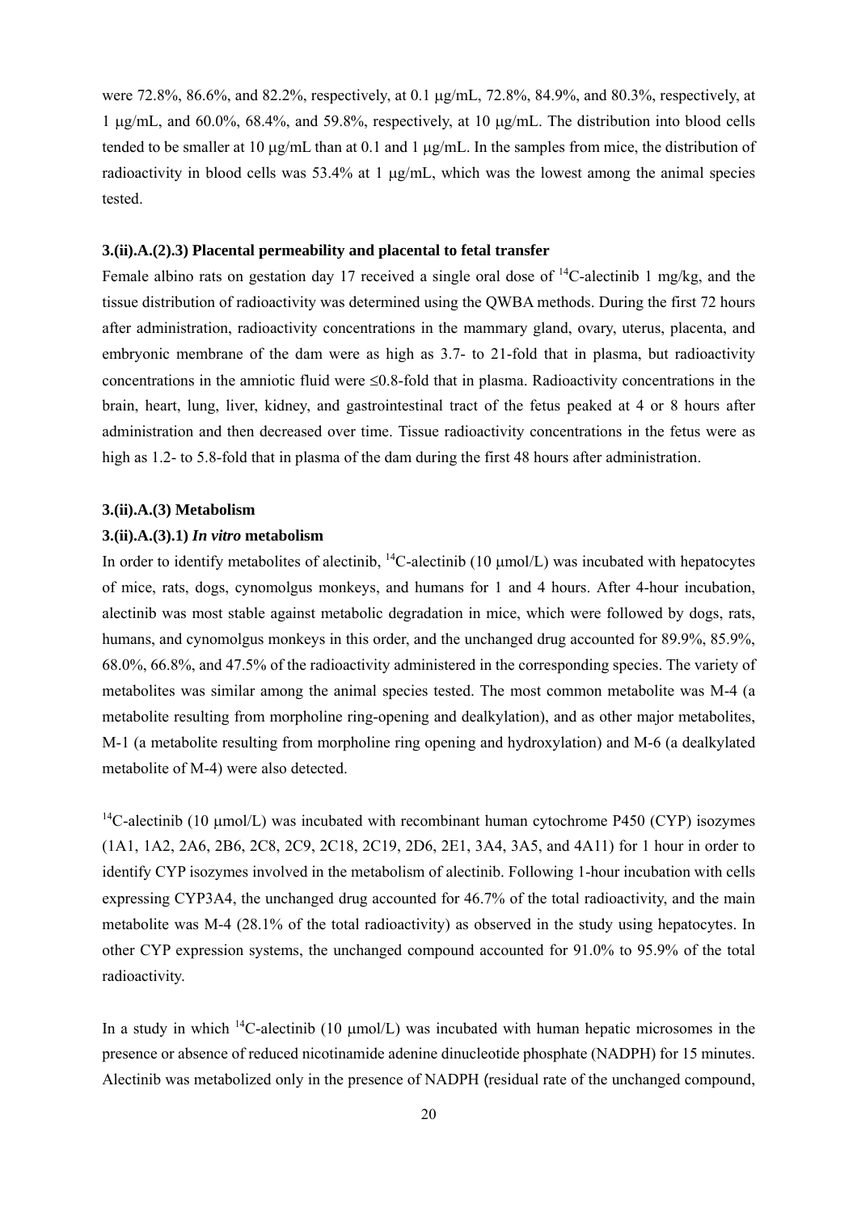were 72.8%, 86.6%, and 82.2%, respectively, at 0.1 μg/mL, 72.8%, 84.9%, and 80.3%, respectively, at 1 μg/mL, and 60.0%, 68.4%, and 59.8%, respectively, at 10 μg/mL. The distribution into blood cells tended to be smaller at 10 μg/mL than at 0.1 and 1 μg/mL. In the samples from mice, the distribution of radioactivity in blood cells was 53.4% at 1 μg/mL, which was the lowest among the animal species tested.

#### 3.(ii).A.(2).3) Placental permeability and placental to fetal transfer

Female albino rats on gestation day 17 received a single oral dose of $^{14}$C-alectinib 1 mg/kg, and the tissue distribution of radioactivity was determined using the QWBA methods. During the first 72 hours after administration, radioactivity concentrations in the mammary gland, ovary, uterus, placenta, and embryonic membrane of the dam were as high as 3.7- to 21-fold that in plasma, but radioactivity concentrations in the amniotic fluid were ≤0.8-fold that in plasma. Radioactivity concentrations in the brain, heart, lung, liver, kidney, and gastrointestinal tract of the fetus peaked at 4 or 8 hours after administration and then decreased over time. Tissue radioactivity concentrations in the fetus were as high as 1.2- to 5.8-fold that in plasma of the dam during the first 48 hours after administration.

### 3.(ii).A.(3) Metabolism

#### 3.(ii).A.(3).1) *In vitro* metabolism

In order to identify metabolites of alectinib, $^{14}$C-alectinib (10 μmol/L) was incubated with hepatocytes of mice, rats, dogs, cynomolgus monkeys, and humans for 1 and 4 hours. After 4-hour incubation, alectinib was most stable against metabolic degradation in mice, which were followed by dogs, rats, humans, and cynomolgus monkeys in this order, and the unchanged drug accounted for 89.9%, 85.9%, 68.0%, 66.8%, and 47.5% of the radioactivity administered in the corresponding species. The variety of metabolites was similar among the animal species tested. The most common metabolite was M-4 (a metabolite resulting from morpholine ring-opening and dealkylation), and as other major metabolites, M-1 (a metabolite resulting from morpholine ring opening and hydroxylation) and M-6 (a dealkylated metabolite of M-4) were also detected.

$^{14}$C-alectinib (10 μmol/L) was incubated with recombinant human cytochrome P450 (CYP) isozymes (1A1, 1A2, 2A6, 2B6, 2C8, 2C9, 2C18, 2C19, 2D6, 2E1, 3A4, 3A5, and 4A11) for 1 hour in order to identify CYP isozymes involved in the metabolism of alectinib. Following 1-hour incubation with cells expressing CYP3A4, the unchanged drug accounted for 46.7% of the total radioactivity, and the main metabolite was M-4 (28.1% of the total radioactivity) as observed in the study using hepatocytes. In other CYP expression systems, the unchanged compound accounted for 91.0% to 95.9% of the total radioactivity.

In a study in which $^{14}$C-alectinib (10 μmol/L) was incubated with human hepatic microsomes in the presence or absence of reduced nicotinamide adenine dinucleotide phosphate (NADPH) for 15 minutes. Alectinib was metabolized only in the presence of NADPH (residual rate of the unchanged compound,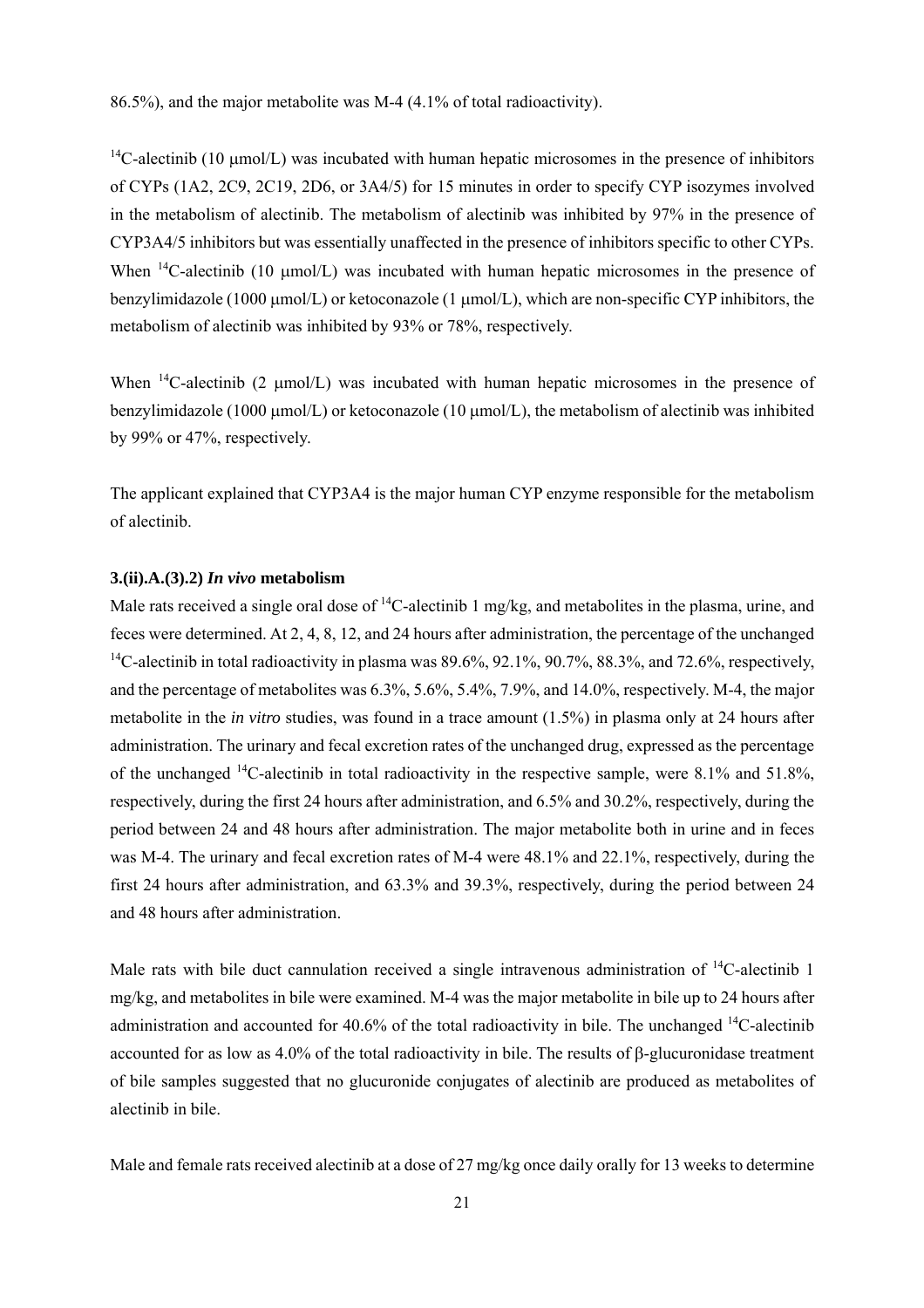86.5%), and the major metabolite was M-4 (4.1% of total radioactivity).

$^{14}$C-alectinib (10 μmol/L) was incubated with human hepatic microsomes in the presence of inhibitors of CYPs (1A2, 2C9, 2C19, 2D6, or 3A4/5) for 15 minutes in order to specify CYP isozymes involved in the metabolism of alectinib. The metabolism of alectinib was inhibited by 97% in the presence of CYP3A4/5 inhibitors but was essentially unaffected in the presence of inhibitors specific to other CYPs. When $^{14}$C-alectinib (10 μmol/L) was incubated with human hepatic microsomes in the presence of benzylimidazole (1000 μmol/L) or ketoconazole (1 μmol/L), which are non-specific CYP inhibitors, the metabolism of alectinib was inhibited by 93% or 78%, respectively.

When $^{14}$C-alectinib (2 μmol/L) was incubated with human hepatic microsomes in the presence of benzylimidazole (1000 μmol/L) or ketoconazole (10 μmol/L), the metabolism of alectinib was inhibited by 99% or 47%, respectively.

The applicant explained that CYP3A4 is the major human CYP enzyme responsible for the metabolism of alectinib.

#### 3.(ii).A.(3).2) *In vivo* metabolism

Male rats received a single oral dose of $^{14}$C-alectinib 1 mg/kg, and metabolites in the plasma, urine, and feces were determined. At 2, 4, 8, 12, and 24 hours after administration, the percentage of the unchanged $^{14}$C-alectinib in total radioactivity in plasma was 89.6%, 92.1%, 90.7%, 88.3%, and 72.6%, respectively, and the percentage of metabolites was 6.3%, 5.6%, 5.4%, 7.9%, and 14.0%, respectively. M-4, the major metabolite in the *in vitro* studies, was found in a trace amount (1.5%) in plasma only at 24 hours after administration. The urinary and fecal excretion rates of the unchanged drug, expressed as the percentage of the unchanged $^{14}$C-alectinib in total radioactivity in the respective sample, were 8.1% and 51.8%, respectively, during the first 24 hours after administration, and 6.5% and 30.2%, respectively, during the period between 24 and 48 hours after administration. The major metabolite both in urine and in feces was M-4. The urinary and fecal excretion rates of M-4 were 48.1% and 22.1%, respectively, during the first 24 hours after administration, and 63.3% and 39.3%, respectively, during the period between 24 and 48 hours after administration.

Male rats with bile duct cannulation received a single intravenous administration of $^{14}$C-alectinib 1 mg/kg, and metabolites in bile were examined. M-4 was the major metabolite in bile up to 24 hours after administration and accounted for 40.6% of the total radioactivity in bile. The unchanged $^{14}$C-alectinib accounted for as low as 4.0% of the total radioactivity in bile. The results of β-glucuronidase treatment of bile samples suggested that no glucuronide conjugates of alectinib are produced as metabolites of alectinib in bile.

Male and female rats received alectinib at a dose of 27 mg/kg once daily orally for 13 weeks to determine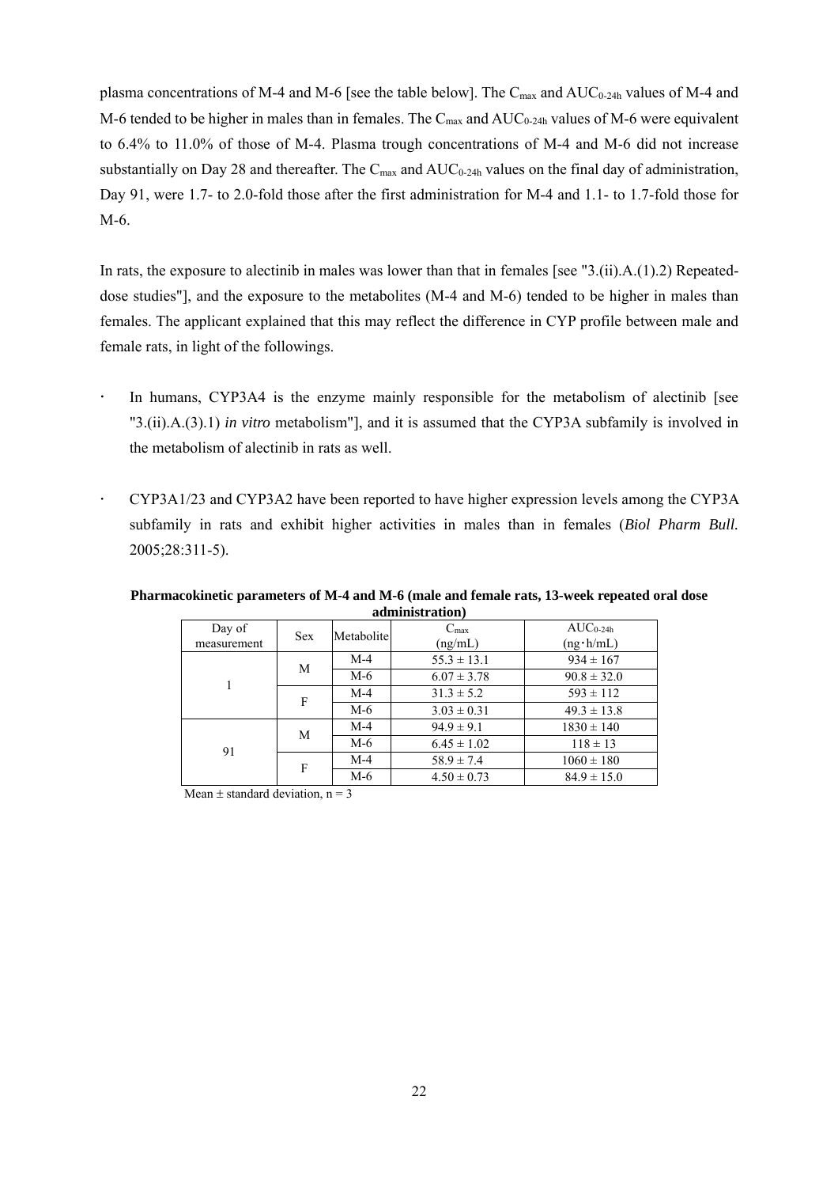plasma concentrations of M-4 and M-6 [see the table below]. The $C_{max}$ and $AUC_{0-24h}$ values of M-4 and M-6 tended to be higher in males than in females. The $C_{max}$ and $AUC_{0-24h}$ values of M-6 were equivalent to 6.4% to 11.0% of those of M-4. Plasma trough concentrations of M-4 and M-6 did not increase substantially on Day 28 and thereafter. The $C_{max}$ and $AUC_{0-24h}$ values on the final day of administration, Day 91, were 1.7- to 2.0-fold those after the first administration for M-4 and 1.1- to 1.7-fold those for M-6.

In rats, the exposure to alectinib in males was lower than that in females [see "3.(ii).A.(1).2) Repeated-dose studies"], and the exposure to the metabolites (M-4 and M-6) tended to be higher in males than females. The applicant explained that this may reflect the difference in CYP profile between male and female rats, in light of the followings.

- In humans, CYP3A4 is the enzyme mainly responsible for the metabolism of alectinib [see "3.(ii).A.(3).1) *in vitro* metabolism"], and it is assumed that the CYP3A subfamily is involved in the metabolism of alectinib in rats as well.
- CYP3A1/23 and CYP3A2 have been reported to have higher expression levels among the CYP3A subfamily in rats and exhibit higher activities in males than in females (*Biol Pharm Bull.* 2005;28:311-5).

**Pharmacokinetic parameters of M-4 and M-6 (male and female rats, 13-week repeated oral dose administration)**

| Day of measurement | Sex | Metabolite | $C_{max}$ (ng/mL) | $AUC_{0-24h}$ (ng·h/mL) |
|---|---|---|---|---|
| 1 | M | M-4 | 55.3 ± 13.1 | 934 ± 167 |
| | | M-6 | 6.07 ± 3.78 | 90.8 ± 32.0 |
| | F | M-4 | 31.3 ± 5.2 | 593 ± 112 |
| | | M-6 | 3.03 ± 0.31 | 49.3 ± 13.8 |
| 91 | M | M-4 | 94.9 ± 9.1 | 1830 ± 140 |
| | | M-6 | 6.45 ± 1.02 | 118 ± 13 |
| | F | M-4 | 58.9 ± 7.4 | 1060 ± 180 |
| | | M-6 | 4.50 ± 0.73 | 84.9 ± 15.0 |

Mean ± standard deviation, n = 3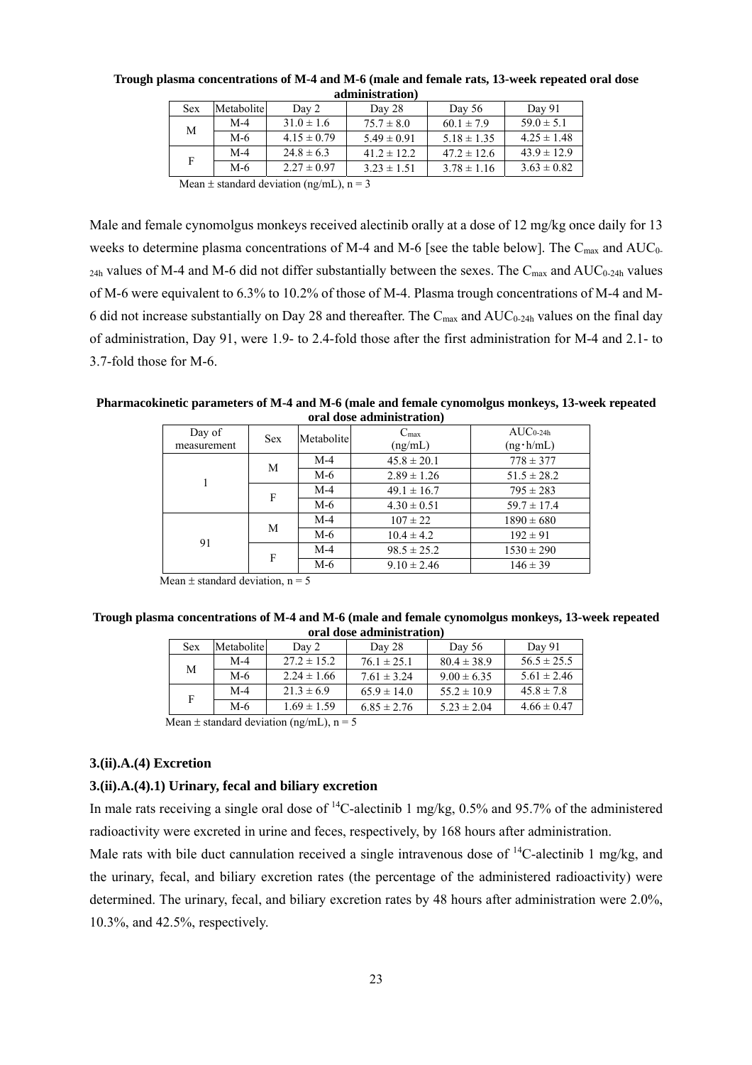**Trough plasma concentrations of M-4 and M-6 (male and female rats, 13-week repeated oral dose administration)**

| Sex | Metabolite | Day 2 | Day 28 | Day 56 | Day 91 |
|---|---|---|---|---|---|
| M | M-4 | 31.0 ± 1.6 | 75.7 ± 8.0 | 60.1 ± 7.9 | 59.0 ± 5.1 |
| | M-6 | 4.15 ± 0.79 | 5.49 ± 0.91 | 5.18 ± 1.35 | 4.25 ± 1.48 |
| F | M-4 | 24.8 ± 6.3 | 41.2 ± 12.2 | 47.2 ± 12.6 | 43.9 ± 12.9 |
| | M-6 | 2.27 ± 0.97 | 3.23 ± 1.51 | 3.78 ± 1.16 | 3.63 ± 0.82 |

Mean ± standard deviation (ng/mL), n = 3

Male and female cynomolgus monkeys received alectinib orally at a dose of 12 mg/kg once daily for 13 weeks to determine plasma concentrations of M-4 and M-6 [see the table below]. The $C_{max}$ and $AUC_{0-24h}$ values of M-4 and M-6 did not differ substantially between the sexes. The $C_{max}$ and $AUC_{0-24h}$ values of M-6 were equivalent to 6.3% to 10.2% of those of M-4. Plasma trough concentrations of M-4 and M-6 did not increase substantially on Day 28 and thereafter. The $C_{max}$ and $AUC_{0-24h}$ values on the final day of administration, Day 91, were 1.9- to 2.4-fold those after the first administration for M-4 and 2.1- to 3.7-fold those for M-6.

**Pharmacokinetic parameters of M-4 and M-6 (male and female cynomolgus monkeys, 13-week repeated oral dose administration)**

| Day of measurement | Sex | Metabolite | $C_{max}$ (ng/mL) | $AUC_{0-24h}$ (ng・h/mL) |
|---|---|---|---|---|
| 1 | M | M-4 | 45.8 ± 20.1 | 778 ± 377 |
| | | M-6 | 2.89 ± 1.26 | 51.5 ± 28.2 |
| | F | M-4 | 49.1 ± 16.7 | 795 ± 283 |
| | | M-6 | 4.30 ± 0.51 | 59.7 ± 17.4 |
| 91 | M | M-4 | 107 ± 22 | 1890 ± 680 |
| | | M-6 | 10.4 ± 4.2 | 192 ± 91 |
| | F | M-4 | 98.5 ± 25.2 | 1530 ± 290 |
| | | M-6 | 9.10 ± 2.46 | 146 ± 39 |

Mean ± standard deviation, n = 5

**Trough plasma concentrations of M-4 and M-6 (male and female cynomolgus monkeys, 13-week repeated oral dose administration)**

| Sex | Metabolite | Day 2 | Day 28 | Day 56 | Day 91 |
|---|---|---|---|---|---|
| M | M-4 | 27.2 ± 15.2 | 76.1 ± 25.1 | 80.4 ± 38.9 | 56.5 ± 25.5 |
| | M-6 | 2.24 ± 1.66 | 7.61 ± 3.24 | 9.00 ± 6.35 | 5.61 ± 2.46 |
| F | M-4 | 21.3 ± 6.9 | 65.9 ± 14.0 | 55.2 ± 10.9 | 45.8 ± 7.8 |
| | M-6 | 1.69 ± 1.59 | 6.85 ± 2.76 | 5.23 ± 2.04 | 4.66 ± 0.47 |

Mean ± standard deviation (ng/mL), n = 5

### 3.(ii).A.(4) Excretion

#### 3.(ii).A.(4).1) Urinary, fecal and biliary excretion

In male rats receiving a single oral dose of $^{14}$C-alectinib 1 mg/kg, 0.5% and 95.7% of the administered radioactivity were excreted in urine and feces, respectively, by 168 hours after administration.

Male rats with bile duct cannulation received a single intravenous dose of $^{14}$C-alectinib 1 mg/kg, and the urinary, fecal, and biliary excretion rates (the percentage of the administered radioactivity) were determined. The urinary, fecal, and biliary excretion rates by 48 hours after administration were 2.0%, 10.3%, and 42.5%, respectively.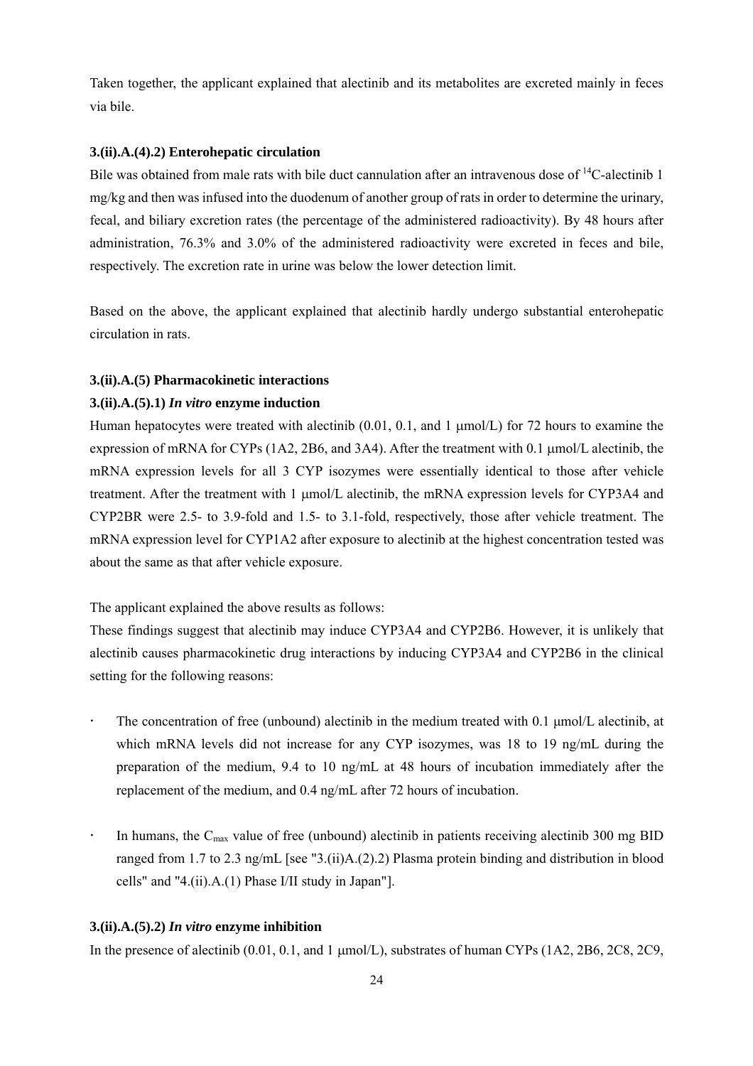Taken together, the applicant explained that alectinib and its metabolites are excreted mainly in feces via bile.

### 3.(ii).A.(4).2) Enterohepatic circulation

Bile was obtained from male rats with bile duct cannulation after an intravenous dose of $^{14}$C-alectinib 1 mg/kg and then was infused into the duodenum of another group of rats in order to determine the urinary, fecal, and biliary excretion rates (the percentage of the administered radioactivity). By 48 hours after administration, 76.3% and 3.0% of the administered radioactivity were excreted in feces and bile, respectively. The excretion rate in urine was below the lower detection limit.

Based on the above, the applicant explained that alectinib hardly undergo substantial enterohepatic circulation in rats.

### 3.(ii).A.(5) Pharmacokinetic interactions

### 3.(ii).A.(5).1) *In vitro* enzyme induction

Human hepatocytes were treated with alectinib (0.01, 0.1, and 1 μmol/L) for 72 hours to examine the expression of mRNA for CYPs (1A2, 2B6, and 3A4). After the treatment with 0.1 μmol/L alectinib, the mRNA expression levels for all 3 CYP isozymes were essentially identical to those after vehicle treatment. After the treatment with 1 μmol/L alectinib, the mRNA expression levels for CYP3A4 and CYP2BR were 2.5- to 3.9-fold and 1.5- to 3.1-fold, respectively, those after vehicle treatment. The mRNA expression level for CYP1A2 after exposure to alectinib at the highest concentration tested was about the same as that after vehicle exposure.

The applicant explained the above results as follows:
These findings suggest that alectinib may induce CYP3A4 and CYP2B6. However, it is unlikely that alectinib causes pharmacokinetic drug interactions by inducing CYP3A4 and CYP2B6 in the clinical setting for the following reasons:

- The concentration of free (unbound) alectinib in the medium treated with 0.1 μmol/L alectinib, at which mRNA levels did not increase for any CYP isozymes, was 18 to 19 ng/mL during the preparation of the medium, 9.4 to 10 ng/mL at 48 hours of incubation immediately after the replacement of the medium, and 0.4 ng/mL after 72 hours of incubation.
- In humans, the $C_{max}$ value of free (unbound) alectinib in patients receiving alectinib 300 mg BID ranged from 1.7 to 2.3 ng/mL [see "3.(ii)A.(2).2) Plasma protein binding and distribution in blood cells" and "4.(ii).A.(1) Phase I/II study in Japan"].

### 3.(ii).A.(5).2) *In vitro* enzyme inhibition

In the presence of alectinib (0.01, 0.1, and 1 μmol/L), substrates of human CYPs (1A2, 2B6, 2C8, 2C9,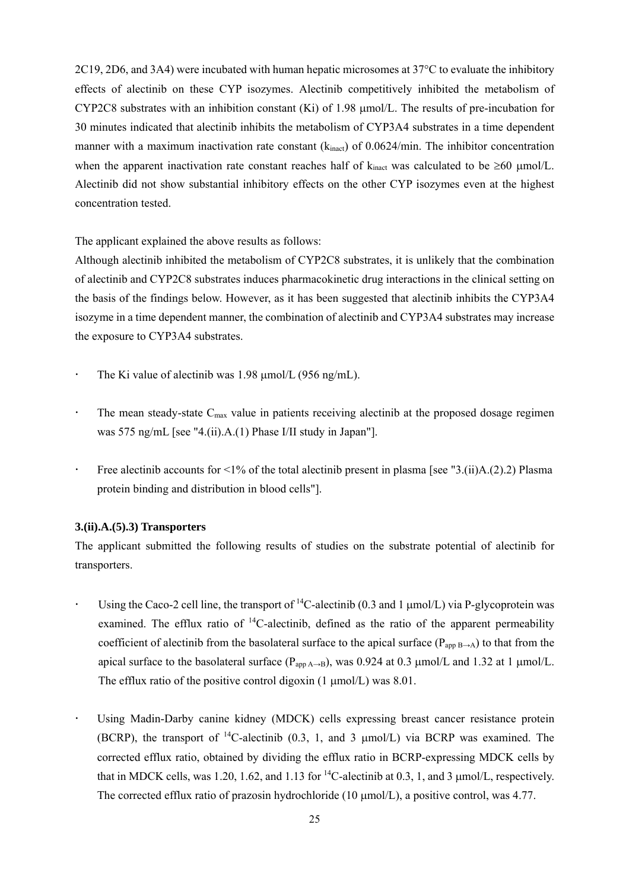2C19, 2D6, and 3A4) were incubated with human hepatic microsomes at 37°C to evaluate the inhibitory effects of alectinib on these CYP isozymes. Alectinib competitively inhibited the metabolism of CYP2C8 substrates with an inhibition constant (Ki) of 1.98 μmol/L. The results of pre-incubation for 30 minutes indicated that alectinib inhibits the metabolism of CYP3A4 substrates in a time dependent manner with a maximum inactivation rate constant ($k_{inact}$) of 0.0624/min. The inhibitor concentration when the apparent inactivation rate constant reaches half of $k_{inact}$ was calculated to be ≥60 μmol/L. Alectinib did not show substantial inhibitory effects on the other CYP isozymes even at the highest concentration tested.

The applicant explained the above results as follows:
Although alectinib inhibited the metabolism of CYP2C8 substrates, it is unlikely that the combination of alectinib and CYP2C8 substrates induces pharmacokinetic drug interactions in the clinical setting on the basis of the findings below. However, as it has been suggested that alectinib inhibits the CYP3A4 isozyme in a time dependent manner, the combination of alectinib and CYP3A4 substrates may increase the exposure to CYP3A4 substrates.

- The Ki value of alectinib was 1.98 μmol/L (956 ng/mL).
- The mean steady-state $C_{max}$ value in patients receiving alectinib at the proposed dosage regimen was 575 ng/mL [see "4.(ii).A.(1) Phase I/II study in Japan"].
- Free alectinib accounts for <1% of the total alectinib present in plasma [see "3.(ii)A.(2).2) Plasma protein binding and distribution in blood cells"].

**3.(ii).A.(5).3) Transporters**

The applicant submitted the following results of studies on the substrate potential of alectinib for transporters.

- Using the Caco-2 cell line, the transport of $^{14}$C-alectinib (0.3 and 1 μmol/L) via P-glycoprotein was examined. The efflux ratio of $^{14}$C-alectinib, defined as the ratio of the apparent permeability coefficient of alectinib from the basolateral surface to the apical surface ($P_{app\ B \rightarrow A}$) to that from the apical surface to the basolateral surface ($P_{app\ A \rightarrow B}$), was 0.924 at 0.3 μmol/L and 1.32 at 1 μmol/L. The efflux ratio of the positive control digoxin (1 μmol/L) was 8.01.
- Using Madin-Darby canine kidney (MDCK) cells expressing breast cancer resistance protein (BCRP), the transport of $^{14}$C-alectinib (0.3, 1, and 3 μmol/L) via BCRP was examined. The corrected efflux ratio, obtained by dividing the efflux ratio in BCRP-expressing MDCK cells by that in MDCK cells, was 1.20, 1.62, and 1.13 for $^{14}$C-alectinib at 0.3, 1, and 3 μmol/L, respectively. The corrected efflux ratio of prazosin hydrochloride (10 μmol/L), a positive control, was 4.77.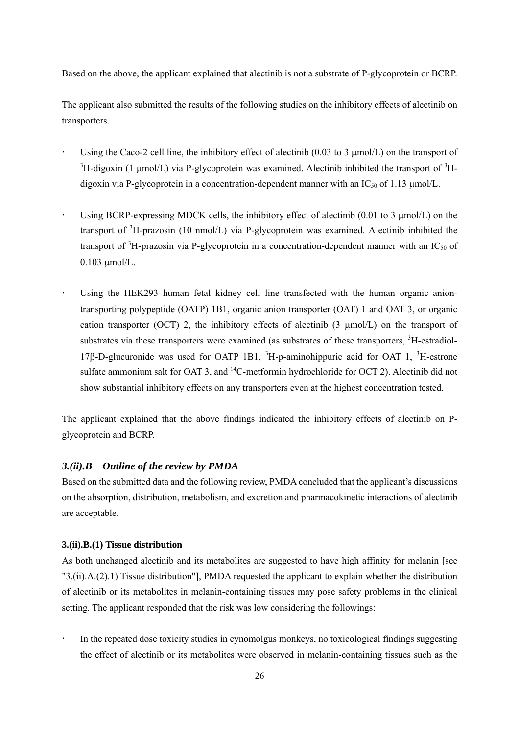Based on the above, the applicant explained that alectinib is not a substrate of P-glycoprotein or BCRP.

The applicant also submitted the results of the following studies on the inhibitory effects of alectinib on transporters.

- Using the Caco-2 cell line, the inhibitory effect of alectinib (0.03 to 3 μmol/L) on the transport of $^{3}$H-digoxin (1 μmol/L) via P-glycoprotein was examined. Alectinib inhibited the transport of $^{3}$H-digoxin via P-glycoprotein in a concentration-dependent manner with an $IC_{50}$ of 1.13 μmol/L.

- Using BCRP-expressing MDCK cells, the inhibitory effect of alectinib (0.01 to 3 μmol/L) on the transport of $^{3}$H-prazosin (10 nmol/L) via P-glycoprotein was examined. Alectinib inhibited the transport of $^{3}$H-prazosin via P-glycoprotein in a concentration-dependent manner with an $IC_{50}$ of 0.103 μmol/L.

- Using the HEK293 human fetal kidney cell line transfected with the human organic anion-transporting polypeptide (OATP) 1B1, organic anion transporter (OAT) 1 and OAT 3, or organic cation transporter (OCT) 2, the inhibitory effects of alectinib (3 μmol/L) on the transport of substrates via these transporters were examined (as substrates of these transporters, $^{3}$H-estradiol-17β-D-glucuronide was used for OATP 1B1, $^{3}$H-p-aminohippuric acid for OAT 1, $^{3}$H-estrone sulfate ammonium salt for OAT 3, and $^{14}$C-metformin hydrochloride for OCT 2). Alectinib did not show substantial inhibitory effects on any transporters even at the highest concentration tested.

The applicant explained that the above findings indicated the inhibitory effects of alectinib on P-glycoprotein and BCRP.

### *3.(ii).B Outline of the review by PMDA*

Based on the submitted data and the following review, PMDA concluded that the applicant's discussions on the absorption, distribution, metabolism, and excretion and pharmacokinetic interactions of alectinib are acceptable.

#### 3.(ii).B.(1) Tissue distribution

As both unchanged alectinib and its metabolites are suggested to have high affinity for melanin [see "3.(ii).A.(2).1) Tissue distribution"], PMDA requested the applicant to explain whether the distribution of alectinib or its metabolites in melanin-containing tissues may pose safety problems in the clinical setting. The applicant responded that the risk was low considering the followings:

- In the repeated dose toxicity studies in cynomolgus monkeys, no toxicological findings suggesting the effect of alectinib or its metabolites were observed in melanin-containing tissues such as the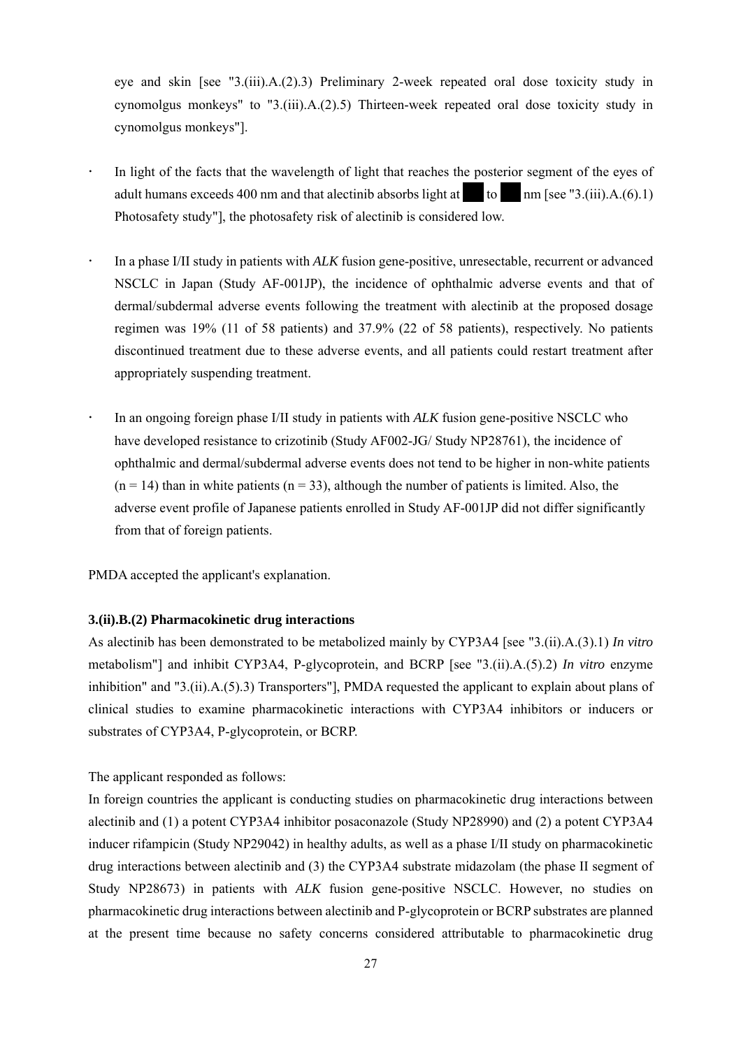eye and skin [see "3.(iii).A.(2).3) Preliminary 2-week repeated oral dose toxicity study in cynomolgus monkeys" to "3.(iii).A.(2).5) Thirteen-week repeated oral dose toxicity study in cynomolgus monkeys"].

- In light of the facts that the wavelength of light that reaches the posterior segment of the eyes of adult humans exceeds 400 nm and that alectinib absorbs light at ██ to ██ nm [see "3.(iii).A.(6).1) Photosafety study"], the photosafety risk of alectinib is considered low.

- In a phase I/II study in patients with *ALK* fusion gene-positive, unresectable, recurrent or advanced NSCLC in Japan (Study AF-001JP), the incidence of ophthalmic adverse events and that of dermal/subdermal adverse events following the treatment with alectinib at the proposed dosage regimen was 19% (11 of 58 patients) and 37.9% (22 of 58 patients), respectively. No patients discontinued treatment due to these adverse events, and all patients could restart treatment after appropriately suspending treatment.

- In an ongoing foreign phase I/II study in patients with *ALK* fusion gene-positive NSCLC who have developed resistance to crizotinib (Study AF002-JG/ Study NP28761), the incidence of ophthalmic and dermal/subdermal adverse events does not tend to be higher in non-white patients (n = 14) than in white patients (n = 33), although the number of patients is limited. Also, the adverse event profile of Japanese patients enrolled in Study AF-001JP did not differ significantly from that of foreign patients.

PMDA accepted the applicant's explanation.

**3.(ii).B.(2) Pharmacokinetic drug interactions**

As alectinib has been demonstrated to be metabolized mainly by CYP3A4 [see "3.(ii).A.(3).1) *In vitro* metabolism"] and inhibit CYP3A4, P-glycoprotein, and BCRP [see "3.(ii).A.(5).2) *In vitro* enzyme inhibition" and "3.(ii).A.(5).3) Transporters"], PMDA requested the applicant to explain about plans of clinical studies to examine pharmacokinetic interactions with CYP3A4 inhibitors or inducers or substrates of CYP3A4, P-glycoprotein, or BCRP.

The applicant responded as follows:

In foreign countries the applicant is conducting studies on pharmacokinetic drug interactions between alectinib and (1) a potent CYP3A4 inhibitor posaconazole (Study NP28990) and (2) a potent CYP3A4 inducer rifampicin (Study NP29042) in healthy adults, as well as a phase I/II study on pharmacokinetic drug interactions between alectinib and (3) the CYP3A4 substrate midazolam (the phase II segment of Study NP28673) in patients with *ALK* fusion gene-positive NSCLC. However, no studies on pharmacokinetic drug interactions between alectinib and P-glycoprotein or BCRP substrates are planned at the present time because no safety concerns considered attributable to pharmacokinetic drug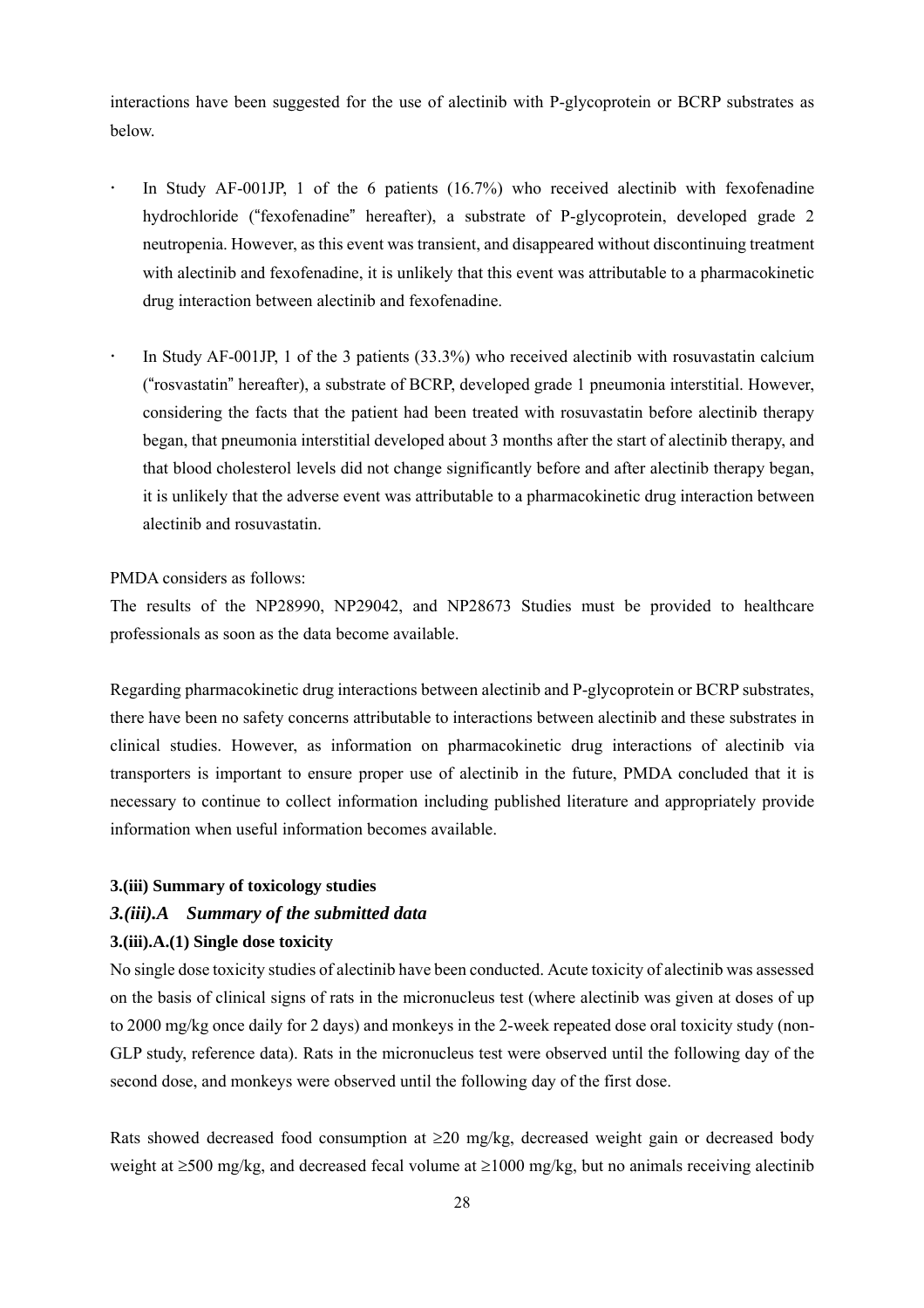interactions have been suggested for the use of alectinib with P-glycoprotein or BCRP substrates as below.

- In Study AF-001JP, 1 of the 6 patients (16.7%) who received alectinib with fexofenadine hydrochloride ("fexofenadine" hereafter), a substrate of P-glycoprotein, developed grade 2 neutropenia. However, as this event was transient, and disappeared without discontinuing treatment with alectinib and fexofenadine, it is unlikely that this event was attributable to a pharmacokinetic drug interaction between alectinib and fexofenadine.
- In Study AF-001JP, 1 of the 3 patients (33.3%) who received alectinib with rosuvastatin calcium ("rosvastatin" hereafter), a substrate of BCRP, developed grade 1 pneumonia interstitial. However, considering the facts that the patient had been treated with rosuvastatin before alectinib therapy began, that pneumonia interstitial developed about 3 months after the start of alectinib therapy, and that blood cholesterol levels did not change significantly before and after alectinib therapy began, it is unlikely that the adverse event was attributable to a pharmacokinetic drug interaction between alectinib and rosuvastatin.

PMDA considers as follows:
The results of the NP28990, NP29042, and NP28673 Studies must be provided to healthcare professionals as soon as the data become available.

Regarding pharmacokinetic drug interactions between alectinib and P-glycoprotein or BCRP substrates, there have been no safety concerns attributable to interactions between alectinib and these substrates in clinical studies. However, as information on pharmacokinetic drug interactions of alectinib via transporters is important to ensure proper use of alectinib in the future, PMDA concluded that it is necessary to continue to collect information including published literature and appropriately provide information when useful information becomes available.

### 3.(iii) Summary of toxicology studies

### *3.(iii).A Summary of the submitted data*

#### 3.(iii).A.(1) Single dose toxicity

No single dose toxicity studies of alectinib have been conducted. Acute toxicity of alectinib was assessed on the basis of clinical signs of rats in the micronucleus test (where alectinib was given at doses of up to 2000 mg/kg once daily for 2 days) and monkeys in the 2-week repeated dose oral toxicity study (non-GLP study, reference data). Rats in the micronucleus test were observed until the following day of the second dose, and monkeys were observed until the following day of the first dose.

Rats showed decreased food consumption at ≥20 mg/kg, decreased weight gain or decreased body weight at ≥500 mg/kg, and decreased fecal volume at ≥1000 mg/kg, but no animals receiving alectinib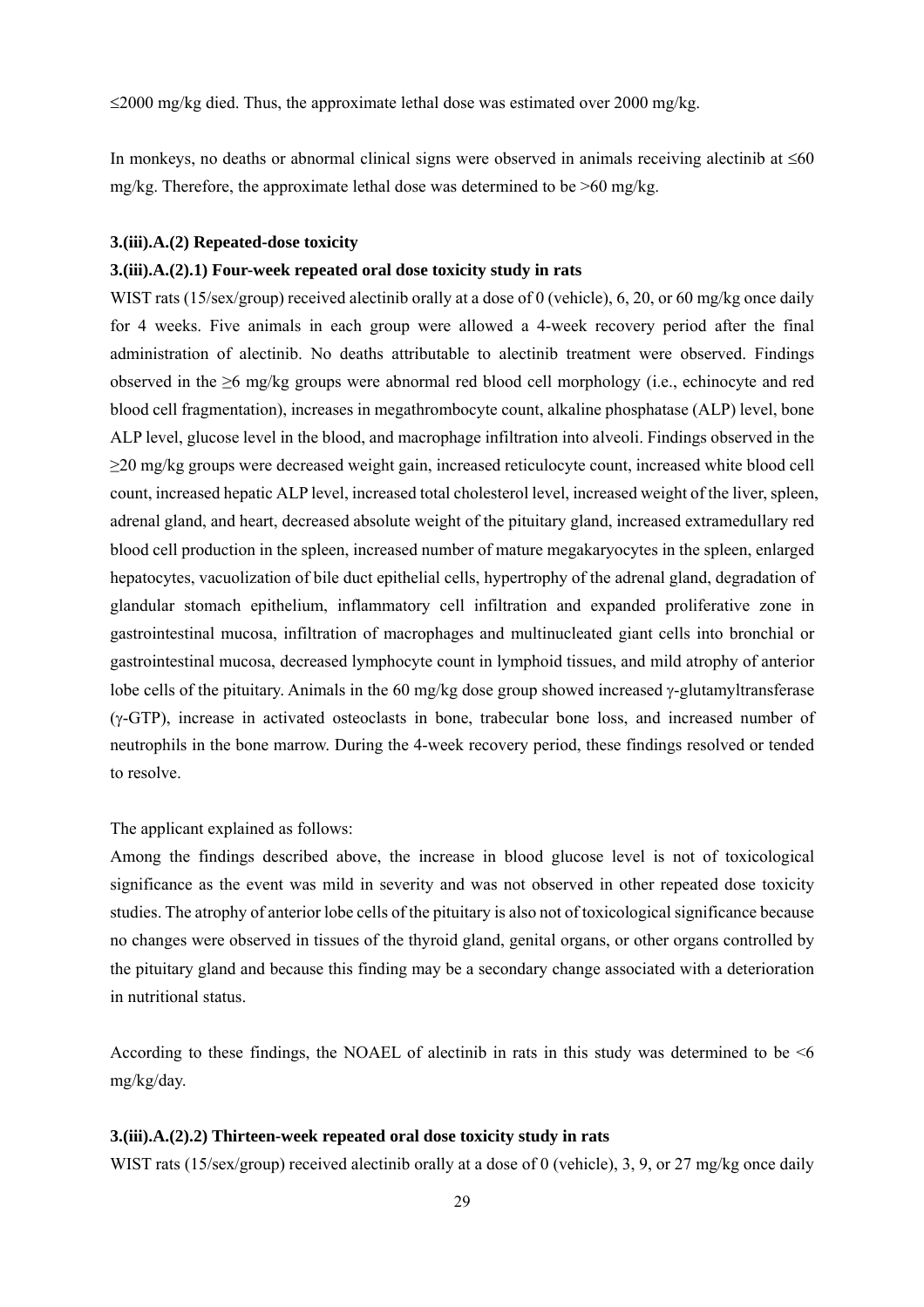≤2000 mg/kg died. Thus, the approximate lethal dose was estimated over 2000 mg/kg.

In monkeys, no deaths or abnormal clinical signs were observed in animals receiving alectinib at ≤60 mg/kg. Therefore, the approximate lethal dose was determined to be >60 mg/kg.

### 3.(iii).A.(2) Repeated-dose toxicity

#### 3.(iii).A.(2).1) Four-week repeated oral dose toxicity study in rats

WIST rats (15/sex/group) received alectinib orally at a dose of 0 (vehicle), 6, 20, or 60 mg/kg once daily for 4 weeks. Five animals in each group were allowed a 4-week recovery period after the final administration of alectinib. No deaths attributable to alectinib treatment were observed. Findings observed in the ≥6 mg/kg groups were abnormal red blood cell morphology (i.e., echinocyte and red blood cell fragmentation), increases in megathrombocyte count, alkaline phosphatase (ALP) level, bone ALP level, glucose level in the blood, and macrophage infiltration into alveoli. Findings observed in the ≥20 mg/kg groups were decreased weight gain, increased reticulocyte count, increased white blood cell count, increased hepatic ALP level, increased total cholesterol level, increased weight of the liver, spleen, adrenal gland, and heart, decreased absolute weight of the pituitary gland, increased extramedullary red blood cell production in the spleen, increased number of mature megakaryocytes in the spleen, enlarged hepatocytes, vacuolization of bile duct epithelial cells, hypertrophy of the adrenal gland, degradation of glandular stomach epithelium, inflammatory cell infiltration and expanded proliferative zone in gastrointestinal mucosa, infiltration of macrophages and multinucleated giant cells into bronchial or gastrointestinal mucosa, decreased lymphocyte count in lymphoid tissues, and mild atrophy of anterior lobe cells of the pituitary. Animals in the 60 mg/kg dose group showed increased γ-glutamyltransferase (γ-GTP), increase in activated osteoclasts in bone, trabecular bone loss, and increased number of neutrophils in the bone marrow. During the 4-week recovery period, these findings resolved or tended to resolve.

The applicant explained as follows:

Among the findings described above, the increase in blood glucose level is not of toxicological significance as the event was mild in severity and was not observed in other repeated dose toxicity studies. The atrophy of anterior lobe cells of the pituitary is also not of toxicological significance because no changes were observed in tissues of the thyroid gland, genital organs, or other organs controlled by the pituitary gland and because this finding may be a secondary change associated with a deterioration in nutritional status.

According to these findings, the NOAEL of alectinib in rats in this study was determined to be <6 mg/kg/day.

#### 3.(iii).A.(2).2) Thirteen-week repeated oral dose toxicity study in rats

WIST rats (15/sex/group) received alectinib orally at a dose of 0 (vehicle), 3, 9, or 27 mg/kg once daily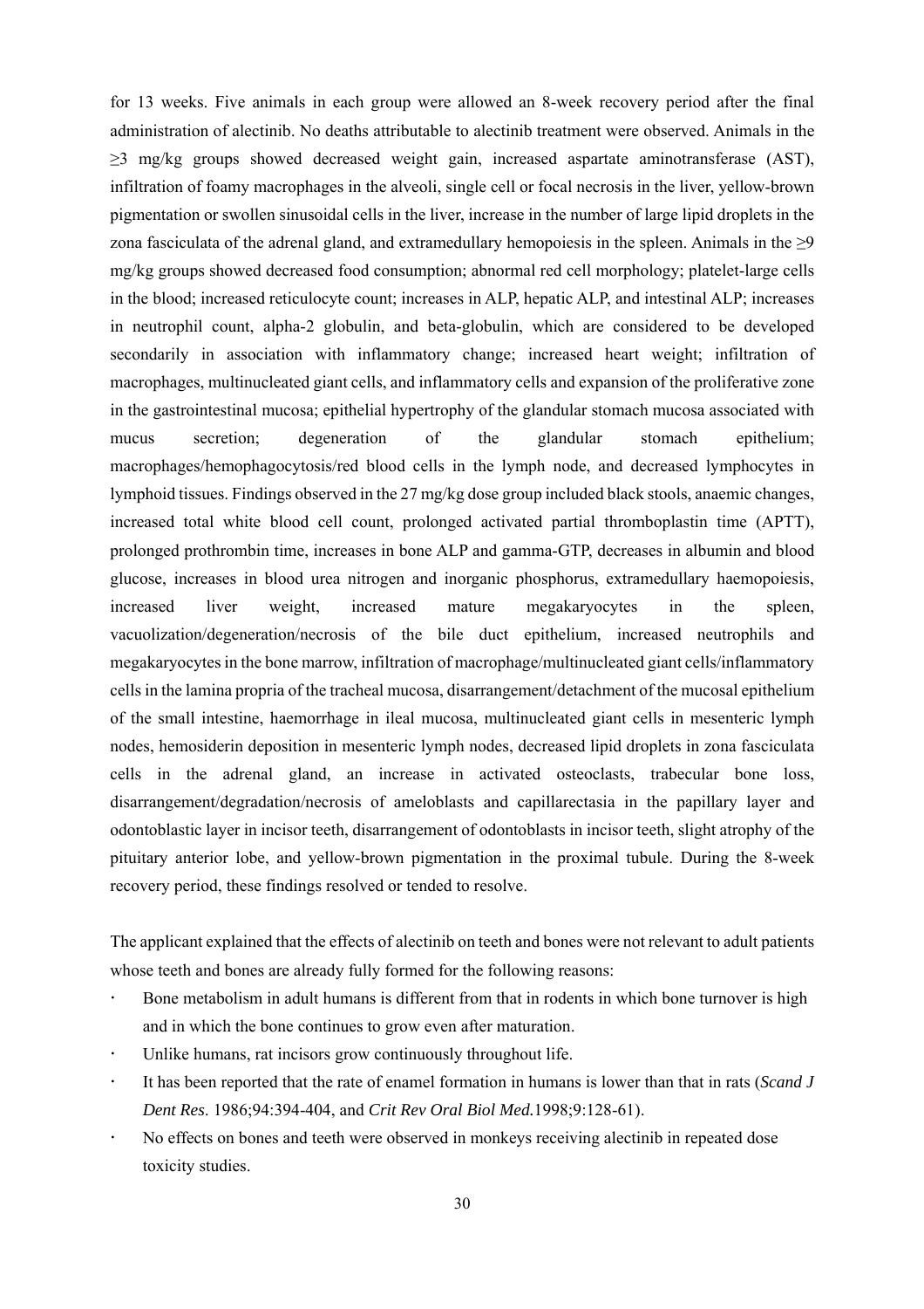for 13 weeks. Five animals in each group were allowed an 8-week recovery period after the final administration of alectinib. No deaths attributable to alectinib treatment were observed. Animals in the ≥3 mg/kg groups showed decreased weight gain, increased aspartate aminotransferase (AST), infiltration of foamy macrophages in the alveoli, single cell or focal necrosis in the liver, yellow-brown pigmentation or swollen sinusoidal cells in the liver, increase in the number of large lipid droplets in the zona fasciculata of the adrenal gland, and extramedullary hemopoiesis in the spleen. Animals in the ≥9 mg/kg groups showed decreased food consumption; abnormal red cell morphology; platelet-large cells in the blood; increased reticulocyte count; increases in ALP, hepatic ALP, and intestinal ALP; increases in neutrophil count, alpha-2 globulin, and beta-globulin, which are considered to be developed secondarily in association with inflammatory change; increased heart weight; infiltration of macrophages, multinucleated giant cells, and inflammatory cells and expansion of the proliferative zone in the gastrointestinal mucosa; epithelial hypertrophy of the glandular stomach mucosa associated with mucus secretion; degeneration of the glandular stomach epithelium; macrophages/hemophagocytosis/red blood cells in the lymph node, and decreased lymphocytes in lymphoid tissues. Findings observed in the 27 mg/kg dose group included black stools, anaemic changes, increased total white blood cell count, prolonged activated partial thromboplastin time (APTT), prolonged prothrombin time, increases in bone ALP and gamma-GTP, decreases in albumin and blood glucose, increases in blood urea nitrogen and inorganic phosphorus, extramedullary haemopoiesis, increased liver weight, increased mature megakaryocytes in the spleen, vacuolization/degeneration/necrosis of the bile duct epithelium, increased neutrophils and megakaryocytes in the bone marrow, infiltration of macrophage/multinucleated giant cells/inflammatory cells in the lamina propria of the tracheal mucosa, disarrangement/detachment of the mucosal epithelium of the small intestine, haemorrhage in ileal mucosa, multinucleated giant cells in mesenteric lymph nodes, hemosiderin deposition in mesenteric lymph nodes, decreased lipid droplets in zona fasciculata cells in the adrenal gland, an increase in activated osteoclasts, trabecular bone loss, disarrangement/degradation/necrosis of ameloblasts and capillarectasia in the papillary layer and odontoblastic layer in incisor teeth, disarrangement of odontoblasts in incisor teeth, slight atrophy of the pituitary anterior lobe, and yellow-brown pigmentation in the proximal tubule. During the 8-week recovery period, these findings resolved or tended to resolve.

The applicant explained that the effects of alectinib on teeth and bones were not relevant to adult patients whose teeth and bones are already fully formed for the following reasons:

- Bone metabolism in adult humans is different from that in rodents in which bone turnover is high and in which the bone continues to grow even after maturation.
- Unlike humans, rat incisors grow continuously throughout life.
- It has been reported that the rate of enamel formation in humans is lower than that in rats (*Scand J Dent Res.* 1986;94:394-404, and *Crit Rev Oral Biol Med.*1998;9:128-61).
- No effects on bones and teeth were observed in monkeys receiving alectinib in repeated dose toxicity studies.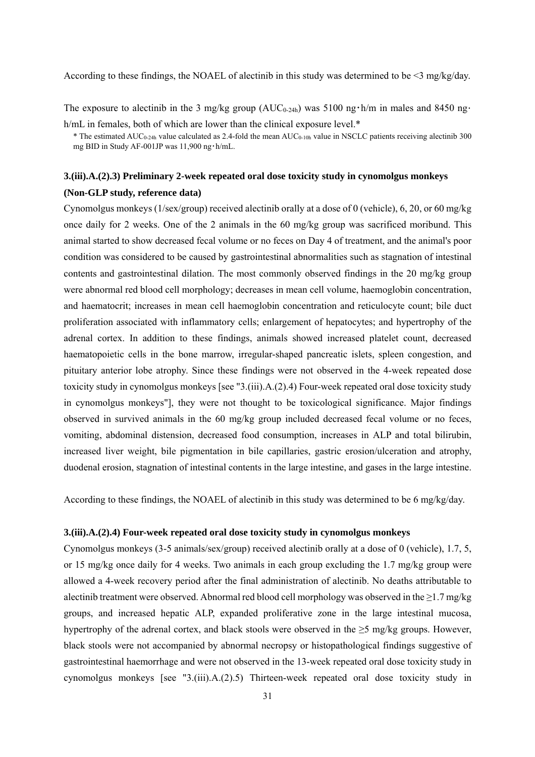According to these findings, the NOAEL of alectinib in this study was determined to be <3 mg/kg/day.

The exposure to alectinib in the 3 mg/kg group ($AUC_{0\text{-}24h}$) was 5100 ng・h/m in males and 8450 ng・h/mL in females, both of which are lower than the clinical exposure level.*

\* The estimated $AUC_{0\text{-}24h}$ value calculated as 2.4-fold the mean $AUC_{0\text{-}10h}$ value in NSCLC patients receiving alectinib 300 mg BID in Study AF-001JP was 11,900 ng・h/mL.

### 3.(iii).A.(2).3) Preliminary 2-week repeated oral dose toxicity study in cynomolgus monkeys (Non-GLP study, reference data)

Cynomolgus monkeys (1/sex/group) received alectinib orally at a dose of 0 (vehicle), 6, 20, or 60 mg/kg once daily for 2 weeks. One of the 2 animals in the 60 mg/kg group was sacrificed moribund. This animal started to show decreased fecal volume or no feces on Day 4 of treatment, and the animal's poor condition was considered to be caused by gastrointestinal abnormalities such as stagnation of intestinal contents and gastrointestinal dilation. The most commonly observed findings in the 20 mg/kg group were abnormal red blood cell morphology; decreases in mean cell volume, haemoglobin concentration, and haematocrit; increases in mean cell haemoglobin concentration and reticulocyte count; bile duct proliferation associated with inflammatory cells; enlargement of hepatocytes; and hypertrophy of the adrenal cortex. In addition to these findings, animals showed increased platelet count, decreased haematopoietic cells in the bone marrow, irregular-shaped pancreatic islets, spleen congestion, and pituitary anterior lobe atrophy. Since these findings were not observed in the 4-week repeated dose toxicity study in cynomolgus monkeys [see "3.(iii).A.(2).4) Four-week repeated oral dose toxicity study in cynomolgus monkeys"], they were not thought to be toxicological significance. Major findings observed in survived animals in the 60 mg/kg group included decreased fecal volume or no feces, vomiting, abdominal distension, decreased food consumption, increases in ALP and total bilirubin, increased liver weight, bile pigmentation in bile capillaries, gastric erosion/ulceration and atrophy, duodenal erosion, stagnation of intestinal contents in the large intestine, and gases in the large intestine.

According to these findings, the NOAEL of alectinib in this study was determined to be 6 mg/kg/day.

### 3.(iii).A.(2).4) Four-week repeated oral dose toxicity study in cynomolgus monkeys

Cynomolgus monkeys (3-5 animals/sex/group) received alectinib orally at a dose of 0 (vehicle), 1.7, 5, or 15 mg/kg once daily for 4 weeks. Two animals in each group excluding the 1.7 mg/kg group were allowed a 4-week recovery period after the final administration of alectinib. No deaths attributable to alectinib treatment were observed. Abnormal red blood cell morphology was observed in the ≥1.7 mg/kg groups, and increased hepatic ALP, expanded proliferative zone in the large intestinal mucosa, hypertrophy of the adrenal cortex, and black stools were observed in the ≥5 mg/kg groups. However, black stools were not accompanied by abnormal necropsy or histopathological findings suggestive of gastrointestinal haemorrhage and were not observed in the 13-week repeated oral dose toxicity study in cynomolgus monkeys [see "3.(iii).A.(2).5) Thirteen-week repeated oral dose toxicity study in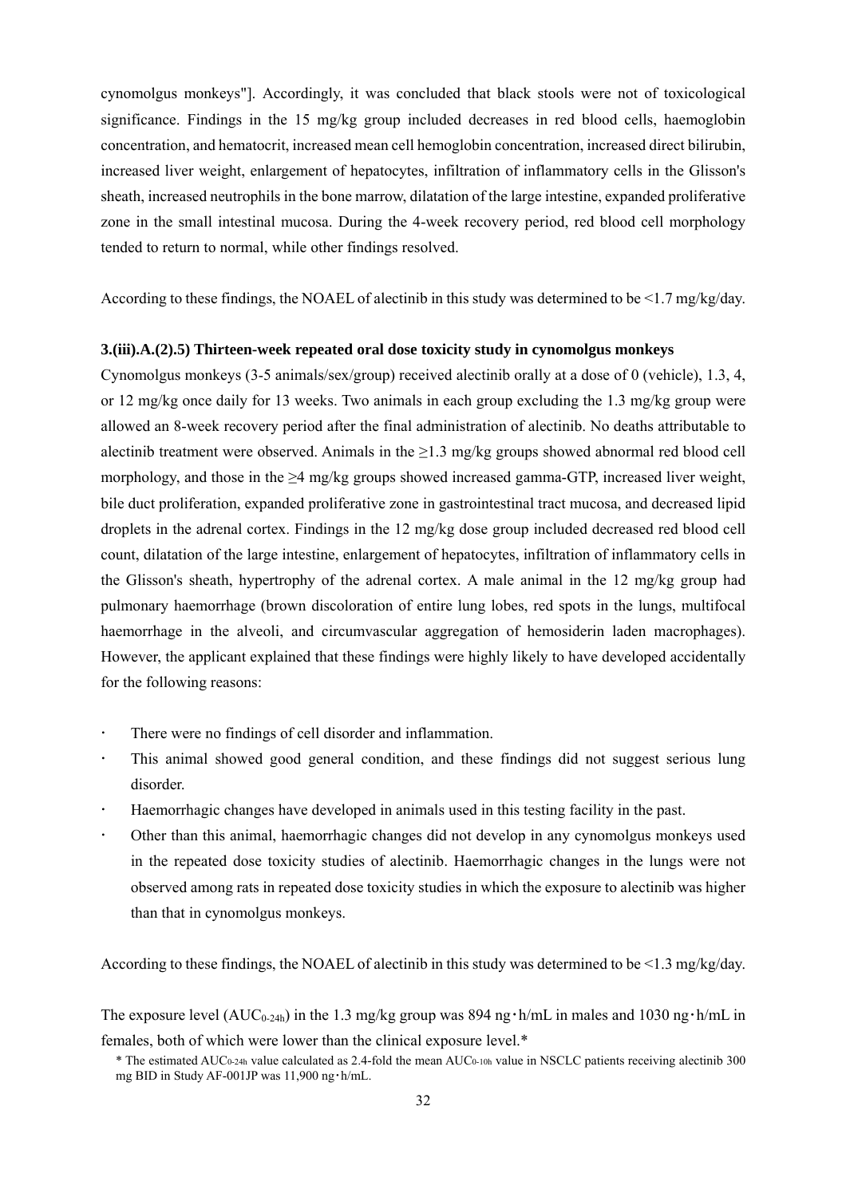cynomolgus monkeys"]. Accordingly, it was concluded that black stools were not of toxicological significance. Findings in the 15 mg/kg group included decreases in red blood cells, haemoglobin concentration, and hematocrit, increased mean cell hemoglobin concentration, increased direct bilirubin, increased liver weight, enlargement of hepatocytes, infiltration of inflammatory cells in the Glisson's sheath, increased neutrophils in the bone marrow, dilatation of the large intestine, expanded proliferative zone in the small intestinal mucosa. During the 4-week recovery period, red blood cell morphology tended to return to normal, while other findings resolved.

According to these findings, the NOAEL of alectinib in this study was determined to be <1.7 mg/kg/day.

**3.(iii).A.(2).5) Thirteen-week repeated oral dose toxicity study in cynomolgus monkeys**

Cynomolgus monkeys (3-5 animals/sex/group) received alectinib orally at a dose of 0 (vehicle), 1.3, 4, or 12 mg/kg once daily for 13 weeks. Two animals in each group excluding the 1.3 mg/kg group were allowed an 8-week recovery period after the final administration of alectinib. No deaths attributable to alectinib treatment were observed. Animals in the ≥1.3 mg/kg groups showed abnormal red blood cell morphology, and those in the ≥4 mg/kg groups showed increased gamma-GTP, increased liver weight, bile duct proliferation, expanded proliferative zone in gastrointestinal tract mucosa, and decreased lipid droplets in the adrenal cortex. Findings in the 12 mg/kg dose group included decreased red blood cell count, dilatation of the large intestine, enlargement of hepatocytes, infiltration of inflammatory cells in the Glisson's sheath, hypertrophy of the adrenal cortex. A male animal in the 12 mg/kg group had pulmonary haemorrhage (brown discoloration of entire lung lobes, red spots in the lungs, multifocal haemorrhage in the alveoli, and circumvascular aggregation of hemosiderin laden macrophages). However, the applicant explained that these findings were highly likely to have developed accidentally for the following reasons:

- There were no findings of cell disorder and inflammation.
- This animal showed good general condition, and these findings did not suggest serious lung disorder.
- Haemorrhagic changes have developed in animals used in this testing facility in the past.
- Other than this animal, haemorrhagic changes did not develop in any cynomolgus monkeys used in the repeated dose toxicity studies of alectinib. Haemorrhagic changes in the lungs were not observed among rats in repeated dose toxicity studies in which the exposure to alectinib was higher than that in cynomolgus monkeys.

According to these findings, the NOAEL of alectinib in this study was determined to be <1.3 mg/kg/day.

The exposure level ($AUC_{0\text{-}24h}$) in the 1.3 mg/kg group was 894 ng・h/mL in males and 1030 ng・h/mL in females, both of which were lower than the clinical exposure level.*

\* The estimated $AUC_{0\text{-}24h}$ value calculated as 2.4-fold the mean $AUC_{0\text{-}10h}$ value in NSCLC patients receiving alectinib 300 mg BID in Study AF-001JP was 11,900 ng・h/mL.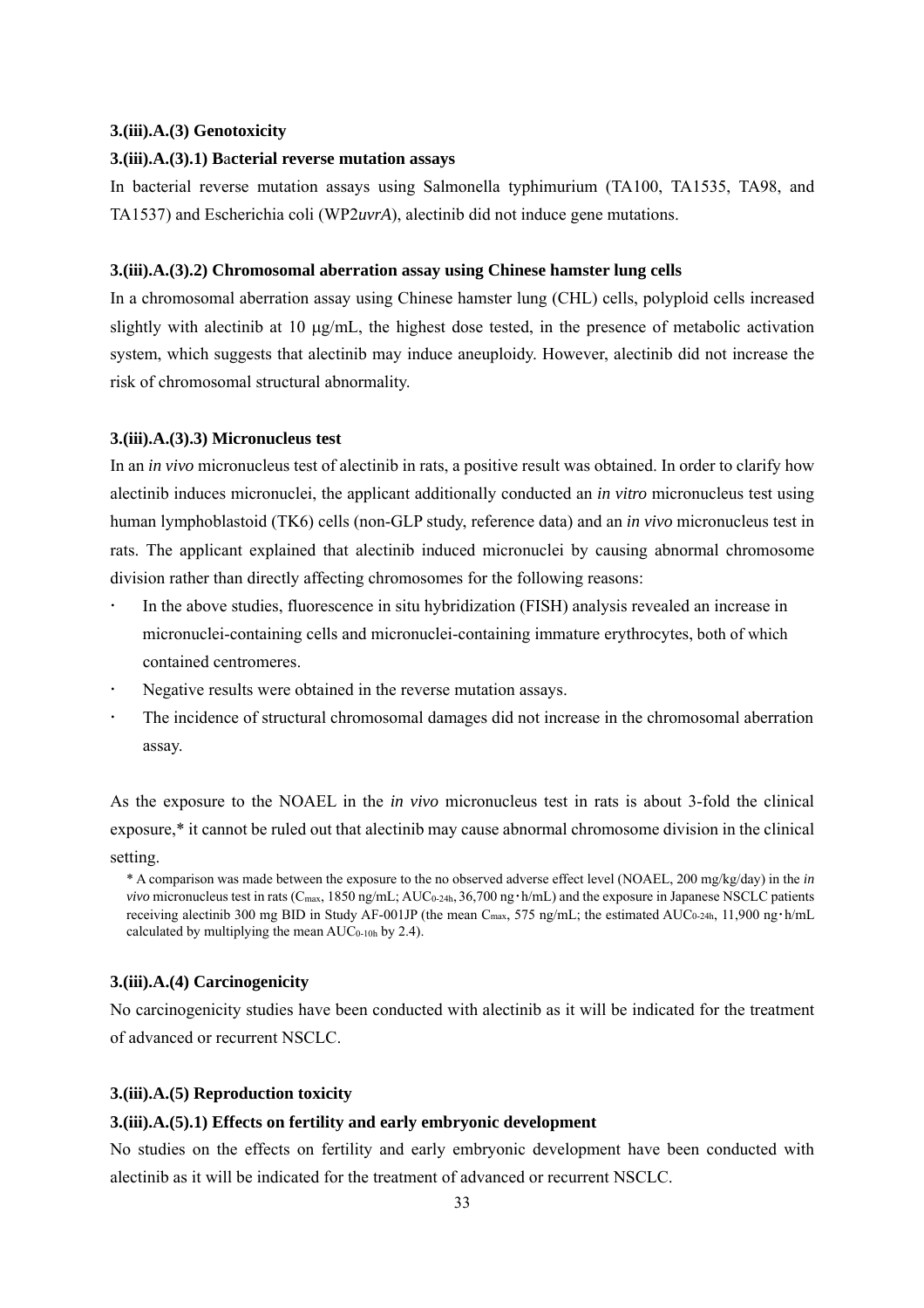### 3.(iii).A.(3) Genotoxicity

#### 3.(iii).A.(3).1) Bacterial reverse mutation assays

In bacterial reverse mutation assays using Salmonella typhimurium (TA100, TA1535, TA98, and TA1537) and Escherichia coli (WP2*uvrA*), alectinib did not induce gene mutations.

#### 3.(iii).A.(3).2) Chromosomal aberration assay using Chinese hamster lung cells

In a chromosomal aberration assay using Chinese hamster lung (CHL) cells, polyploid cells increased slightly with alectinib at 10 μg/mL, the highest dose tested, in the presence of metabolic activation system, which suggests that alectinib may induce aneuploidy. However, alectinib did not increase the risk of chromosomal structural abnormality.

#### 3.(iii).A.(3).3) Micronucleus test

In an *in vivo* micronucleus test of alectinib in rats, a positive result was obtained. In order to clarify how alectinib induces micronuclei, the applicant additionally conducted an *in vitro* micronucleus test using human lymphoblastoid (TK6) cells (non-GLP study, reference data) and an *in vivo* micronucleus test in rats. The applicant explained that alectinib induced micronuclei by causing abnormal chromosome division rather than directly affecting chromosomes for the following reasons:

- In the above studies, fluorescence in situ hybridization (FISH) analysis revealed an increase in micronuclei-containing cells and micronuclei-containing immature erythrocytes, both of which contained centromeres.
- Negative results were obtained in the reverse mutation assays.
- The incidence of structural chromosomal damages did not increase in the chromosomal aberration assay.

As the exposure to the NOAEL in the *in vivo* micronucleus test in rats is about 3-fold the clinical exposure,* it cannot be ruled out that alectinib may cause abnormal chromosome division in the clinical setting.

\* A comparison was made between the exposure to the no observed adverse effect level (NOAEL, 200 mg/kg/day) in the *in vivo* micronucleus test in rats ($C_{max}$, 1850 ng/mL; $AUC_{0\text{-}24h}$, 36,700 ng・h/mL) and the exposure in Japanese NSCLC patients receiving alectinib 300 mg BID in Study AF-001JP (the mean $C_{max}$, 575 ng/mL; the estimated $AUC_{0\text{-}24h}$, 11,900 ng・h/mL calculated by multiplying the mean $AUC_{0\text{-}10h}$ by 2.4).

### 3.(iii).A.(4) Carcinogenicity

No carcinogenicity studies have been conducted with alectinib as it will be indicated for the treatment of advanced or recurrent NSCLC.

### 3.(iii).A.(5) Reproduction toxicity

#### 3.(iii).A.(5).1) Effects on fertility and early embryonic development

No studies on the effects on fertility and early embryonic development have been conducted with alectinib as it will be indicated for the treatment of advanced or recurrent NSCLC.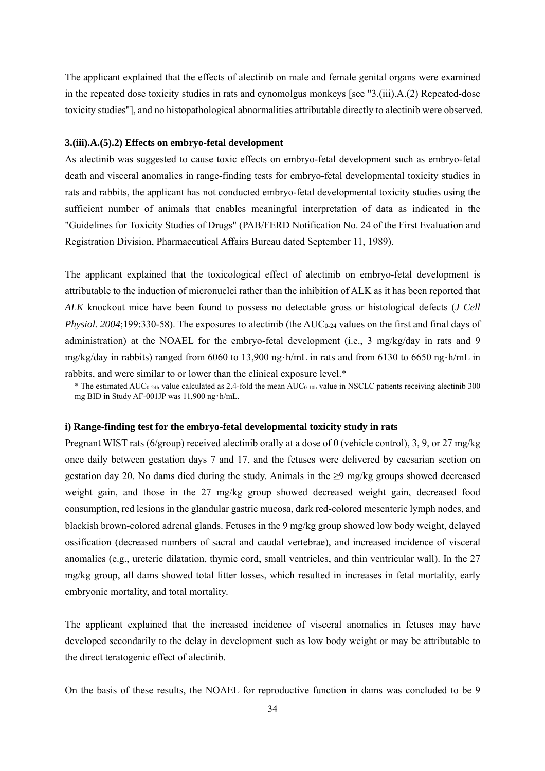The applicant explained that the effects of alectinib on male and female genital organs were examined in the repeated dose toxicity studies in rats and cynomolgus monkeys [see "3.(iii).A.(2) Repeated-dose toxicity studies"], and no histopathological abnormalities attributable directly to alectinib were observed.

#### 3.(iii).A.(5).2) Effects on embryo-fetal development

As alectinib was suggested to cause toxic effects on embryo-fetal development such as embryo-fetal death and visceral anomalies in range-finding tests for embryo-fetal developmental toxicity studies in rats and rabbits, the applicant has not conducted embryo-fetal developmental toxicity studies using the sufficient number of animals that enables meaningful interpretation of data as indicated in the "Guidelines for Toxicity Studies of Drugs" (PAB/FERD Notification No. 24 of the First Evaluation and Registration Division, Pharmaceutical Affairs Bureau dated September 11, 1989).

The applicant explained that the toxicological effect of alectinib on embryo-fetal development is attributable to the induction of micronuclei rather than the inhibition of ALK as it has been reported that *ALK* knockout mice have been found to possess no detectable gross or histological defects (*J Cell Physiol. 2004*;199:330-58). The exposures to alectinib (the $AUC_{0-24}$ values on the first and final days of administration) at the NOAEL for the embryo-fetal development (i.e., 3 mg/kg/day in rats and 9 mg/kg/day in rabbits) ranged from 6060 to 13,900 ng·h/mL in rats and from 6130 to 6650 ng·h/mL in rabbits, and were similar to or lower than the clinical exposure level.*

\* The estimated $AUC_{0-24h}$ value calculated as 2.4-fold the mean $AUC_{0-10h}$ value in NSCLC patients receiving alectinib 300 mg BID in Study AF-001JP was 11,900 ng·h/mL.

#### i) Range-finding test for the embryo-fetal developmental toxicity study in rats

Pregnant WIST rats (6/group) received alectinib orally at a dose of 0 (vehicle control), 3, 9, or 27 mg/kg once daily between gestation days 7 and 17, and the fetuses were delivered by caesarian section on gestation day 20. No dams died during the study. Animals in the ≥9 mg/kg groups showed decreased weight gain, and those in the 27 mg/kg group showed decreased weight gain, decreased food consumption, red lesions in the glandular gastric mucosa, dark red-colored mesenteric lymph nodes, and blackish brown-colored adrenal glands. Fetuses in the 9 mg/kg group showed low body weight, delayed ossification (decreased numbers of sacral and caudal vertebrae), and increased incidence of visceral anomalies (e.g., ureteric dilatation, thymic cord, small ventricles, and thin ventricular wall). In the 27 mg/kg group, all dams showed total litter losses, which resulted in increases in fetal mortality, early embryonic mortality, and total mortality.

The applicant explained that the increased incidence of visceral anomalies in fetuses may have developed secondarily to the delay in development such as low body weight or may be attributable to the direct teratogenic effect of alectinib.

On the basis of these results, the NOAEL for reproductive function in dams was concluded to be 9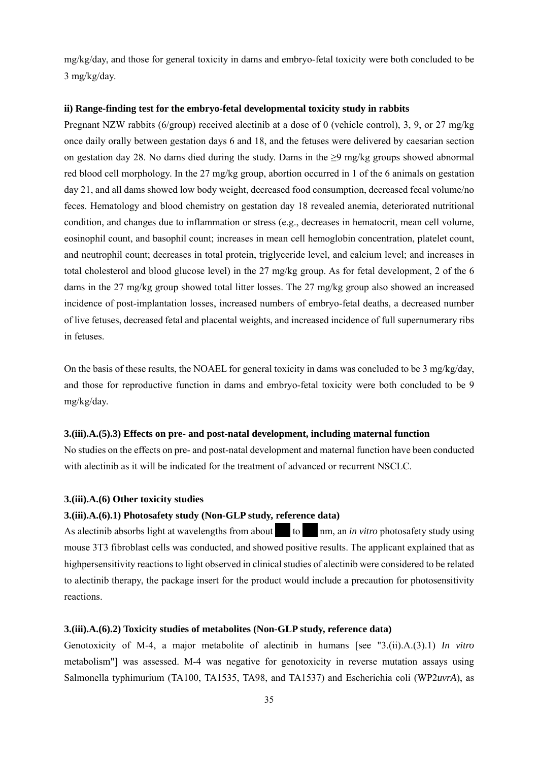mg/kg/day, and those for general toxicity in dams and embryo-fetal toxicity were both concluded to be 3 mg/kg/day.

**ii) Range-finding test for the embryo-fetal developmental toxicity study in rabbits**

Pregnant NZW rabbits (6/group) received alectinib at a dose of 0 (vehicle control), 3, 9, or 27 mg/kg once daily orally between gestation days 6 and 18, and the fetuses were delivered by caesarian section on gestation day 28. No dams died during the study. Dams in the ≥9 mg/kg groups showed abnormal red blood cell morphology. In the 27 mg/kg group, abortion occurred in 1 of the 6 animals on gestation day 21, and all dams showed low body weight, decreased food consumption, decreased fecal volume/no feces. Hematology and blood chemistry on gestation day 18 revealed anemia, deteriorated nutritional condition, and changes due to inflammation or stress (e.g., decreases in hematocrit, mean cell volume, eosinophil count, and basophil count; increases in mean cell hemoglobin concentration, platelet count, and neutrophil count; decreases in total protein, triglyceride level, and calcium level; and increases in total cholesterol and blood glucose level) in the 27 mg/kg group. As for fetal development, 2 of the 6 dams in the 27 mg/kg group showed total litter losses. The 27 mg/kg group also showed an increased incidence of post-implantation losses, increased numbers of embryo-fetal deaths, a decreased number of live fetuses, decreased fetal and placental weights, and increased incidence of full supernumerary ribs in fetuses.

On the basis of these results, the NOAEL for general toxicity in dams was concluded to be 3 mg/kg/day, and those for reproductive function in dams and embryo-fetal toxicity were both concluded to be 9 mg/kg/day.

#### 3.(iii).A.(5).3) Effects on pre- and post-natal development, including maternal function

No studies on the effects on pre- and post-natal development and maternal function have been conducted with alectinib as it will be indicated for the treatment of advanced or recurrent NSCLC.

### 3.(iii).A.(6) Other toxicity studies

#### 3.(iii).A.(6).1) Photosafety study (Non-GLP study, reference data)

As alectinib absorbs light at wavelengths from about ██ to ██ nm, an *in vitro* photosafety study using mouse 3T3 fibroblast cells was conducted, and showed positive results. The applicant explained that as highpersensitivity reactions to light observed in clinical studies of alectinib were considered to be related to alectinib therapy, the package insert for the product would include a precaution for photosensitivity reactions.

#### 3.(iii).A.(6).2) Toxicity studies of metabolites (Non-GLP study, reference data)

Genotoxicity of M-4, a major metabolite of alectinib in humans [see "3.(ii).A.(3).1) *In vitro* metabolism"] was assessed. M-4 was negative for genotoxicity in reverse mutation assays using Salmonella typhimurium (TA100, TA1535, TA98, and TA1537) and Escherichia coli (WP2*uvrA*), as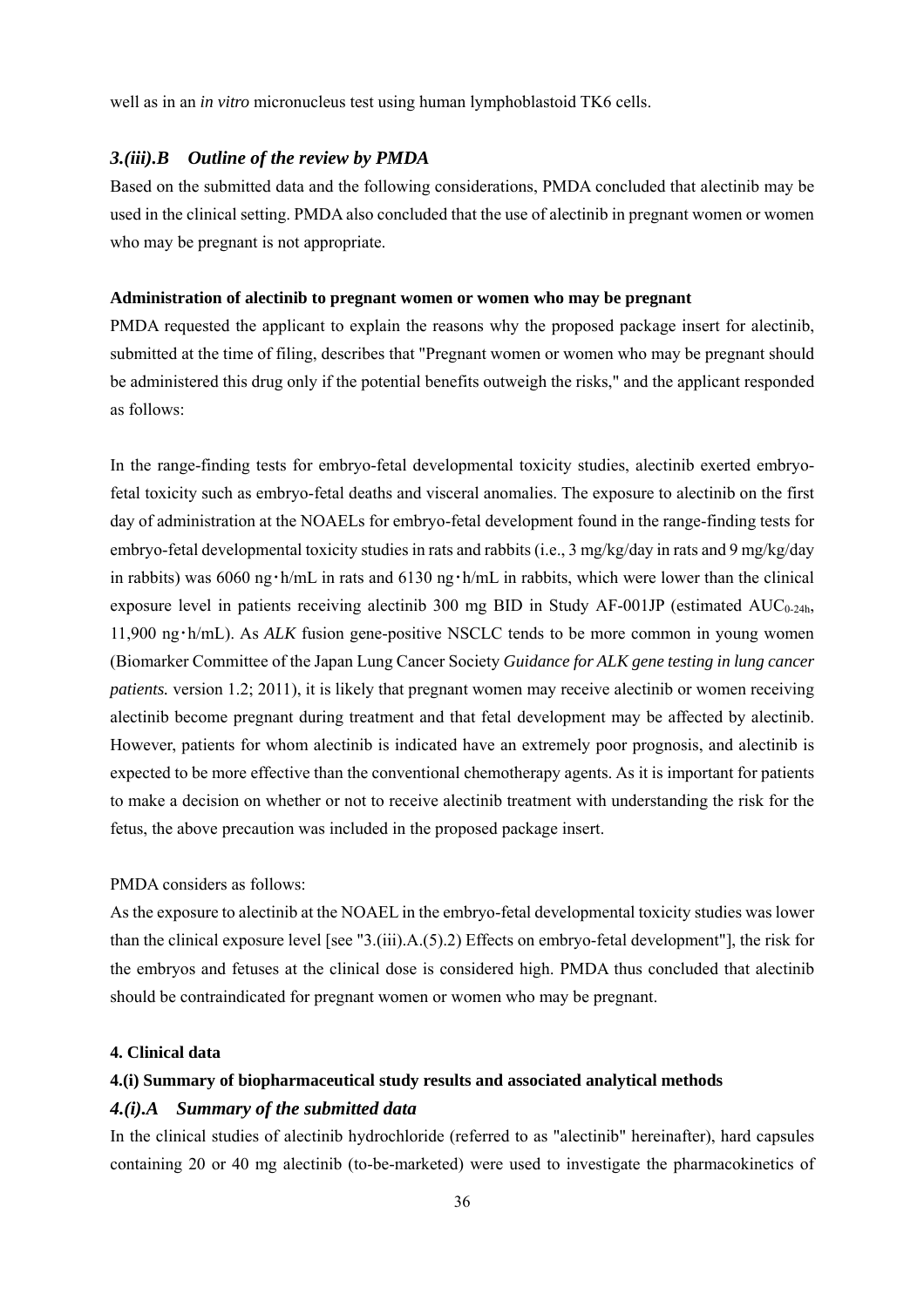well as in an *in vitro* micronucleus test using human lymphoblastoid TK6 cells.

### *3.(iii).B Outline of the review by PMDA*

Based on the submitted data and the following considerations, PMDA concluded that alectinib may be used in the clinical setting. PMDA also concluded that the use of alectinib in pregnant women or women who may be pregnant is not appropriate.

**Administration of alectinib to pregnant women or women who may be pregnant**

PMDA requested the applicant to explain the reasons why the proposed package insert for alectinib, submitted at the time of filing, describes that "Pregnant women or women who may be pregnant should be administered this drug only if the potential benefits outweigh the risks," and the applicant responded as follows:

In the range-finding tests for embryo-fetal developmental toxicity studies, alectinib exerted embryo-fetal toxicity such as embryo-fetal deaths and visceral anomalies. The exposure to alectinib on the first day of administration at the NOAELs for embryo-fetal development found in the range-finding tests for embryo-fetal developmental toxicity studies in rats and rabbits (i.e., 3 mg/kg/day in rats and 9 mg/kg/day in rabbits) was 6060 ng・h/mL in rats and 6130 ng・h/mL in rabbits, which were lower than the clinical exposure level in patients receiving alectinib 300 mg BID in Study AF-001JP (estimated $AUC_{0\text{-}24h}$, 11,900 ng・h/mL). As *ALK* fusion gene-positive NSCLC tends to be more common in young women (Biomarker Committee of the Japan Lung Cancer Society *Guidance for ALK gene testing in lung cancer patients.* version 1.2; 2011), it is likely that pregnant women may receive alectinib or women receiving alectinib become pregnant during treatment and that fetal development may be affected by alectinib. However, patients for whom alectinib is indicated have an extremely poor prognosis, and alectinib is expected to be more effective than the conventional chemotherapy agents. As it is important for patients to make a decision on whether or not to receive alectinib treatment with understanding the risk for the fetus, the above precaution was included in the proposed package insert.

PMDA considers as follows:

As the exposure to alectinib at the NOAEL in the embryo-fetal developmental toxicity studies was lower than the clinical exposure level [see "3.(iii).A.(5).2) Effects on embryo-fetal development"], the risk for the embryos and fetuses at the clinical dose is considered high. PMDA thus concluded that alectinib should be contraindicated for pregnant women or women who may be pregnant.

## 4. Clinical data

### 4.(i) Summary of biopharmaceutical study results and associated analytical methods

### *4.(i).A Summary of the submitted data*

In the clinical studies of alectinib hydrochloride (referred to as "alectinib" hereinafter), hard capsules containing 20 or 40 mg alectinib (to-be-marketed) were used to investigate the pharmacokinetics of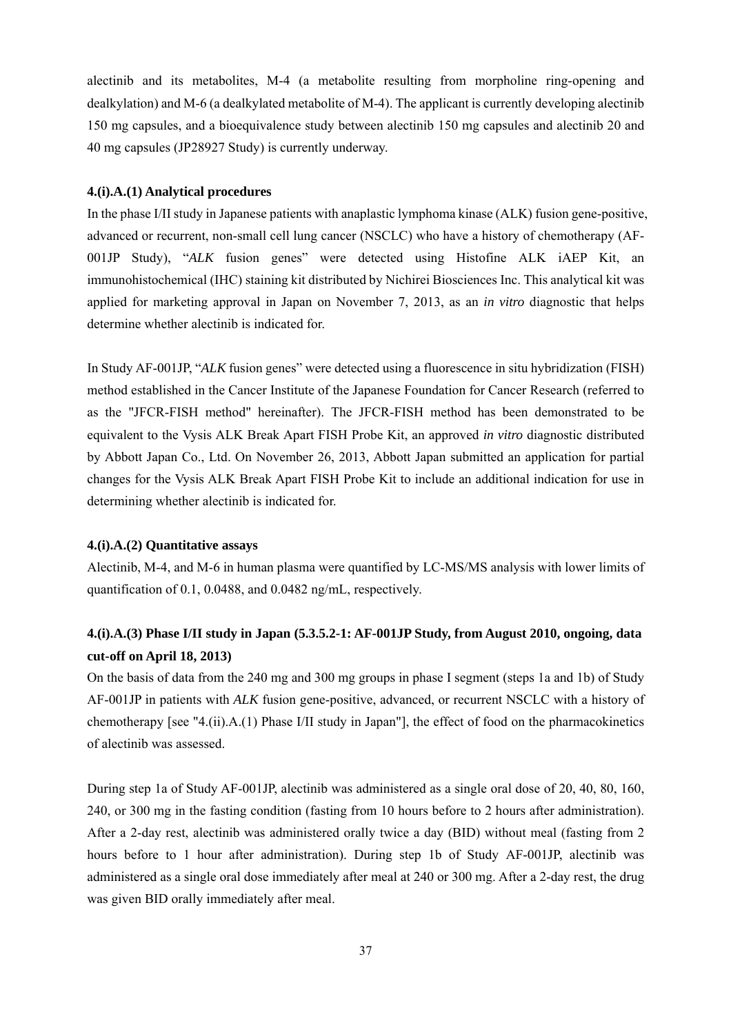alectinib and its metabolites, M-4 (a metabolite resulting from morpholine ring-opening and dealkylation) and M-6 (a dealkylated metabolite of M-4). The applicant is currently developing alectinib 150 mg capsules, and a bioequivalence study between alectinib 150 mg capsules and alectinib 20 and 40 mg capsules (JP28927 Study) is currently underway.

#### 4.(i).A.(1) Analytical procedures

In the phase I/II study in Japanese patients with anaplastic lymphoma kinase (ALK) fusion gene-positive, advanced or recurrent, non-small cell lung cancer (NSCLC) who have a history of chemotherapy (AF-001JP Study), "*ALK* fusion genes" were detected using Histofine ALK iAEP Kit, an immunohistochemical (IHC) staining kit distributed by Nichirei Biosciences Inc. This analytical kit was applied for marketing approval in Japan on November 7, 2013, as an *in vitro* diagnostic that helps determine whether alectinib is indicated for.

In Study AF-001JP, "*ALK* fusion genes" were detected using a fluorescence in situ hybridization (FISH) method established in the Cancer Institute of the Japanese Foundation for Cancer Research (referred to as the "JFCR-FISH method" hereinafter). The JFCR-FISH method has been demonstrated to be equivalent to the Vysis ALK Break Apart FISH Probe Kit, an approved *in vitro* diagnostic distributed by Abbott Japan Co., Ltd. On November 26, 2013, Abbott Japan submitted an application for partial changes for the Vysis ALK Break Apart FISH Probe Kit to include an additional indication for use in determining whether alectinib is indicated for.

#### 4.(i).A.(2) Quantitative assays

Alectinib, M-4, and M-6 in human plasma were quantified by LC-MS/MS analysis with lower limits of quantification of 0.1, 0.0488, and 0.0482 ng/mL, respectively.

#### 4.(i).A.(3) Phase I/II study in Japan (5.3.5.2-1: AF-001JP Study, from August 2010, ongoing, data cut-off on April 18, 2013)

On the basis of data from the 240 mg and 300 mg groups in phase I segment (steps 1a and 1b) of Study AF-001JP in patients with *ALK* fusion gene-positive, advanced, or recurrent NSCLC with a history of chemotherapy [see "4.(ii).A.(1) Phase I/II study in Japan"], the effect of food on the pharmacokinetics of alectinib was assessed.

During step 1a of Study AF-001JP, alectinib was administered as a single oral dose of 20, 40, 80, 160, 240, or 300 mg in the fasting condition (fasting from 10 hours before to 2 hours after administration). After a 2-day rest, alectinib was administered orally twice a day (BID) without meal (fasting from 2 hours before to 1 hour after administration). During step 1b of Study AF-001JP, alectinib was administered as a single oral dose immediately after meal at 240 or 300 mg. After a 2-day rest, the drug was given BID orally immediately after meal.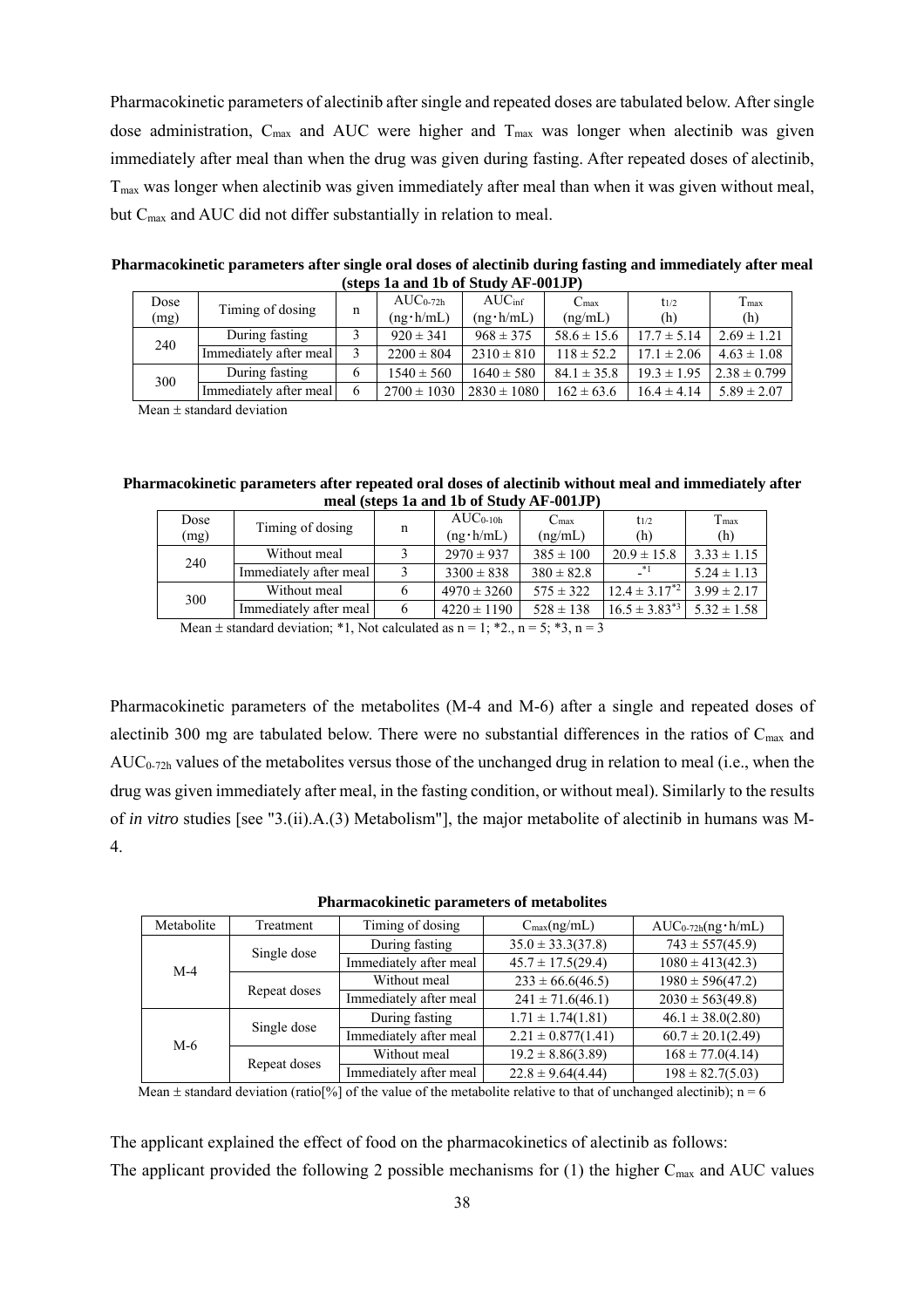Pharmacokinetic parameters of alectinib after single and repeated doses are tabulated below. After single dose administration, $C_{max}$ and AUC were higher and $T_{max}$ was longer when alectinib was given immediately after meal than when the drug was given during fasting. After repeated doses of alectinib, $T_{max}$ was longer when alectinib was given immediately after meal than when it was given without meal, but $C_{max}$ and AUC did not differ substantially in relation to meal.

**Pharmacokinetic parameters after single oral doses of alectinib during fasting and immediately after meal (steps 1a and 1b of Study AF-001JP)**

| Dose (mg) | Timing of dosing | n | $AUC_{0\text{-}72h}$ (ng・h/mL) | $AUC_{inf}$ (ng・h/mL) | $C_{max}$ (ng/mL) | $t_{1/2}$ (h) | $T_{max}$ (h) |
|---|---|---|---|---|---|---|---|
| 240 | During fasting | 3 | 920 ± 341 | 968 ± 375 | 58.6 ± 15.6 | 17.7 ± 5.14 | 2.69 ± 1.21 |
| | Immediately after meal | 3 | 2200 ± 804 | 2310 ± 810 | 118 ± 52.2 | 17.1 ± 2.06 | 4.63 ± 1.08 |
| 300 | During fasting | 6 | 1540 ± 560 | 1640 ± 580 | 84.1 ± 35.8 | 19.3 ± 1.95 | 2.38 ± 0.799 |
| | Immediately after meal | 6 | 2700 ± 1030 | 2830 ± 1080 | 162 ± 63.6 | 16.4 ± 4.14 | 5.89 ± 2.07 |

Mean ± standard deviation

**Pharmacokinetic parameters after repeated oral doses of alectinib without meal and immediately after meal (steps 1a and 1b of Study AF-001JP)**

| Dose (mg) | Timing of dosing | n | $AUC_{0\text{-}10h}$ (ng・h/mL) | $C_{max}$ (ng/mL) | $t_{1/2}$ (h) | $T_{max}$ (h) |
|---|---|---|---|---|---|---|
| 240 | Without meal | 3 | 2970 ± 937 | 385 ± 100 | 20.9 ± 15.8 | 3.33 ± 1.15 |
| | Immediately after meal | 3 | 3300 ± 838 | 380 ± 82.8 | -*1 | 5.24 ± 1.13 |
| 300 | Without meal | 6 | 4970 ± 3260 | 575 ± 322 | 12.4 ± 3.17*2 | 3.99 ± 2.17 |
| | Immediately after meal | 6 | 4220 ± 1190 | 528 ± 138 | 16.5 ± 3.83*3 | 5.32 ± 1.58 |

Mean ± standard deviation; *1, Not calculated as n = 1; *2., n = 5; *3, n = 3

Pharmacokinetic parameters of the metabolites (M-4 and M-6) after a single and repeated doses of alectinib 300 mg are tabulated below. There were no substantial differences in the ratios of $C_{max}$ and $AUC_{0\text{-}72h}$ values of the metabolites versus those of the unchanged drug in relation to meal (i.e., when the drug was given immediately after meal, in the fasting condition, or without meal). Similarly to the results of *in vitro* studies [see "3.(ii).A.(3) Metabolism"], the major metabolite of alectinib in humans was M-4.

**Pharmacokinetic parameters of metabolites**

| Metabolite | Treatment | Timing of dosing | $C_{max}$(ng/mL) | $AUC_{0\text{-}72h}$(ng・h/mL) |
|---|---|---|---|---|
| M-4 | Single dose | During fasting | 35.0 ± 33.3(37.8) | 743 ± 557(45.9) |
| | | Immediately after meal | 45.7 ± 17.5(29.4) | 1080 ± 413(42.3) |
| | Repeat doses | Without meal | 233 ± 66.6(46.5) | 1980 ± 596(47.2) |
| | | Immediately after meal | 241 ± 71.6(46.1) | 2030 ± 563(49.8) |
| M-6 | Single dose | During fasting | 1.71 ± 1.74(1.81) | 46.1 ± 38.0(2.80) |
| | | Immediately after meal | 2.21 ± 0.877(1.41) | 60.7 ± 20.1(2.49) |
| | Repeat doses | Without meal | 19.2 ± 8.86(3.89) | 168 ± 77.0(4.14) |
| | | Immediately after meal | 22.8 ± 9.64(4.44) | 198 ± 82.7(5.03) |

Mean ± standard deviation (ratio[%] of the value of the metabolite relative to that of unchanged alectinib); n = 6

The applicant explained the effect of food on the pharmacokinetics of alectinib as follows:
The applicant provided the following 2 possible mechanisms for (1) the higher $C_{max}$ and AUC values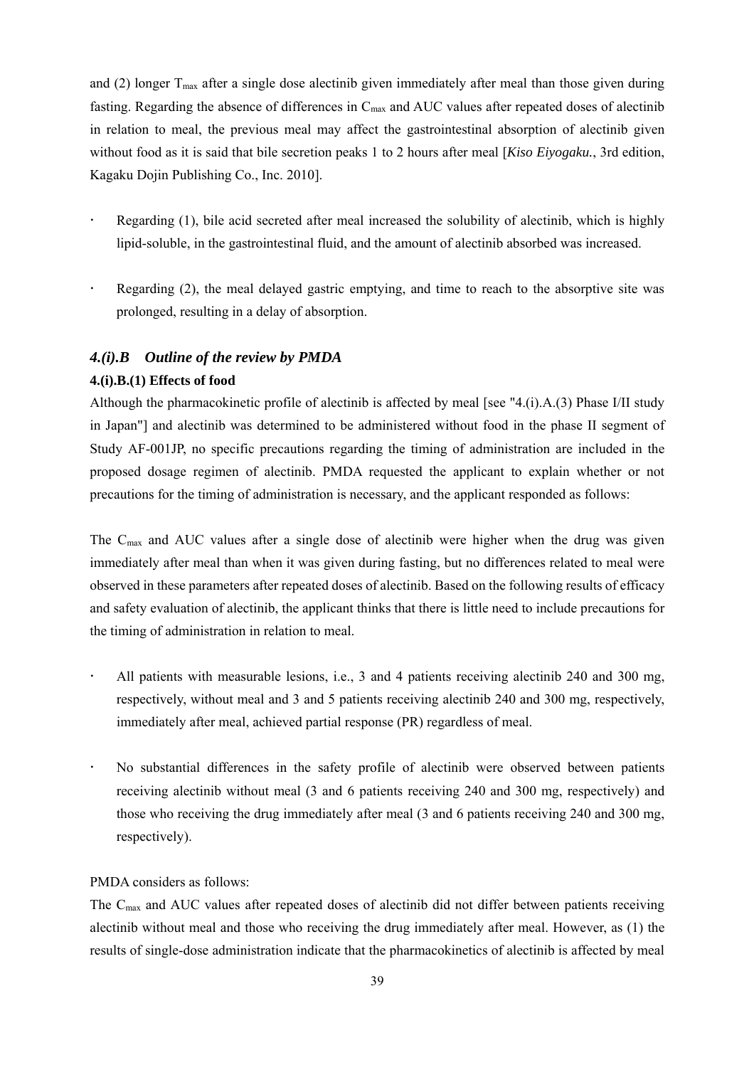and (2) longer $T_{max}$ after a single dose alectinib given immediately after meal than those given during fasting. Regarding the absence of differences in $C_{max}$ and AUC values after repeated doses of alectinib in relation to meal, the previous meal may affect the gastrointestinal absorption of alectinib given without food as it is said that bile secretion peaks 1 to 2 hours after meal [*Kiso Eiyogaku.*, 3rd edition, Kagaku Dojin Publishing Co., Inc. 2010].

- Regarding (1), bile acid secreted after meal increased the solubility of alectinib, which is highly lipid-soluble, in the gastrointestinal fluid, and the amount of alectinib absorbed was increased.
- Regarding (2), the meal delayed gastric emptying, and time to reach to the absorptive site was prolonged, resulting in a delay of absorption.

### *4.(i).B Outline of the review by PMDA*

#### 4.(i).B.(1) Effects of food

Although the pharmacokinetic profile of alectinib is affected by meal [see "4.(i).A.(3) Phase I/II study in Japan"] and alectinib was determined to be administered without food in the phase II segment of Study AF-001JP, no specific precautions regarding the timing of administration are included in the proposed dosage regimen of alectinib. PMDA requested the applicant to explain whether or not precautions for the timing of administration is necessary, and the applicant responded as follows:

The $C_{max}$ and AUC values after a single dose of alectinib were higher when the drug was given immediately after meal than when it was given during fasting, but no differences related to meal were observed in these parameters after repeated doses of alectinib. Based on the following results of efficacy and safety evaluation of alectinib, the applicant thinks that there is little need to include precautions for the timing of administration in relation to meal.

- All patients with measurable lesions, i.e., 3 and 4 patients receiving alectinib 240 and 300 mg, respectively, without meal and 3 and 5 patients receiving alectinib 240 and 300 mg, respectively, immediately after meal, achieved partial response (PR) regardless of meal.
- No substantial differences in the safety profile of alectinib were observed between patients receiving alectinib without meal (3 and 6 patients receiving 240 and 300 mg, respectively) and those who receiving the drug immediately after meal (3 and 6 patients receiving 240 and 300 mg, respectively).

PMDA considers as follows:

The $C_{max}$ and AUC values after repeated doses of alectinib did not differ between patients receiving alectinib without meal and those who receiving the drug immediately after meal. However, as (1) the results of single-dose administration indicate that the pharmacokinetics of alectinib is affected by meal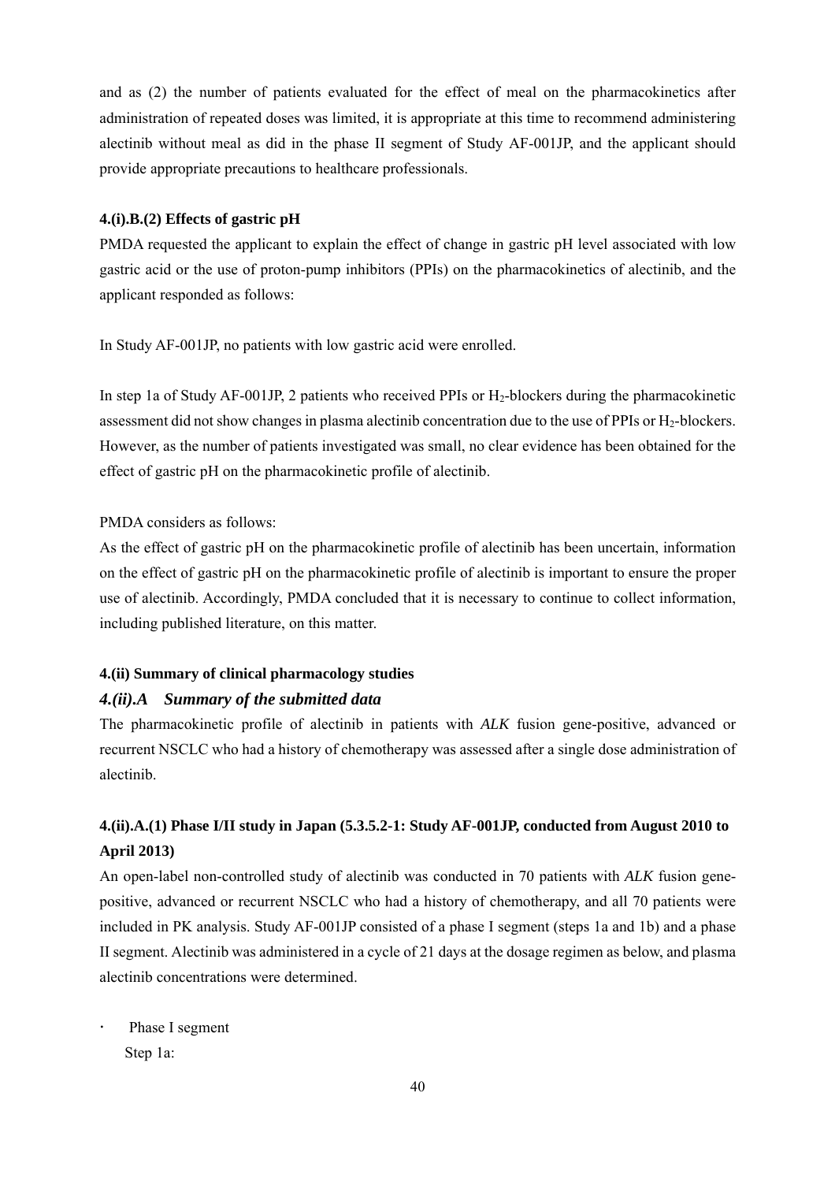and as (2) the number of patients evaluated for the effect of meal on the pharmacokinetics after administration of repeated doses was limited, it is appropriate at this time to recommend administering alectinib without meal as did in the phase II segment of Study AF-001JP, and the applicant should provide appropriate precautions to healthcare professionals.

#### 4.(i).B.(2) Effects of gastric pH

PMDA requested the applicant to explain the effect of change in gastric pH level associated with low gastric acid or the use of proton-pump inhibitors (PPIs) on the pharmacokinetics of alectinib, and the applicant responded as follows:

In Study AF-001JP, no patients with low gastric acid were enrolled.

In step 1a of Study AF-001JP, 2 patients who received PPIs or $H_2$-blockers during the pharmacokinetic assessment did not show changes in plasma alectinib concentration due to the use of PPIs or $H_2$-blockers. However, as the number of patients investigated was small, no clear evidence has been obtained for the effect of gastric pH on the pharmacokinetic profile of alectinib.

PMDA considers as follows:

As the effect of gastric pH on the pharmacokinetic profile of alectinib has been uncertain, information on the effect of gastric pH on the pharmacokinetic profile of alectinib is important to ensure the proper use of alectinib. Accordingly, PMDA concluded that it is necessary to continue to collect information, including published literature, on this matter.

### 4.(ii) Summary of clinical pharmacology studies

### *4.(ii).A Summary of the submitted data*

The pharmacokinetic profile of alectinib in patients with *ALK* fusion gene-positive, advanced or recurrent NSCLC who had a history of chemotherapy was assessed after a single dose administration of alectinib.

#### 4.(ii).A.(1) Phase I/II study in Japan (5.3.5.2-1: Study AF-001JP, conducted from August 2010 to April 2013)

An open-label non-controlled study of alectinib was conducted in 70 patients with *ALK* fusion gene-positive, advanced or recurrent NSCLC who had a history of chemotherapy, and all 70 patients were included in PK analysis. Study AF-001JP consisted of a phase I segment (steps 1a and 1b) and a phase II segment. Alectinib was administered in a cycle of 21 days at the dosage regimen as below, and plasma alectinib concentrations were determined.

- Phase I segment

  Step 1a: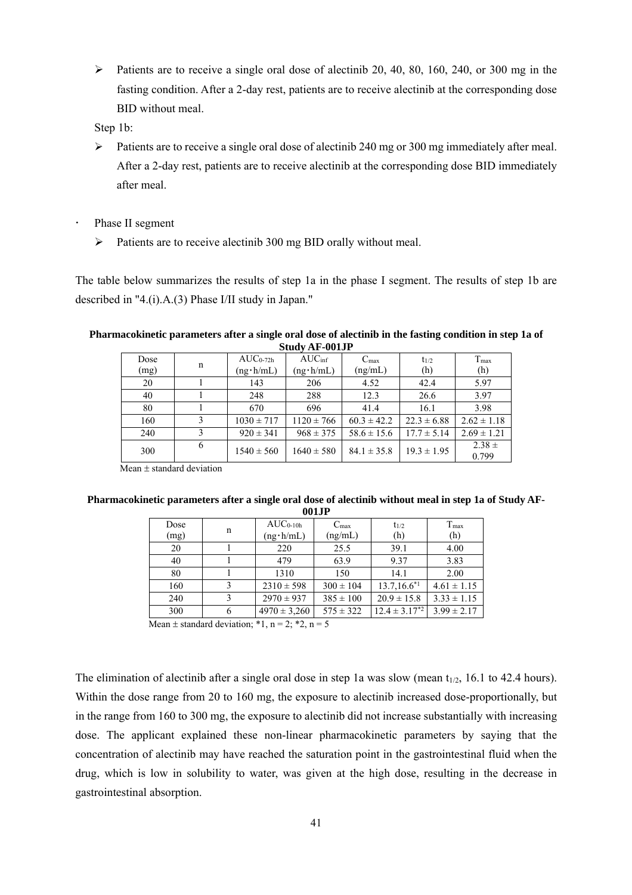- Patients are to receive a single oral dose of alectinib 20, 40, 80, 160, 240, or 300 mg in the fasting condition. After a 2-day rest, patients are to receive alectinib at the corresponding dose BID without meal.

Step 1b:

- Patients are to receive a single oral dose of alectinib 240 mg or 300 mg immediately after meal. After a 2-day rest, patients are to receive alectinib at the corresponding dose BID immediately after meal.

- Phase II segment
  - Patients are to receive alectinib 300 mg BID orally without meal.

The table below summarizes the results of step 1a in the phase I segment. The results of step 1b are described in "4.(i).A.(3) Phase I/II study in Japan."

**Pharmacokinetic parameters after a single oral dose of alectinib in the fasting condition in step 1a of Study AF-001JP**

| Dose (mg) | n | $AUC_{0\text{-}72h}$ (ng・h/mL) | $AUC_{inf}$ (ng・h/mL) | $C_{max}$ (ng/mL) | $t_{1/2}$ (h) | $T_{max}$ (h) |
|---|---|---|---|---|---|---|
| 20 | 1 | 143 | 206 | 4.52 | 42.4 | 5.97 |
| 40 | 1 | 248 | 288 | 12.3 | 26.6 | 3.97 |
| 80 | 1 | 670 | 696 | 41.4 | 16.1 | 3.98 |
| 160 | 3 | 1030 ± 717 | 1120 ± 766 | 60.3 ± 42.2 | 22.3 ± 6.88 | 2.62 ± 1.18 |
| 240 | 3 | 920 ± 341 | 968 ± 375 | 58.6 ± 15.6 | 17.7 ± 5.14 | 2.69 ± 1.21 |
| 300 | 6 | 1540 ± 560 | 1640 ± 580 | 84.1 ± 35.8 | 19.3 ± 1.95 | 2.38 ± 0.799 |

Mean ± standard deviation

**Pharmacokinetic parameters after a single oral dose of alectinib without meal in step 1a of Study AF-001JP**

| Dose (mg) | n | $AUC_{0\text{-}10h}$ (ng・h/mL) | $C_{max}$ (ng/mL) | $t_{1/2}$ (h) | $T_{max}$ (h) |
|---|---|---|---|---|---|
| 20 | 1 | 220 | 25.5 | 39.1 | 4.00 |
| 40 | 1 | 479 | 63.9 | 9.37 | 3.83 |
| 80 | 1 | 1310 | 150 | 14.1 | 2.00 |
| 160 | 3 | 2310 ± 598 | 300 ± 104 | 13.7,16.6*1 | 4.61 ± 1.15 |
| 240 | 3 | 2970 ± 937 | 385 ± 100 | 20.9 ± 15.8 | 3.33 ± 1.15 |
| 300 | 6 | 4970 ± 3,260 | 575 ± 322 | 12.4 ± 3.17*2 | 3.99 ± 2.17 |

Mean ± standard deviation; *1, n = 2; *2, n = 5

The elimination of alectinib after a single oral dose in step 1a was slow (mean $t_{1/2}$, 16.1 to 42.4 hours). Within the dose range from 20 to 160 mg, the exposure to alectinib increased dose-proportionally, but in the range from 160 to 300 mg, the exposure to alectinib did not increase substantially with increasing dose. The applicant explained these non-linear pharmacokinetic parameters by saying that the concentration of alectinib may have reached the saturation point in the gastrointestinal fluid when the drug, which is low in solubility to water, was given at the high dose, resulting in the decrease in gastrointestinal absorption.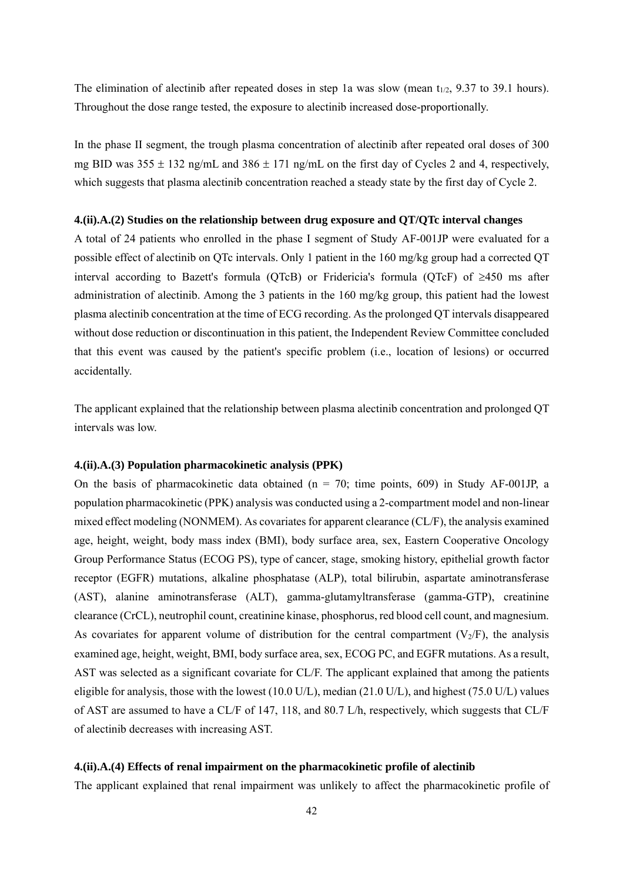The elimination of alectinib after repeated doses in step 1a was slow (mean $t_{1/2}$, 9.37 to 39.1 hours). Throughout the dose range tested, the exposure to alectinib increased dose-proportionally.

In the phase II segment, the trough plasma concentration of alectinib after repeated oral doses of 300 mg BID was 355 ± 132 ng/mL and 386 ± 171 ng/mL on the first day of Cycles 2 and 4, respectively, which suggests that plasma alectinib concentration reached a steady state by the first day of Cycle 2.

**4.(ii).A.(2) Studies on the relationship between drug exposure and QT/QTc interval changes**

A total of 24 patients who enrolled in the phase I segment of Study AF-001JP were evaluated for a possible effect of alectinib on QTc intervals. Only 1 patient in the 160 mg/kg group had a corrected QT interval according to Bazett's formula (QTcB) or Fridericia's formula (QTcF) of ≥450 ms after administration of alectinib. Among the 3 patients in the 160 mg/kg group, this patient had the lowest plasma alectinib concentration at the time of ECG recording. As the prolonged QT intervals disappeared without dose reduction or discontinuation in this patient, the Independent Review Committee concluded that this event was caused by the patient's specific problem (i.e., location of lesions) or occurred accidentally.

The applicant explained that the relationship between plasma alectinib concentration and prolonged QT intervals was low.

**4.(ii).A.(3) Population pharmacokinetic analysis (PPK)**

On the basis of pharmacokinetic data obtained (n = 70; time points, 609) in Study AF-001JP, a population pharmacokinetic (PPK) analysis was conducted using a 2-compartment model and non-linear mixed effect modeling (NONMEM). As covariates for apparent clearance (CL/F), the analysis examined age, height, weight, body mass index (BMI), body surface area, sex, Eastern Cooperative Oncology Group Performance Status (ECOG PS), type of cancer, stage, smoking history, epithelial growth factor receptor (EGFR) mutations, alkaline phosphatase (ALP), total bilirubin, aspartate aminotransferase (AST), alanine aminotransferase (ALT), gamma-glutamyltransferase (gamma-GTP), creatinine clearance (CrCL), neutrophil count, creatinine kinase, phosphorus, red blood cell count, and magnesium. As covariates for apparent volume of distribution for the central compartment ($V_2$/F), the analysis examined age, height, weight, BMI, body surface area, sex, ECOG PC, and EGFR mutations. As a result, AST was selected as a significant covariate for CL/F. The applicant explained that among the patients eligible for analysis, those with the lowest (10.0 U/L), median (21.0 U/L), and highest (75.0 U/L) values of AST are assumed to have a CL/F of 147, 118, and 80.7 L/h, respectively, which suggests that CL/F of alectinib decreases with increasing AST.

**4.(ii).A.(4) Effects of renal impairment on the pharmacokinetic profile of alectinib**

The applicant explained that renal impairment was unlikely to affect the pharmacokinetic profile of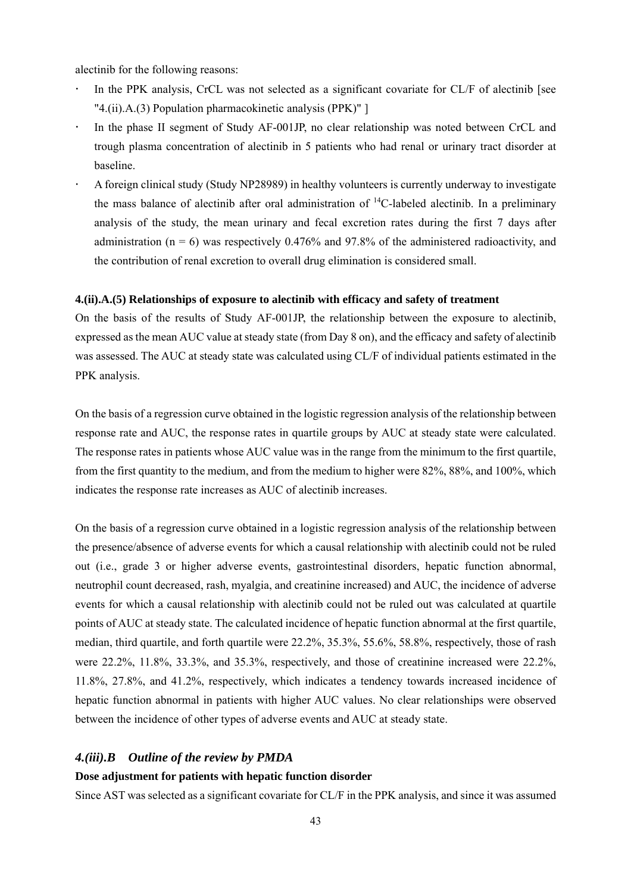alectinib for the following reasons:

- In the PPK analysis, CrCL was not selected as a significant covariate for CL/F of alectinib [see "4.(ii).A.(3) Population pharmacokinetic analysis (PPK)" ]
- In the phase II segment of Study AF-001JP, no clear relationship was noted between CrCL and trough plasma concentration of alectinib in 5 patients who had renal or urinary tract disorder at baseline.
- A foreign clinical study (Study NP28989) in healthy volunteers is currently underway to investigate the mass balance of alectinib after oral administration of $^{14}$C-labeled alectinib. In a preliminary analysis of the study, the mean urinary and fecal excretion rates during the first 7 days after administration (n = 6) was respectively 0.476% and 97.8% of the administered radioactivity, and the contribution of renal excretion to overall drug elimination is considered small.

#### 4.(ii).A.(5) Relationships of exposure to alectinib with efficacy and safety of treatment

On the basis of the results of Study AF-001JP, the relationship between the exposure to alectinib, expressed as the mean AUC value at steady state (from Day 8 on), and the efficacy and safety of alectinib was assessed. The AUC at steady state was calculated using CL/F of individual patients estimated in the PPK analysis.

On the basis of a regression curve obtained in the logistic regression analysis of the relationship between response rate and AUC, the response rates in quartile groups by AUC at steady state were calculated. The response rates in patients whose AUC value was in the range from the minimum to the first quartile, from the first quantity to the medium, and from the medium to higher were 82%, 88%, and 100%, which indicates the response rate increases as AUC of alectinib increases.

On the basis of a regression curve obtained in a logistic regression analysis of the relationship between the presence/absence of adverse events for which a causal relationship with alectinib could not be ruled out (i.e., grade 3 or higher adverse events, gastrointestinal disorders, hepatic function abnormal, neutrophil count decreased, rash, myalgia, and creatinine increased) and AUC, the incidence of adverse events for which a causal relationship with alectinib could not be ruled out was calculated at quartile points of AUC at steady state. The calculated incidence of hepatic function abnormal at the first quartile, median, third quartile, and forth quartile were 22.2%, 35.3%, 55.6%, 58.8%, respectively, those of rash were 22.2%, 11.8%, 33.3%, and 35.3%, respectively, and those of creatinine increased were 22.2%, 11.8%, 27.8%, and 41.2%, respectively, which indicates a tendency towards increased incidence of hepatic function abnormal in patients with higher AUC values. No clear relationships were observed between the incidence of other types of adverse events and AUC at steady state.

### *4.(iii).B Outline of the review by PMDA*

**Dose adjustment for patients with hepatic function disorder**

Since AST was selected as a significant covariate for CL/F in the PPK analysis, and since it was assumed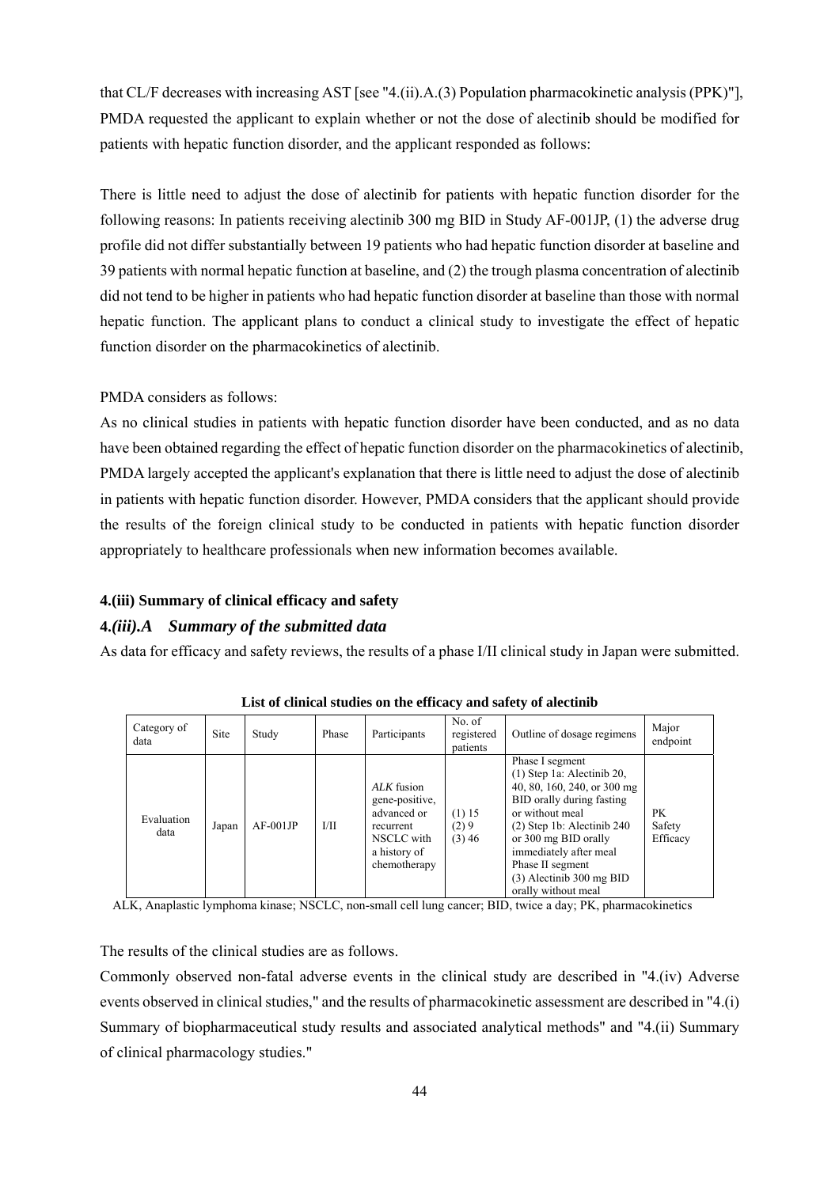that CL/F decreases with increasing AST [see "4.(ii).A.(3) Population pharmacokinetic analysis (PPK)"], PMDA requested the applicant to explain whether or not the dose of alectinib should be modified for patients with hepatic function disorder, and the applicant responded as follows:

There is little need to adjust the dose of alectinib for patients with hepatic function disorder for the following reasons: In patients receiving alectinib 300 mg BID in Study AF-001JP, (1) the adverse drug profile did not differ substantially between 19 patients who had hepatic function disorder at baseline and 39 patients with normal hepatic function at baseline, and (2) the trough plasma concentration of alectinib did not tend to be higher in patients who had hepatic function disorder at baseline than those with normal hepatic function. The applicant plans to conduct a clinical study to investigate the effect of hepatic function disorder on the pharmacokinetics of alectinib.

PMDA considers as follows:
As no clinical studies in patients with hepatic function disorder have been conducted, and as no data have been obtained regarding the effect of hepatic function disorder on the pharmacokinetics of alectinib, PMDA largely accepted the applicant's explanation that there is little need to adjust the dose of alectinib in patients with hepatic function disorder. However, PMDA considers that the applicant should provide the results of the foreign clinical study to be conducted in patients with hepatic function disorder appropriately to healthcare professionals when new information becomes available.

### 4.(iii) Summary of clinical efficacy and safety

### 4.*(iii).A Summary of the submitted data*

As data for efficacy and safety reviews, the results of a phase I/II clinical study in Japan were submitted.

**List of clinical studies on the efficacy and safety of alectinib**

| Category of data | Site | Study | Phase | Participants | No. of registered patients | Outline of dosage regimens | Major endpoint |
|---|---|---|---|---|---|---|---|
| Evaluation data | Japan | AF-001JP | I/II | *ALK* fusion gene-positive, advanced or recurrent NSCLC with a history of chemotherapy | (1) 15<br>(2) 9<br>(3) 46 | Phase I segment<br>(1) Step 1a: Alectinib 20, 40, 80, 160, 240, or 300 mg BID orally during fasting or without meal<br>(2) Step 1b: Alectinib 240 or 300 mg BID orally immediately after meal<br>Phase II segment<br>(3) Alectinib 300 mg BID orally without meal | PK<br>Safety<br>Efficacy |

ALK, Anaplastic lymphoma kinase; NSCLC, non-small cell lung cancer; BID, twice a day; PK, pharmacokinetics

The results of the clinical studies are as follows.
Commonly observed non-fatal adverse events in the clinical study are described in "4.(iv) Adverse events observed in clinical studies," and the results of pharmacokinetic assessment are described in "4.(i) Summary of biopharmaceutical study results and associated analytical methods" and "4.(ii) Summary of clinical pharmacology studies."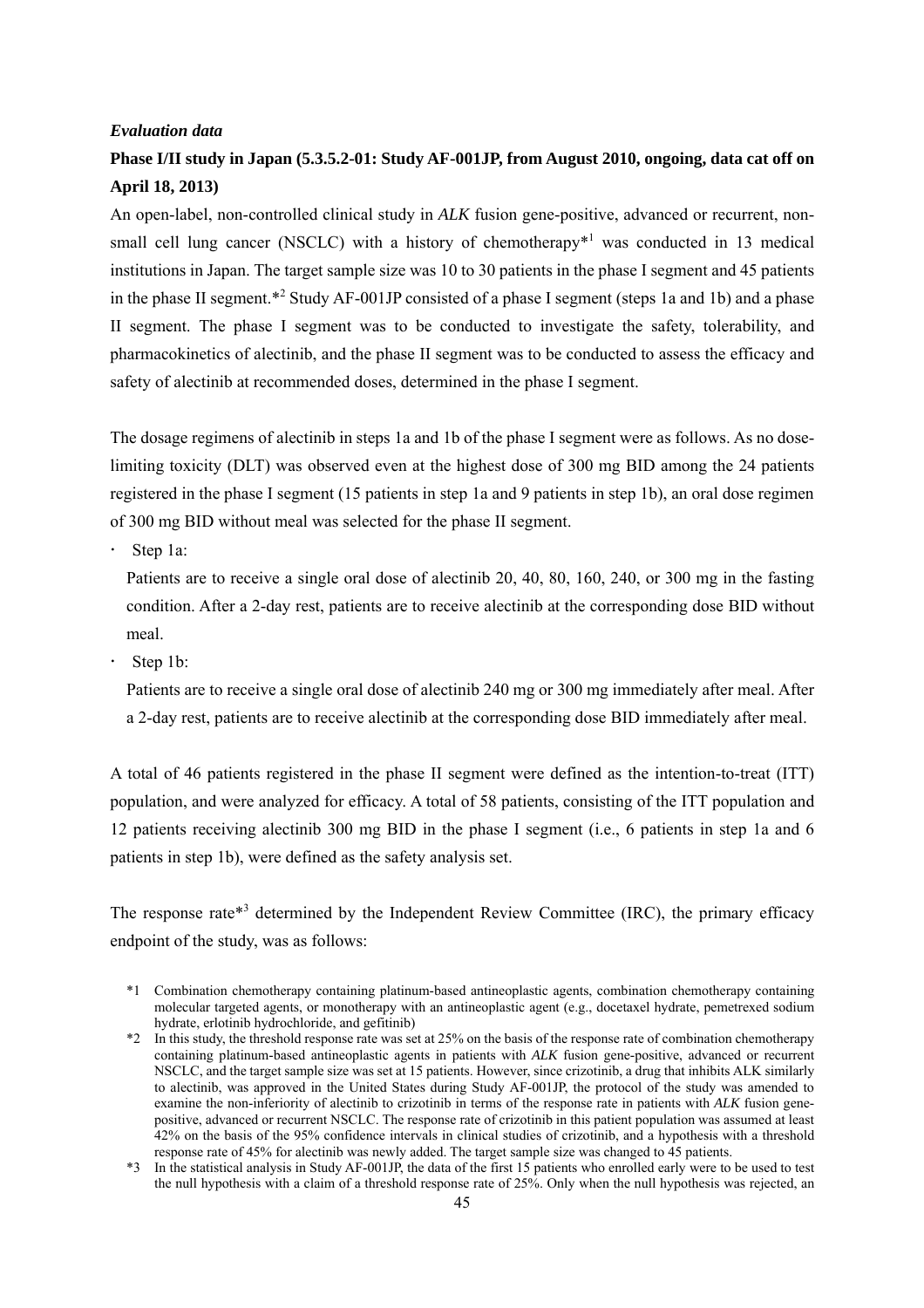***Evaluation data***

**Phase I/II study in Japan (5.3.5.2-01: Study AF-001JP, from August 2010, ongoing, data cat off on April 18, 2013)**

An open-label, non-controlled clinical study in *ALK* fusion gene-positive, advanced or recurrent, non-small cell lung cancer (NSCLC) with a history of chemotherapy*[1] was conducted in 13 medical institutions in Japan. The target sample size was 10 to 30 patients in the phase I segment and 45 patients in the phase II segment.*[2] Study AF-001JP consisted of a phase I segment (steps 1a and 1b) and a phase II segment. The phase I segment was to be conducted to investigate the safety, tolerability, and pharmacokinetics of alectinib, and the phase II segment was to be conducted to assess the efficacy and safety of alectinib at recommended doses, determined in the phase I segment.

The dosage regimens of alectinib in steps 1a and 1b of the phase I segment were as follows. As no dose-limiting toxicity (DLT) was observed even at the highest dose of 300 mg BID among the 24 patients registered in the phase I segment (15 patients in step 1a and 9 patients in step 1b), an oral dose regimen of 300 mg BID without meal was selected for the phase II segment.

- Step 1a:
  Patients are to receive a single oral dose of alectinib 20, 40, 80, 160, 240, or 300 mg in the fasting condition. After a 2-day rest, patients are to receive alectinib at the corresponding dose BID without meal.
- Step 1b:
  Patients are to receive a single oral dose of alectinib 240 mg or 300 mg immediately after meal. After a 2-day rest, patients are to receive alectinib at the corresponding dose BID immediately after meal.

A total of 46 patients registered in the phase II segment were defined as the intention-to-treat (ITT) population, and were analyzed for efficacy. A total of 58 patients, consisting of the ITT population and 12 patients receiving alectinib 300 mg BID in the phase I segment (i.e., 6 patients in step 1a and 6 patients in step 1b), were defined as the safety analysis set.

The response rate*[3] determined by the Independent Review Committee (IRC), the primary efficacy endpoint of the study, was as follows:

*1 Combination chemotherapy containing platinum-based antineoplastic agents, combination chemotherapy containing molecular targeted agents, or monotherapy with an antineoplastic agent (e.g., docetaxel hydrate, pemetrexed sodium hydrate, erlotinib hydrochloride, and gefitinib)

*2 In this study, the threshold response rate was set at 25% on the basis of the response rate of combination chemotherapy containing platinum-based antineoplastic agents in patients with *ALK* fusion gene-positive, advanced or recurrent NSCLC, and the target sample size was set at 15 patients. However, since crizotinib, a drug that inhibits ALK similarly to alectinib, was approved in the United States during Study AF-001JP, the protocol of the study was amended to examine the non-inferiority of alectinib to crizotinib in terms of the response rate in patients with *ALK* fusion gene-positive, advanced or recurrent NSCLC. The response rate of crizotinib in this patient population was assumed at least 42% on the basis of the 95% confidence intervals in clinical studies of crizotinib, and a hypothesis with a threshold response rate of 45% for alectinib was newly added. The target sample size was changed to 45 patients.

*3 In the statistical analysis in Study AF-001JP, the data of the first 15 patients who enrolled early were to be used to test the null hypothesis with a claim of a threshold response rate of 25%. Only when the null hypothesis was rejected, an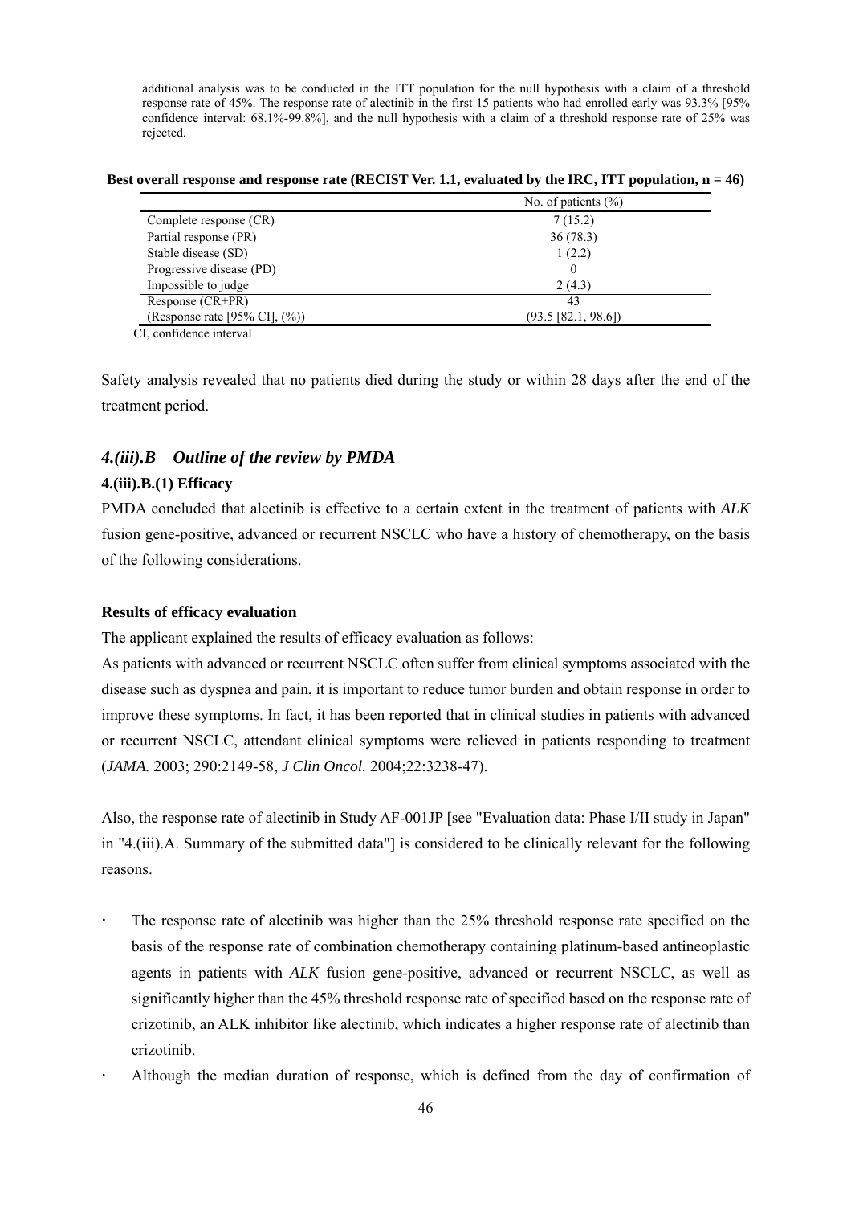additional analysis was to be conducted in the ITT population for the null hypothesis with a claim of a threshold response rate of 45%. The response rate of alectinib in the first 15 patients who had enrolled early was 93.3% [95% confidence interval: 68.1%-99.8%], and the null hypothesis with a claim of a threshold response rate of 25% was rejected.

**Best overall response and response rate (RECIST Ver. 1.1, evaluated by the IRC, ITT population, n = 46)**

| | No. of patients (%) |
|---|---|
| Complete response (CR) | 7 (15.2) |
| Partial response (PR) | 36 (78.3) |
| Stable disease (SD) | 1 (2.2) |
| Progressive disease (PD) | 0 |
| Impossible to judge | 2 (4.3) |
| Response (CR+PR) | 43 |
| (Response rate [95% CI], (%)) | (93.5 [82.1, 98.6]) |

CI, confidence interval

Safety analysis revealed that no patients died during the study or within 28 days after the end of the treatment period.

### *4.(iii).B Outline of the review by PMDA*

#### 4.(iii).B.(1) Efficacy

PMDA concluded that alectinib is effective to a certain extent in the treatment of patients with *ALK* fusion gene-positive, advanced or recurrent NSCLC who have a history of chemotherapy, on the basis of the following considerations.

**Results of efficacy evaluation**

The applicant explained the results of efficacy evaluation as follows:

As patients with advanced or recurrent NSCLC often suffer from clinical symptoms associated with the disease such as dyspnea and pain, it is important to reduce tumor burden and obtain response in order to improve these symptoms. In fact, it has been reported that in clinical studies in patients with advanced or recurrent NSCLC, attendant clinical symptoms were relieved in patients responding to treatment (*JAMA.* 2003; 290:2149-58, *J Clin Oncol.* 2004;22:3238-47).

Also, the response rate of alectinib in Study AF-001JP [see "Evaluation data: Phase I/II study in Japan" in "4.(iii).A. Summary of the submitted data"] is considered to be clinically relevant for the following reasons.

- The response rate of alectinib was higher than the 25% threshold response rate specified on the basis of the response rate of combination chemotherapy containing platinum-based antineoplastic agents in patients with *ALK* fusion gene-positive, advanced or recurrent NSCLC, as well as significantly higher than the 45% threshold response rate of specified based on the response rate of crizotinib, an ALK inhibitor like alectinib, which indicates a higher response rate of alectinib than crizotinib.
- Although the median duration of response, which is defined from the day of confirmation of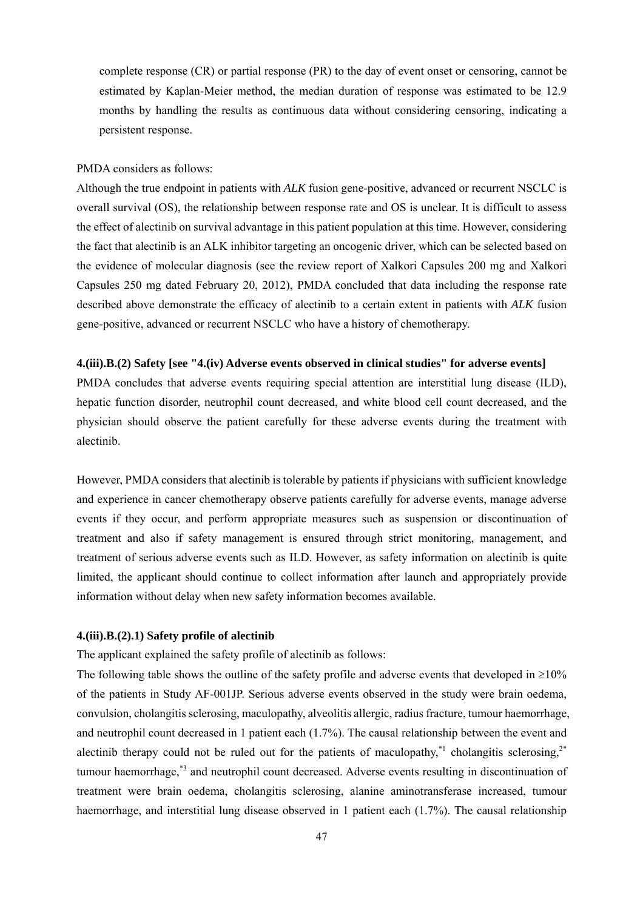complete response (CR) or partial response (PR) to the day of event onset or censoring, cannot be estimated by Kaplan-Meier method, the median duration of response was estimated to be 12.9 months by handling the results as continuous data without considering censoring, indicating a persistent response.

PMDA considers as follows:

Although the true endpoint in patients with *ALK* fusion gene-positive, advanced or recurrent NSCLC is overall survival (OS), the relationship between response rate and OS is unclear. It is difficult to assess the effect of alectinib on survival advantage in this patient population at this time. However, considering the fact that alectinib is an ALK inhibitor targeting an oncogenic driver, which can be selected based on the evidence of molecular diagnosis (see the review report of Xalkori Capsules 200 mg and Xalkori Capsules 250 mg dated February 20, 2012), PMDA concluded that data including the response rate described above demonstrate the efficacy of alectinib to a certain extent in patients with *ALK* fusion gene-positive, advanced or recurrent NSCLC who have a history of chemotherapy.

**4.(iii).B.(2) Safety [see "4.(iv) Adverse events observed in clinical studies" for adverse events]**

PMDA concludes that adverse events requiring special attention are interstitial lung disease (ILD), hepatic function disorder, neutrophil count decreased, and white blood cell count decreased, and the physician should observe the patient carefully for these adverse events during the treatment with alectinib.

However, PMDA considers that alectinib is tolerable by patients if physicians with sufficient knowledge and experience in cancer chemotherapy observe patients carefully for adverse events, manage adverse events if they occur, and perform appropriate measures such as suspension or discontinuation of treatment and also if safety management is ensured through strict monitoring, management, and treatment of serious adverse events such as ILD. However, as safety information on alectinib is quite limited, the applicant should continue to collect information after launch and appropriately provide information without delay when new safety information becomes available.

**4.(iii).B.(2).1) Safety profile of alectinib**

The applicant explained the safety profile of alectinib as follows:

The following table shows the outline of the safety profile and adverse events that developed in ≥10% of the patients in Study AF-001JP. Serious adverse events observed in the study were brain oedema, convulsion, cholangitis sclerosing, maculopathy, alveolitis allergic, radius fracture, tumour haemorrhage, and neutrophil count decreased in 1 patient each (1.7%). The causal relationship between the event and alectinib therapy could not be ruled out for the patients of maculopathy,[*1] cholangitis sclerosing,[2*] tumour haemorrhage,[*3] and neutrophil count decreased. Adverse events resulting in discontinuation of treatment were brain oedema, cholangitis sclerosing, alanine aminotransferase increased, tumour haemorrhage, and interstitial lung disease observed in 1 patient each (1.7%). The causal relationship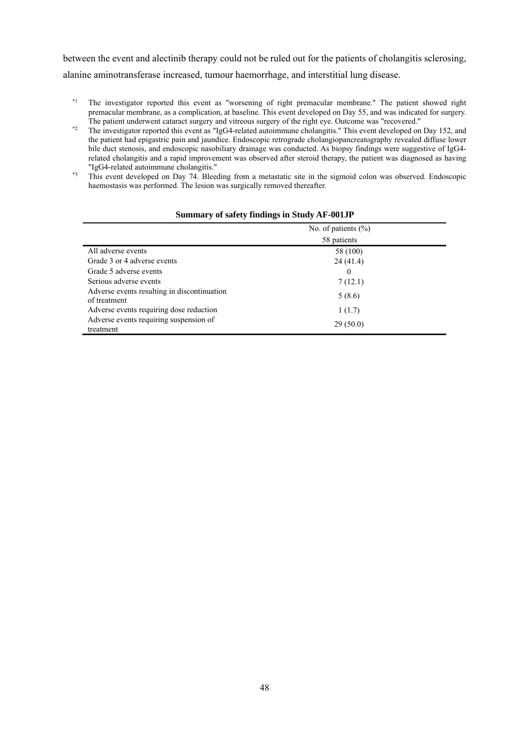between the event and alectinib therapy could not be ruled out for the patients of cholangitis sclerosing, alanine aminotransferase increased, tumour haemorrhage, and interstitial lung disease.

*1 The investigator reported this event as "worsening of right premacular membrane." The patient showed right premacular membrane, as a complication, at baseline. This event developed on Day 55, and was indicated for surgery. The patient underwent cataract surgery and vitreous surgery of the right eye. Outcome was "recovered."

*2 The investigator reported this event as "IgG4-related autoimmune cholangitis." This event developed on Day 152, and the patient had epigastric pain and jaundice. Endoscopic retrograde cholangiopancreatography revealed diffuse lower bile duct stenosis, and endoscopic nasobiliary drainage was conducted. As biopsy findings were suggestive of IgG4-related cholangitis and a rapid improvement was observed after steroid therapy, the patient was diagnosed as having "IgG4-related autoimmune cholangitis."

*3 This event developed on Day 74. Bleeding from a metastatic site in the sigmoid colon was observed. Endoscopic haemostasis was performed. The lesion was surgically removed thereafter.

**Summary of safety findings in Study AF-001JP**

| | No. of patients (%) |
|---|---|
| | 58 patients |
| All adverse events | 58 (100) |
| Grade 3 or 4 adverse events | 24 (41.4) |
| Grade 5 adverse events | 0 |
| Serious adverse events | 7 (12.1) |
| Adverse events resulting in discontinuation of treatment | 5 (8.6) |
| Adverse events requiring dose reduction | 1 (1.7) |
| Adverse events requiring suspension of treatment | 29 (50.0) |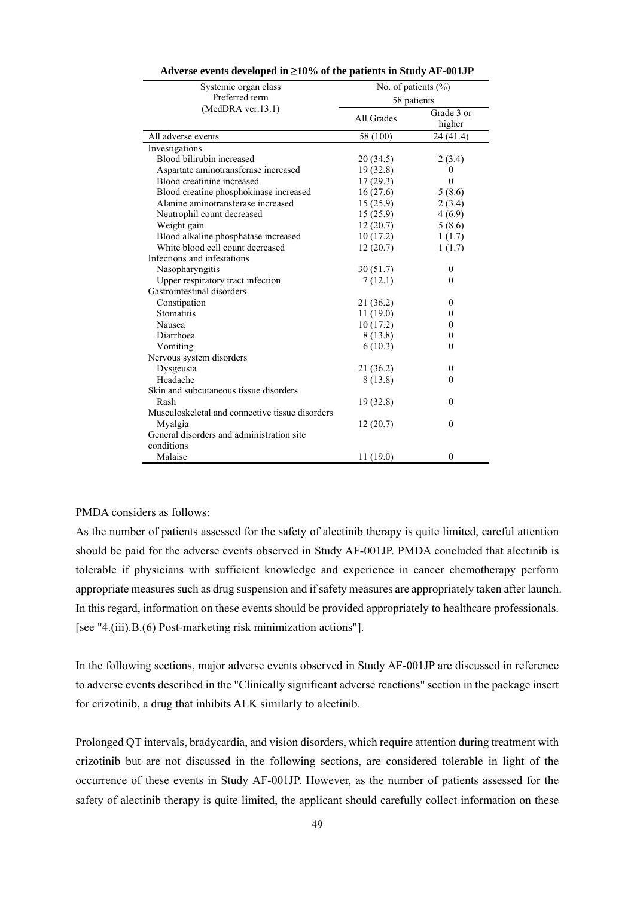**Adverse events developed in ≥10% of the patients in Study AF-001JP**

| Systemic organ class<br>Preferred term<br>(MedDRA ver.13.1) | No. of patients (%)<br>58 patients | |
|---|---|---|
| | All Grades | Grade 3 or higher |
| All adverse events | 58 (100) | 24 (41.4) |
| Investigations | | |
| Blood bilirubin increased | 20 (34.5) | 2 (3.4) |
| Aspartate aminotransferase increased | 19 (32.8) | 0 |
| Blood creatinine increased | 17 (29.3) | 0 |
| Blood creatine phosphokinase increased | 16 (27.6) | 5 (8.6) |
| Alanine aminotransferase increased | 15 (25.9) | 2 (3.4) |
| Neutrophil count decreased | 15 (25.9) | 4 (6.9) |
| Weight gain | 12 (20.7) | 5 (8.6) |
| Blood alkaline phosphatase increased | 10 (17.2) | 1 (1.7) |
| White blood cell count decreased | 12 (20.7) | 1 (1.7) |
| Infections and infestations | | |
| Nasopharyngitis | 30 (51.7) | 0 |
| Upper respiratory tract infection | 7 (12.1) | 0 |
| Gastrointestinal disorders | | |
| Constipation | 21 (36.2) | 0 |
| Stomatitis | 11 (19.0) | 0 |
| Nausea | 10 (17.2) | 0 |
| Diarrhoea | 8 (13.8) | 0 |
| Vomiting | 6 (10.3) | 0 |
| Nervous system disorders | | |
| Dysgeusia | 21 (36.2) | 0 |
| Headache | 8 (13.8) | 0 |
| Skin and subcutaneous tissue disorders | | |
| Rash | 19 (32.8) | 0 |
| Musculoskeletal and connective tissue disorders | | |
| Myalgia | 12 (20.7) | 0 |
| General disorders and administration site conditions | | |
| Malaise | 11 (19.0) | 0 |

PMDA considers as follows:

As the number of patients assessed for the safety of alectinib therapy is quite limited, careful attention should be paid for the adverse events observed in Study AF-001JP. PMDA concluded that alectinib is tolerable if physicians with sufficient knowledge and experience in cancer chemotherapy perform appropriate measures such as drug suspension and if safety measures are appropriately taken after launch. In this regard, information on these events should be provided appropriately to healthcare professionals. [see "4.(iii).B.(6) Post-marketing risk minimization actions"].

In the following sections, major adverse events observed in Study AF-001JP are discussed in reference to adverse events described in the "Clinically significant adverse reactions" section in the package insert for crizotinib, a drug that inhibits ALK similarly to alectinib.

Prolonged QT intervals, bradycardia, and vision disorders, which require attention during treatment with crizotinib but are not discussed in the following sections, are considered tolerable in light of the occurrence of these events in Study AF-001JP. However, as the number of patients assessed for the safety of alectinib therapy is quite limited, the applicant should carefully collect information on these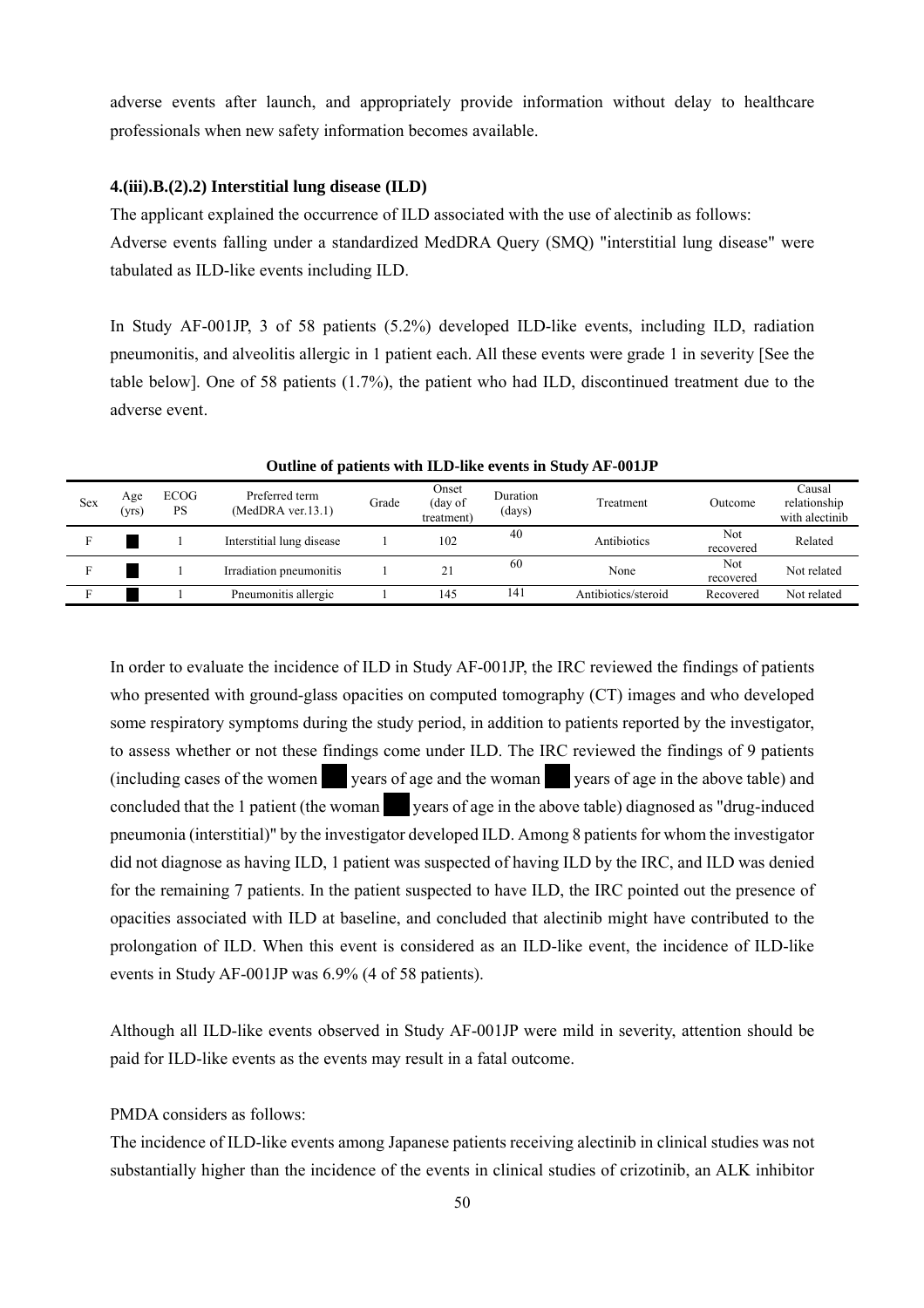adverse events after launch, and appropriately provide information without delay to healthcare professionals when new safety information becomes available.

#### 4.(iii).B.(2).2) Interstitial lung disease (ILD)

The applicant explained the occurrence of ILD associated with the use of alectinib as follows:
Adverse events falling under a standardized MedDRA Query (SMQ) "interstitial lung disease" were tabulated as ILD-like events including ILD.

In Study AF-001JP, 3 of 58 patients (5.2%) developed ILD-like events, including ILD, radiation pneumonitis, and alveolitis allergic in 1 patient each. All these events were grade 1 in severity [See the table below]. One of 58 patients (1.7%), the patient who had ILD, discontinued treatment due to the adverse event.

**Outline of patients with ILD-like events in Study AF-001JP**

| Sex | Age (yrs) | ECOG PS | Preferred term (MedDRA ver.13.1) | Grade | Onset (day of treatment) | Duration (days) | Treatment | Outcome | Causal relationship with alectinib |
|---|---|---|---|---|---|---|---|---|---|
| F | ■ | 1 | Interstitial lung disease | 1 | 102 | 40 | Antibiotics | Not recovered | Related |
| F | ■ | 1 | Irradiation pneumonitis | 1 | 21 | 60 | None | Not recovered | Not related |
| F | ■ | 1 | Pneumonitis allergic | 1 | 145 | 141 | Antibiotics/steroid | Recovered | Not related |

In order to evaluate the incidence of ILD in Study AF-001JP, the IRC reviewed the findings of patients who presented with ground-glass opacities on computed tomography (CT) images and who developed some respiratory symptoms during the study period, in addition to patients reported by the investigator, to assess whether or not these findings come under ILD. The IRC reviewed the findings of 9 patients (including cases of the women ■ years of age and the woman ■ years of age in the above table) and concluded that the 1 patient (the woman ■ years of age in the above table) diagnosed as "drug-induced pneumonia (interstitial)" by the investigator developed ILD. Among 8 patients for whom the investigator did not diagnose as having ILD, 1 patient was suspected of having ILD by the IRC, and ILD was denied for the remaining 7 patients. In the patient suspected to have ILD, the IRC pointed out the presence of opacities associated with ILD at baseline, and concluded that alectinib might have contributed to the prolongation of ILD. When this event is considered as an ILD-like event, the incidence of ILD-like events in Study AF-001JP was 6.9% (4 of 58 patients).

Although all ILD-like events observed in Study AF-001JP were mild in severity, attention should be paid for ILD-like events as the events may result in a fatal outcome.

PMDA considers as follows:
The incidence of ILD-like events among Japanese patients receiving alectinib in clinical studies was not substantially higher than the incidence of the events in clinical studies of crizotinib, an ALK inhibitor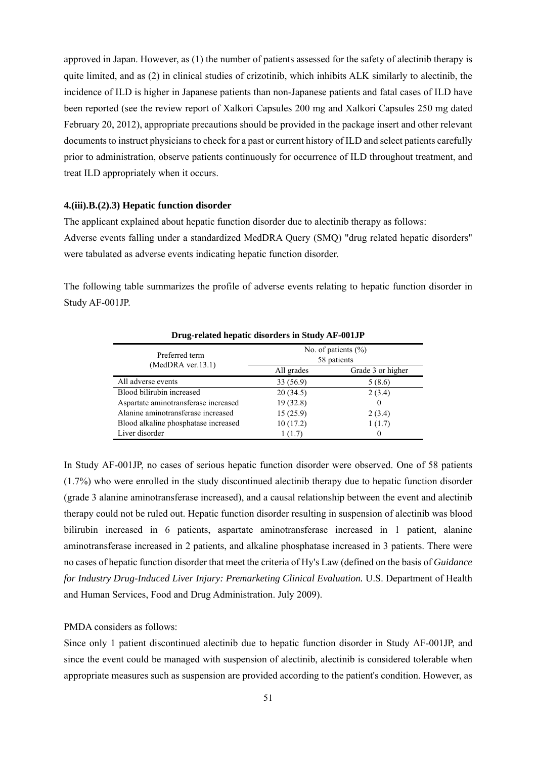approved in Japan. However, as (1) the number of patients assessed for the safety of alectinib therapy is quite limited, and as (2) in clinical studies of crizotinib, which inhibits ALK similarly to alectinib, the incidence of ILD is higher in Japanese patients than non-Japanese patients and fatal cases of ILD have been reported (see the review report of Xalkori Capsules 200 mg and Xalkori Capsules 250 mg dated February 20, 2012), appropriate precautions should be provided in the package insert and other relevant documents to instruct physicians to check for a past or current history of ILD and select patients carefully prior to administration, observe patients continuously for occurrence of ILD throughout treatment, and treat ILD appropriately when it occurs.

#### 4.(iii).B.(2).3) Hepatic function disorder

The applicant explained about hepatic function disorder due to alectinib therapy as follows:
Adverse events falling under a standardized MedDRA Query (SMQ) "drug related hepatic disorders" were tabulated as adverse events indicating hepatic function disorder.

The following table summarizes the profile of adverse events relating to hepatic function disorder in Study AF-001JP.

**Drug-related hepatic disorders in Study AF-001JP**

| Preferred term (MedDRA ver.13.1) | No. of patients (%) 58 patients | |
|---|---|---|
| | All grades | Grade 3 or higher |
| All adverse events | 33 (56.9) | 5 (8.6) |
| Blood bilirubin increased | 20 (34.5) | 2 (3.4) |
| Aspartate aminotransferase increased | 19 (32.8) | 0 |
| Alanine aminotransferase increased | 15 (25.9) | 2 (3.4) |
| Blood alkaline phosphatase increased | 10 (17.2) | 1 (1.7) |
| Liver disorder | 1 (1.7) | 0 |

In Study AF-001JP, no cases of serious hepatic function disorder were observed. One of 58 patients (1.7%) who were enrolled in the study discontinued alectinib therapy due to hepatic function disorder (grade 3 alanine aminotransferase increased), and a causal relationship between the event and alectinib therapy could not be ruled out. Hepatic function disorder resulting in suspension of alectinib was blood bilirubin increased in 6 patients, aspartate aminotransferase increased in 1 patient, alanine aminotransferase increased in 2 patients, and alkaline phosphatase increased in 3 patients. There were no cases of hepatic function disorder that meet the criteria of Hy's Law (defined on the basis of *Guidance for Industry Drug-Induced Liver Injury: Premarketing Clinical Evaluation.* U.S. Department of Health and Human Services, Food and Drug Administration. July 2009).

PMDA considers as follows:
Since only 1 patient discontinued alectinib due to hepatic function disorder in Study AF-001JP, and since the event could be managed with suspension of alectinib, alectinib is considered tolerable when appropriate measures such as suspension are provided according to the patient's condition. However, as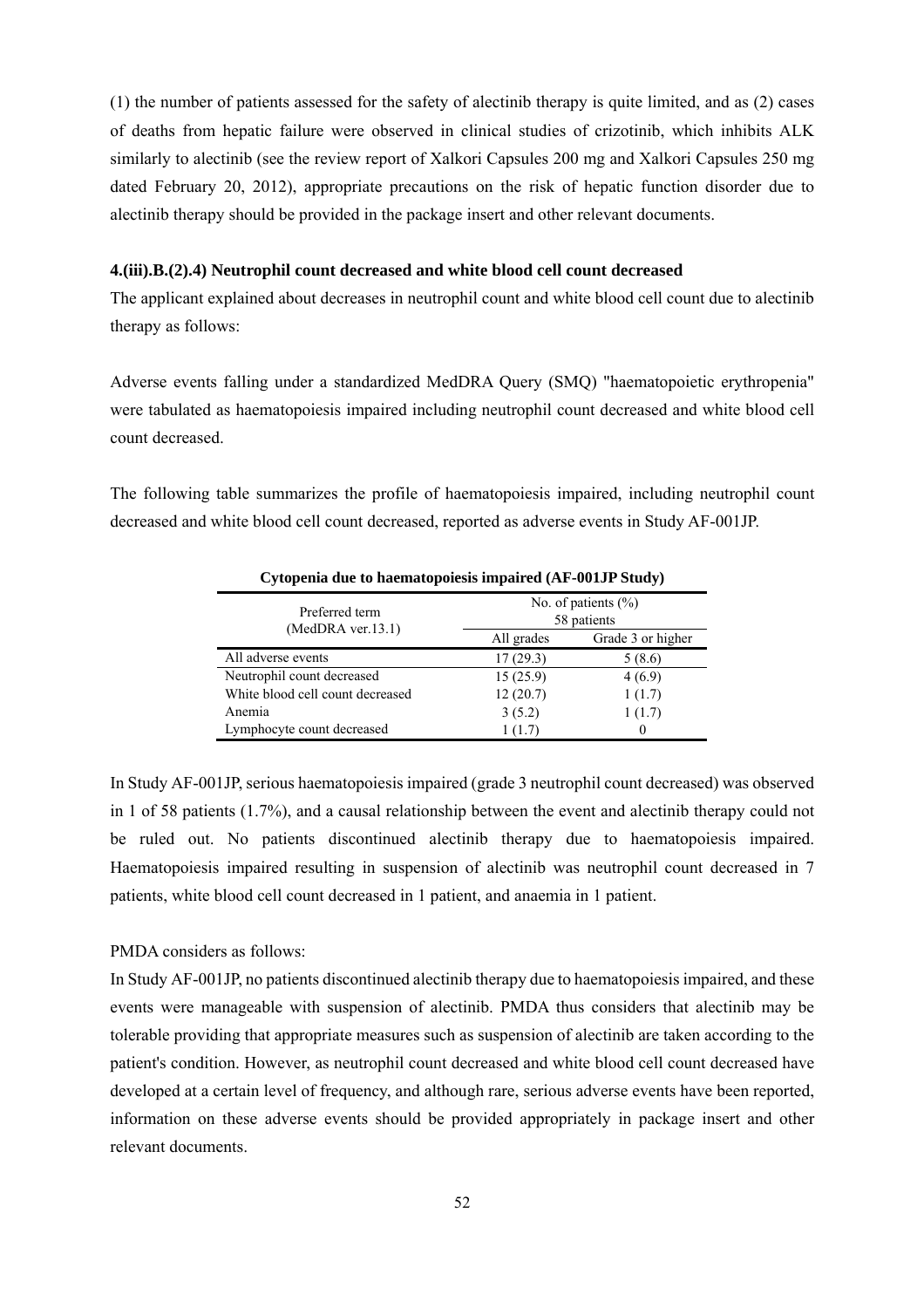(1) the number of patients assessed for the safety of alectinib therapy is quite limited, and as (2) cases of deaths from hepatic failure were observed in clinical studies of crizotinib, which inhibits ALK similarly to alectinib (see the review report of Xalkori Capsules 200 mg and Xalkori Capsules 250 mg dated February 20, 2012), appropriate precautions on the risk of hepatic function disorder due to alectinib therapy should be provided in the package insert and other relevant documents.

#### 4.(iii).B.(2).4) Neutrophil count decreased and white blood cell count decreased

The applicant explained about decreases in neutrophil count and white blood cell count due to alectinib therapy as follows:

Adverse events falling under a standardized MedDRA Query (SMQ) "haematopoietic erythropenia" were tabulated as haematopoiesis impaired including neutrophil count decreased and white blood cell count decreased.

The following table summarizes the profile of haematopoiesis impaired, including neutrophil count decreased and white blood cell count decreased, reported as adverse events in Study AF-001JP.

**Cytopenia due to haematopoiesis impaired (AF-001JP Study)**

| Preferred term (MedDRA ver.13.1) | No. of patients (%) 58 patients | |
|---|---|---|
| | All grades | Grade 3 or higher |
| All adverse events | 17 (29.3) | 5 (8.6) |
| Neutrophil count decreased | 15 (25.9) | 4 (6.9) |
| White blood cell count decreased | 12 (20.7) | 1 (1.7) |
| Anemia | 3 (5.2) | 1 (1.7) |
| Lymphocyte count decreased | 1 (1.7) | 0 |

In Study AF-001JP, serious haematopoiesis impaired (grade 3 neutrophil count decreased) was observed in 1 of 58 patients (1.7%), and a causal relationship between the event and alectinib therapy could not be ruled out. No patients discontinued alectinib therapy due to haematopoiesis impaired. Haematopoiesis impaired resulting in suspension of alectinib was neutrophil count decreased in 7 patients, white blood cell count decreased in 1 patient, and anaemia in 1 patient.

PMDA considers as follows:

In Study AF-001JP, no patients discontinued alectinib therapy due to haematopoiesis impaired, and these events were manageable with suspension of alectinib. PMDA thus considers that alectinib may be tolerable providing that appropriate measures such as suspension of alectinib are taken according to the patient's condition. However, as neutrophil count decreased and white blood cell count decreased have developed at a certain level of frequency, and although rare, serious adverse events have been reported, information on these adverse events should be provided appropriately in package insert and other relevant documents.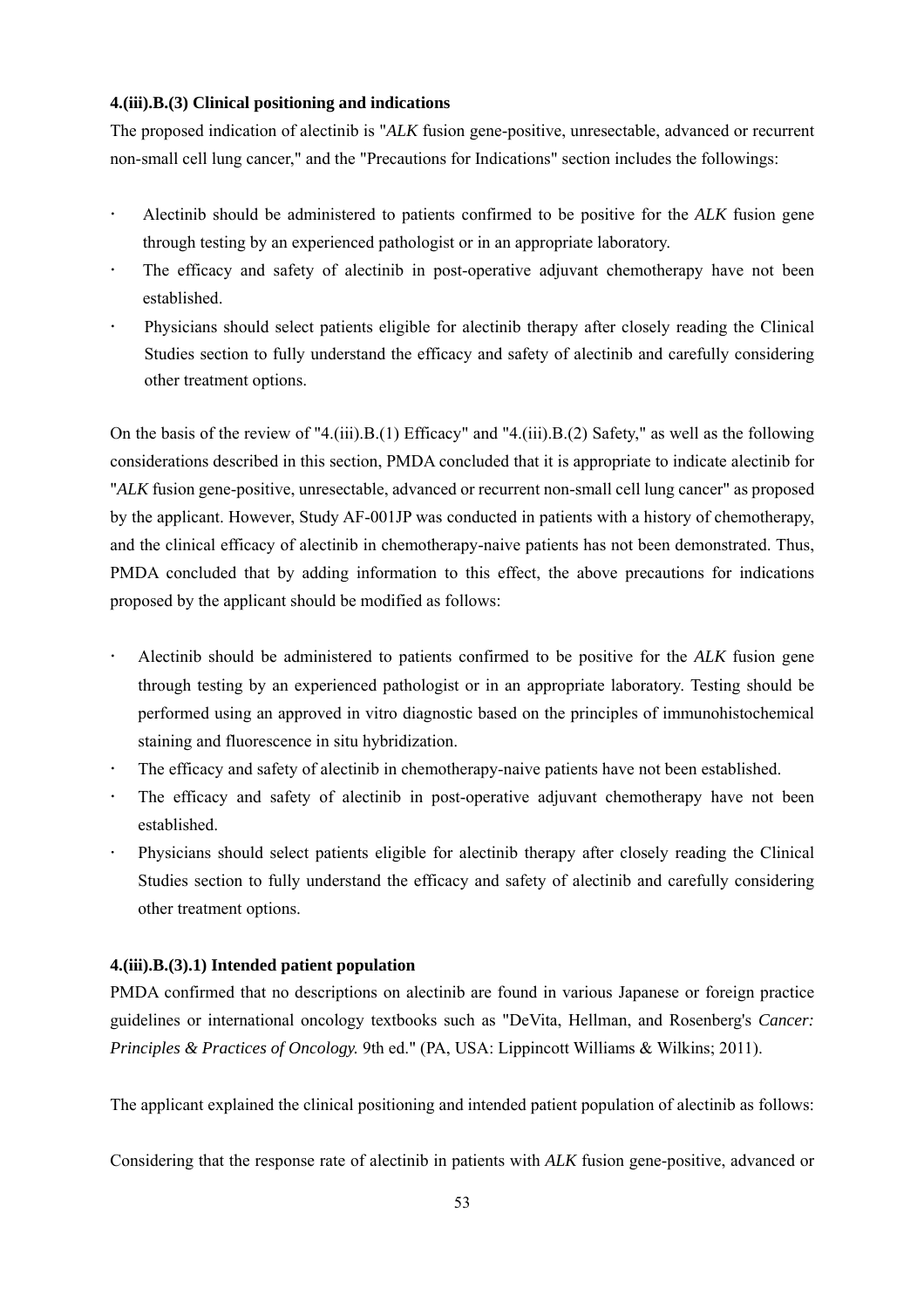**4.(iii).B.(3) Clinical positioning and indications**

The proposed indication of alectinib is "*ALK* fusion gene-positive, unresectable, advanced or recurrent non-small cell lung cancer," and the "Precautions for Indications" section includes the followings:

- Alectinib should be administered to patients confirmed to be positive for the *ALK* fusion gene through testing by an experienced pathologist or in an appropriate laboratory.
- The efficacy and safety of alectinib in post-operative adjuvant chemotherapy have not been established.
- Physicians should select patients eligible for alectinib therapy after closely reading the Clinical Studies section to fully understand the efficacy and safety of alectinib and carefully considering other treatment options.

On the basis of the review of "4.(iii).B.(1) Efficacy" and "4.(iii).B.(2) Safety," as well as the following considerations described in this section, PMDA concluded that it is appropriate to indicate alectinib for "*ALK* fusion gene-positive, unresectable, advanced or recurrent non-small cell lung cancer" as proposed by the applicant. However, Study AF-001JP was conducted in patients with a history of chemotherapy, and the clinical efficacy of alectinib in chemotherapy-naive patients has not been demonstrated. Thus, PMDA concluded that by adding information to this effect, the above precautions for indications proposed by the applicant should be modified as follows:

- Alectinib should be administered to patients confirmed to be positive for the *ALK* fusion gene through testing by an experienced pathologist or in an appropriate laboratory. Testing should be performed using an approved in vitro diagnostic based on the principles of immunohistochemical staining and fluorescence in situ hybridization.
- The efficacy and safety of alectinib in chemotherapy-naive patients have not been established.
- The efficacy and safety of alectinib in post-operative adjuvant chemotherapy have not been established.
- Physicians should select patients eligible for alectinib therapy after closely reading the Clinical Studies section to fully understand the efficacy and safety of alectinib and carefully considering other treatment options.

**4.(iii).B.(3).1) Intended patient population**

PMDA confirmed that no descriptions on alectinib are found in various Japanese or foreign practice guidelines or international oncology textbooks such as "DeVita, Hellman, and Rosenberg's *Cancer: Principles & Practices of Oncology.* 9th ed." (PA, USA: Lippincott Williams & Wilkins; 2011).

The applicant explained the clinical positioning and intended patient population of alectinib as follows:

Considering that the response rate of alectinib in patients with *ALK* fusion gene-positive, advanced or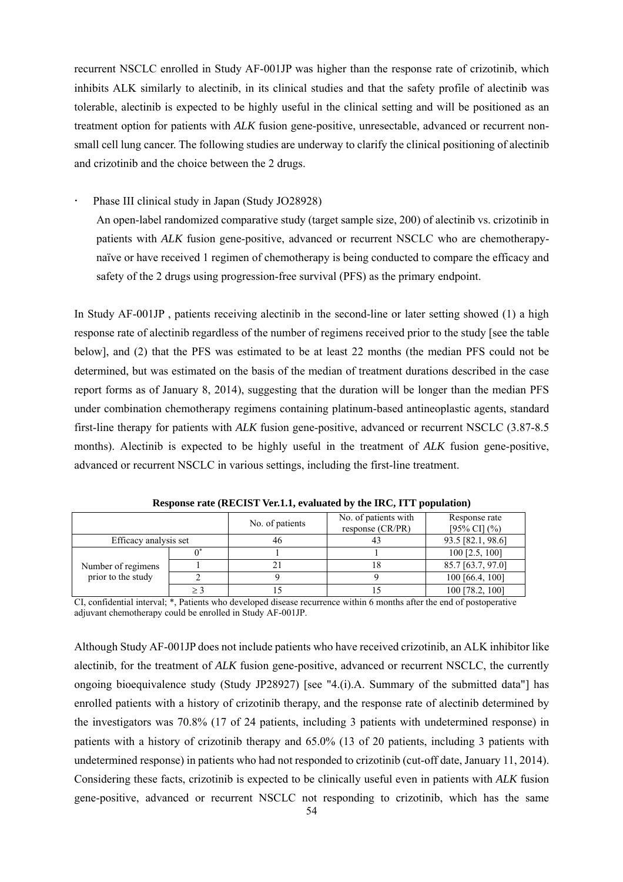recurrent NSCLC enrolled in Study AF-001JP was higher than the response rate of crizotinib, which inhibits ALK similarly to alectinib, in its clinical studies and that the safety profile of alectinib was tolerable, alectinib is expected to be highly useful in the clinical setting and will be positioned as an treatment option for patients with *ALK* fusion gene-positive, unresectable, advanced or recurrent non-small cell lung cancer. The following studies are underway to clarify the clinical positioning of alectinib and crizotinib and the choice between the 2 drugs.

- Phase III clinical study in Japan (Study JO28928)

  An open-label randomized comparative study (target sample size, 200) of alectinib vs. crizotinib in patients with *ALK* fusion gene-positive, advanced or recurrent NSCLC who are chemotherapy-naïve or have received 1 regimen of chemotherapy is being conducted to compare the efficacy and safety of the 2 drugs using progression-free survival (PFS) as the primary endpoint.

In Study AF-001JP , patients receiving alectinib in the second-line or later setting showed (1) a high response rate of alectinib regardless of the number of regimens received prior to the study [see the table below], and (2) that the PFS was estimated to be at least 22 months (the median PFS could not be determined, but was estimated on the basis of the median of treatment durations described in the case report forms as of January 8, 2014), suggesting that the duration will be longer than the median PFS under combination chemotherapy regimens containing platinum-based antineoplastic agents, standard first-line therapy for patients with *ALK* fusion gene-positive, advanced or recurrent NSCLC (3.87-8.5 months). Alectinib is expected to be highly useful in the treatment of *ALK* fusion gene-positive, advanced or recurrent NSCLC in various settings, including the first-line treatment.

**Response rate (RECIST Ver.1.1, evaluated by the IRC, ITT population)**

| | | No. of patients | No. of patients with response (CR/PR) | Response rate [95% CI] (%) |
|---|---|---|---|---|
| Efficacy analysis set | | 46 | 43 | 93.5 [82.1, 98.6] |
| Number of regimens prior to the study | 0* | 1 | 1 | 100 [2.5, 100] |
| | 1 | 21 | 18 | 85.7 [63.7, 97.0] |
| | 2 | 9 | 9 | 100 [66.4, 100] |
| | ≥ 3 | 15 | 15 | 100 [78.2, 100] |

CI, confidential interval; *, Patients who developed disease recurrence within 6 months after the end of postoperative adjuvant chemotherapy could be enrolled in Study AF-001JP.

Although Study AF-001JP does not include patients who have received crizotinib, an ALK inhibitor like alectinib, for the treatment of *ALK* fusion gene-positive, advanced or recurrent NSCLC, the currently ongoing bioequivalence study (Study JP28927) [see "4.(i).A. Summary of the submitted data"] has enrolled patients with a history of crizotinib therapy, and the response rate of alectinib determined by the investigators was 70.8% (17 of 24 patients, including 3 patients with undetermined response) in patients with a history of crizotinib therapy and 65.0% (13 of 20 patients, including 3 patients with undetermined response) in patients who had not responded to crizotinib (cut-off date, January 11, 2014). Considering these facts, crizotinib is expected to be clinically useful even in patients with *ALK* fusion gene-positive, advanced or recurrent NSCLC not responding to crizotinib, which has the same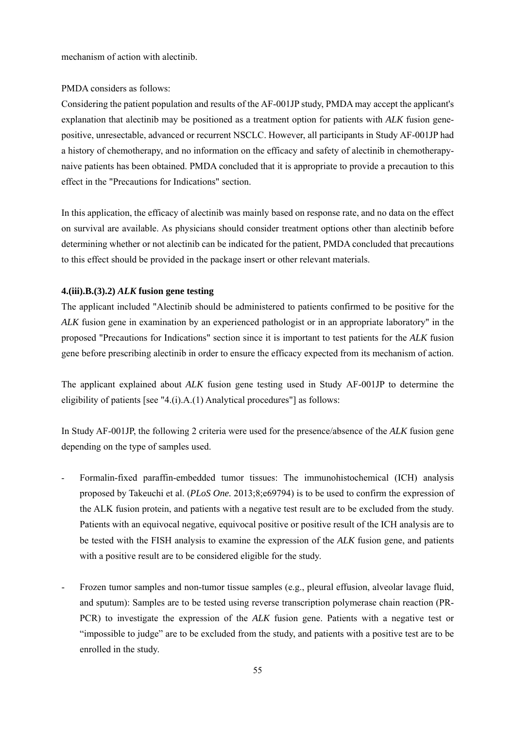mechanism of action with alectinib.

PMDA considers as follows:

Considering the patient population and results of the AF-001JP study, PMDA may accept the applicant's explanation that alectinib may be positioned as a treatment option for patients with *ALK* fusion gene-positive, unresectable, advanced or recurrent NSCLC. However, all participants in Study AF-001JP had a history of chemotherapy, and no information on the efficacy and safety of alectinib in chemotherapy-naive patients has been obtained. PMDA concluded that it is appropriate to provide a precaution to this effect in the "Precautions for Indications" section.

In this application, the efficacy of alectinib was mainly based on response rate, and no data on the effect on survival are available. As physicians should consider treatment options other than alectinib before determining whether or not alectinib can be indicated for the patient, PMDA concluded that precautions to this effect should be provided in the package insert or other relevant materials.

#### 4.(iii).B.(3).2) *ALK* fusion gene testing

The applicant included "Alectinib should be administered to patients confirmed to be positive for the *ALK* fusion gene in examination by an experienced pathologist or in an appropriate laboratory" in the proposed "Precautions for Indications" section since it is important to test patients for the *ALK* fusion gene before prescribing alectinib in order to ensure the efficacy expected from its mechanism of action.

The applicant explained about *ALK* fusion gene testing used in Study AF-001JP to determine the eligibility of patients [see "4.(i).A.(1) Analytical procedures"] as follows:

In Study AF-001JP, the following 2 criteria were used for the presence/absence of the *ALK* fusion gene depending on the type of samples used.

- Formalin-fixed paraffin-embedded tumor tissues: The immunohistochemical (ICH) analysis proposed by Takeuchi et al. (*PLoS One.* 2013;8;e69794) is to be used to confirm the expression of the ALK fusion protein, and patients with a negative test result are to be excluded from the study. Patients with an equivocal negative, equivocal positive or positive result of the ICH analysis are to be tested with the FISH analysis to examine the expression of the *ALK* fusion gene, and patients with a positive result are to be considered eligible for the study.

- Frozen tumor samples and non-tumor tissue samples (e.g., pleural effusion, alveolar lavage fluid, and sputum): Samples are to be tested using reverse transcription polymerase chain reaction (PR-PCR) to investigate the expression of the *ALK* fusion gene. Patients with a negative test or "impossible to judge" are to be excluded from the study, and patients with a positive test are to be enrolled in the study.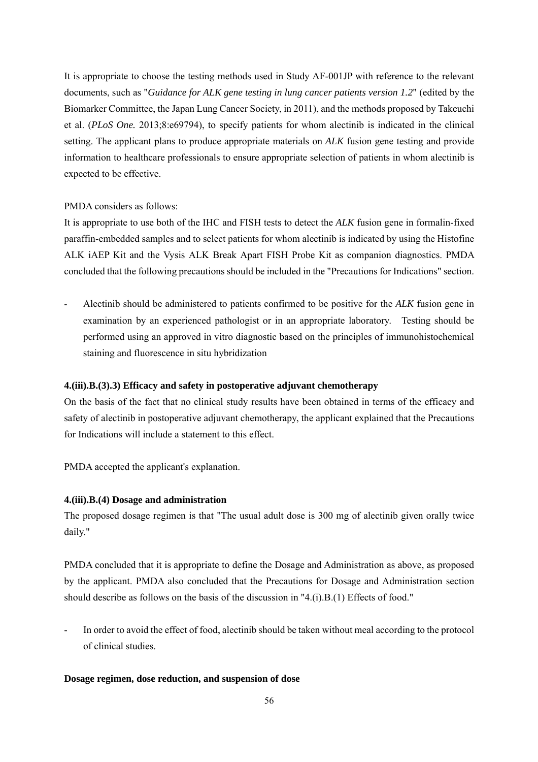It is appropriate to choose the testing methods used in Study AF-001JP with reference to the relevant documents, such as "*Guidance for ALK gene testing in lung cancer patients version 1.2*" (edited by the Biomarker Committee, the Japan Lung Cancer Society, in 2011), and the methods proposed by Takeuchi et al. (*PLoS One.* 2013;8:e69794), to specify patients for whom alectinib is indicated in the clinical setting. The applicant plans to produce appropriate materials on *ALK* fusion gene testing and provide information to healthcare professionals to ensure appropriate selection of patients in whom alectinib is expected to be effective.

PMDA considers as follows:
It is appropriate to use both of the IHC and FISH tests to detect the *ALK* fusion gene in formalin-fixed paraffin-embedded samples and to select patients for whom alectinib is indicated by using the Histofine ALK iAEP Kit and the Vysis ALK Break Apart FISH Probe Kit as companion diagnostics. PMDA concluded that the following precautions should be included in the "Precautions for Indications" section.

- Alectinib should be administered to patients confirmed to be positive for the *ALK* fusion gene in examination by an experienced pathologist or in an appropriate laboratory. Testing should be performed using an approved in vitro diagnostic based on the principles of immunohistochemical staining and fluorescence in situ hybridization

**4.(iii).B.(3).3) Efficacy and safety in postoperative adjuvant chemotherapy**

On the basis of the fact that no clinical study results have been obtained in terms of the efficacy and safety of alectinib in postoperative adjuvant chemotherapy, the applicant explained that the Precautions for Indications will include a statement to this effect.

PMDA accepted the applicant's explanation.

**4.(iii).B.(4) Dosage and administration**

The proposed dosage regimen is that "The usual adult dose is 300 mg of alectinib given orally twice daily."

PMDA concluded that it is appropriate to define the Dosage and Administration as above, as proposed by the applicant. PMDA also concluded that the Precautions for Dosage and Administration section should describe as follows on the basis of the discussion in "4.(i).B.(1) Effects of food."

- In order to avoid the effect of food, alectinib should be taken without meal according to the protocol of clinical studies.

**Dosage regimen, dose reduction, and suspension of dose**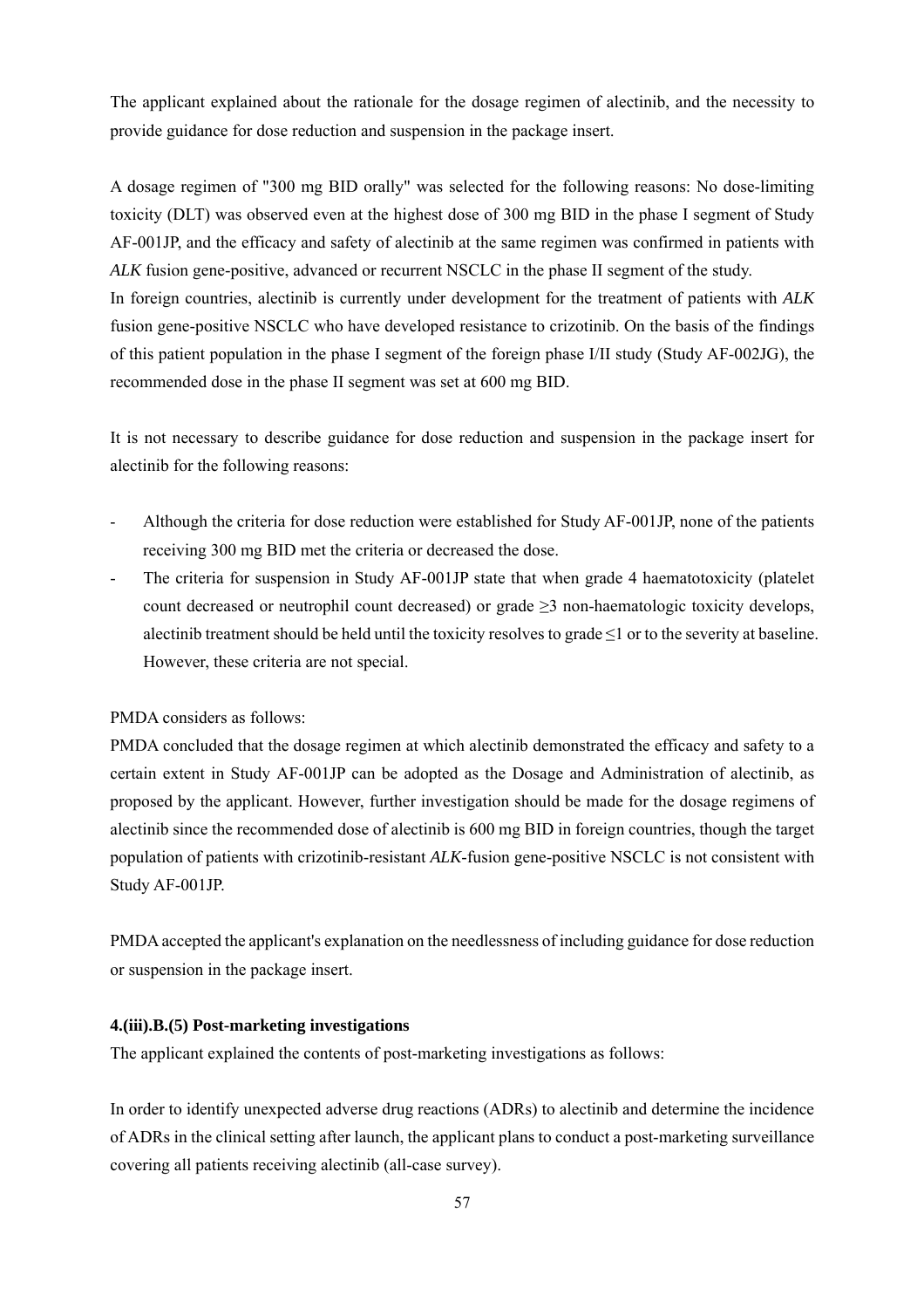The applicant explained about the rationale for the dosage regimen of alectinib, and the necessity to provide guidance for dose reduction and suspension in the package insert.

A dosage regimen of "300 mg BID orally" was selected for the following reasons: No dose-limiting toxicity (DLT) was observed even at the highest dose of 300 mg BID in the phase I segment of Study AF-001JP, and the efficacy and safety of alectinib at the same regimen was confirmed in patients with *ALK* fusion gene-positive, advanced or recurrent NSCLC in the phase II segment of the study.
In foreign countries, alectinib is currently under development for the treatment of patients with *ALK* fusion gene-positive NSCLC who have developed resistance to crizotinib. On the basis of the findings of this patient population in the phase I segment of the foreign phase I/II study (Study AF-002JG), the recommended dose in the phase II segment was set at 600 mg BID.

It is not necessary to describe guidance for dose reduction and suspension in the package insert for alectinib for the following reasons:

- Although the criteria for dose reduction were established for Study AF-001JP, none of the patients receiving 300 mg BID met the criteria or decreased the dose.
- The criteria for suspension in Study AF-001JP state that when grade 4 haematotoxicity (platelet count decreased or neutrophil count decreased) or grade ≥3 non-haematologic toxicity develops, alectinib treatment should be held until the toxicity resolves to grade ≤1 or to the severity at baseline. However, these criteria are not special.

PMDA considers as follows:
PMDA concluded that the dosage regimen at which alectinib demonstrated the efficacy and safety to a certain extent in Study AF-001JP can be adopted as the Dosage and Administration of alectinib, as proposed by the applicant. However, further investigation should be made for the dosage regimens of alectinib since the recommended dose of alectinib is 600 mg BID in foreign countries, though the target population of patients with crizotinib-resistant *ALK*-fusion gene-positive NSCLC is not consistent with Study AF-001JP.

PMDA accepted the applicant's explanation on the needlessness of including guidance for dose reduction or suspension in the package insert.

#### 4.(iii).B.(5) Post-marketing investigations

The applicant explained the contents of post-marketing investigations as follows:

In order to identify unexpected adverse drug reactions (ADRs) to alectinib and determine the incidence of ADRs in the clinical setting after launch, the applicant plans to conduct a post-marketing surveillance covering all patients receiving alectinib (all-case survey).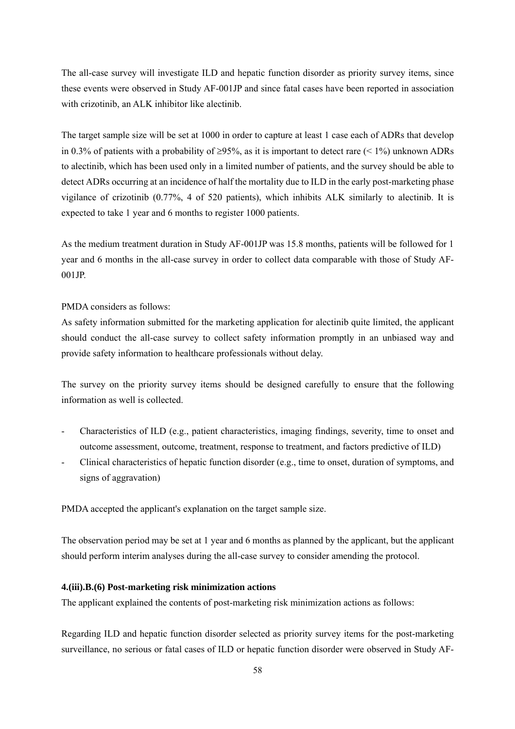The all-case survey will investigate ILD and hepatic function disorder as priority survey items, since these events were observed in Study AF-001JP and since fatal cases have been reported in association with crizotinib, an ALK inhibitor like alectinib.

The target sample size will be set at 1000 in order to capture at least 1 case each of ADRs that develop in 0.3% of patients with a probability of ≥95%, as it is important to detect rare (< 1%) unknown ADRs to alectinib, which has been used only in a limited number of patients, and the survey should be able to detect ADRs occurring at an incidence of half the mortality due to ILD in the early post-marketing phase vigilance of crizotinib (0.77%, 4 of 520 patients), which inhibits ALK similarly to alectinib. It is expected to take 1 year and 6 months to register 1000 patients.

As the medium treatment duration in Study AF-001JP was 15.8 months, patients will be followed for 1 year and 6 months in the all-case survey in order to collect data comparable with those of Study AF-001JP.

PMDA considers as follows:
As safety information submitted for the marketing application for alectinib quite limited, the applicant should conduct the all-case survey to collect safety information promptly in an unbiased way and provide safety information to healthcare professionals without delay.

The survey on the priority survey items should be designed carefully to ensure that the following information as well is collected.

- Characteristics of ILD (e.g., patient characteristics, imaging findings, severity, time to onset and outcome assessment, outcome, treatment, response to treatment, and factors predictive of ILD)
- Clinical characteristics of hepatic function disorder (e.g., time to onset, duration of symptoms, and signs of aggravation)

PMDA accepted the applicant's explanation on the target sample size.

The observation period may be set at 1 year and 6 months as planned by the applicant, but the applicant should perform interim analyses during the all-case survey to consider amending the protocol.

**4.(iii).B.(6) Post-marketing risk minimization actions**

The applicant explained the contents of post-marketing risk minimization actions as follows:

Regarding ILD and hepatic function disorder selected as priority survey items for the post-marketing surveillance, no serious or fatal cases of ILD or hepatic function disorder were observed in Study AF-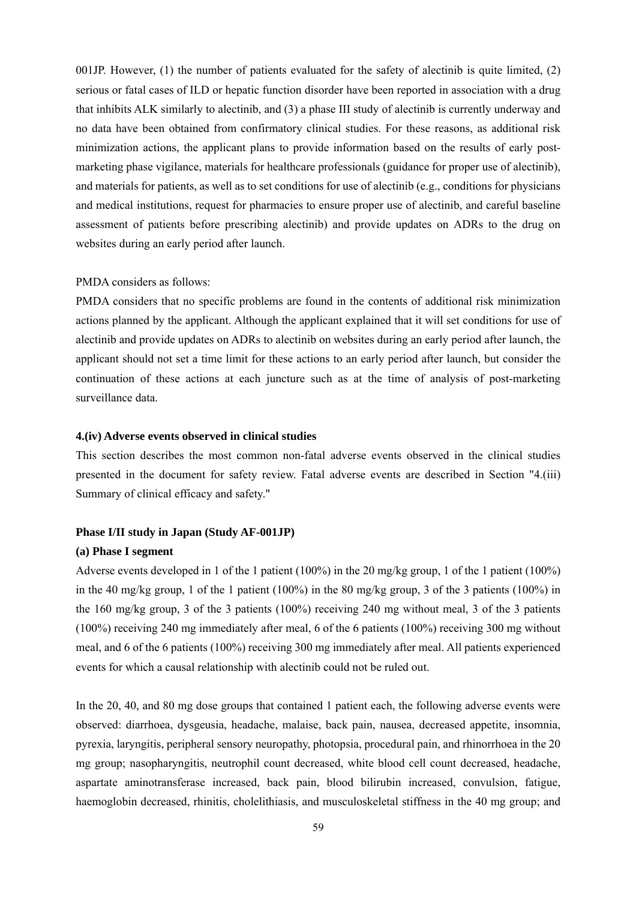001JP. However, (1) the number of patients evaluated for the safety of alectinib is quite limited, (2) serious or fatal cases of ILD or hepatic function disorder have been reported in association with a drug that inhibits ALK similarly to alectinib, and (3) a phase III study of alectinib is currently underway and no data have been obtained from confirmatory clinical studies. For these reasons, as additional risk minimization actions, the applicant plans to provide information based on the results of early post-marketing phase vigilance, materials for healthcare professionals (guidance for proper use of alectinib), and materials for patients, as well as to set conditions for use of alectinib (e.g., conditions for physicians and medical institutions, request for pharmacies to ensure proper use of alectinib, and careful baseline assessment of patients before prescribing alectinib) and provide updates on ADRs to the drug on websites during an early period after launch.

PMDA considers as follows:

PMDA considers that no specific problems are found in the contents of additional risk minimization actions planned by the applicant. Although the applicant explained that it will set conditions for use of alectinib and provide updates on ADRs to alectinib on websites during an early period after launch, the applicant should not set a time limit for these actions to an early period after launch, but consider the continuation of these actions at each juncture such as at the time of analysis of post-marketing surveillance data.

### 4.(iv) Adverse events observed in clinical studies

This section describes the most common non-fatal adverse events observed in the clinical studies presented in the document for safety review. Fatal adverse events are described in Section "4.(iii) Summary of clinical efficacy and safety."

#### Phase I/II study in Japan (Study AF-001JP)

**(a) Phase I segment**

Adverse events developed in 1 of the 1 patient (100%) in the 20 mg/kg group, 1 of the 1 patient (100%) in the 40 mg/kg group, 1 of the 1 patient (100%) in the 80 mg/kg group, 3 of the 3 patients (100%) in the 160 mg/kg group, 3 of the 3 patients (100%) receiving 240 mg without meal, 3 of the 3 patients (100%) receiving 240 mg immediately after meal, 6 of the 6 patients (100%) receiving 300 mg without meal, and 6 of the 6 patients (100%) receiving 300 mg immediately after meal. All patients experienced events for which a causal relationship with alectinib could not be ruled out.

In the 20, 40, and 80 mg dose groups that contained 1 patient each, the following adverse events were observed: diarrhoea, dysgeusia, headache, malaise, back pain, nausea, decreased appetite, insomnia, pyrexia, laryngitis, peripheral sensory neuropathy, photopsia, procedural pain, and rhinorrhoea in the 20 mg group; nasopharyngitis, neutrophil count decreased, white blood cell count decreased, headache, aspartate aminotransferase increased, back pain, blood bilirubin increased, convulsion, fatigue, haemoglobin decreased, rhinitis, cholelithiasis, and musculoskeletal stiffness in the 40 mg group; and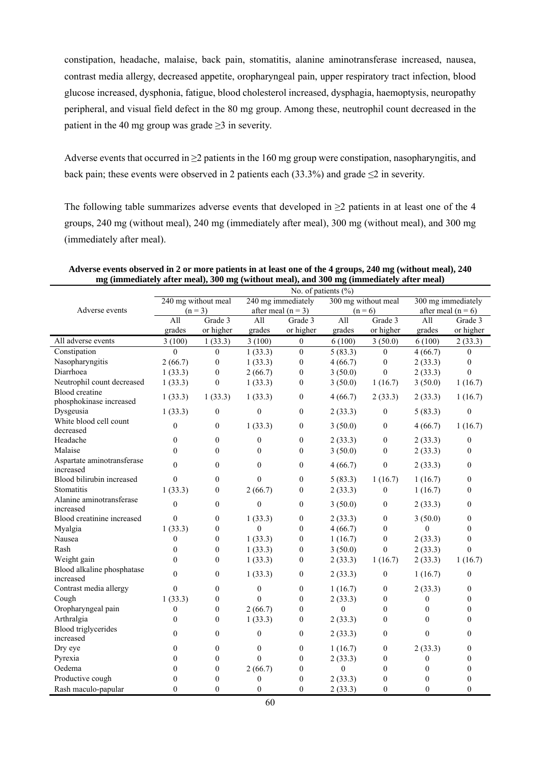constipation, headache, malaise, back pain, stomatitis, alanine aminotransferase increased, nausea, contrast media allergy, decreased appetite, oropharyngeal pain, upper respiratory tract infection, blood glucose increased, dysphonia, fatigue, blood cholesterol increased, dysphagia, haemoptysis, neuropathy peripheral, and visual field defect in the 80 mg group. Among these, neutrophil count decreased in the patient in the 40 mg group was grade ≥3 in severity.

Adverse events that occurred in ≥2 patients in the 160 mg group were constipation, nasopharyngitis, and back pain; these events were observed in 2 patients each (33.3%) and grade ≤2 in severity.

The following table summarizes adverse events that developed in ≥2 patients in at least one of the 4 groups, 240 mg (without meal), 240 mg (immediately after meal), 300 mg (without meal), and 300 mg (immediately after meal).

**Adverse events observed in 2 or more patients in at least one of the 4 groups, 240 mg (without meal), 240 mg (immediately after meal), 300 mg (without meal), and 300 mg (immediately after meal)**

| Adverse events | No. of patients (%) | | | | | | | |
|---|---|---|---|---|---|---|---|---|
| | 240 mg without meal (n = 3) | | 240 mg immediately after meal (n = 3) | | 300 mg without meal (n = 6) | | 300 mg immediately after meal (n = 6) | |
| | All grades | Grade 3 or higher | All grades | Grade 3 or higher | All grades | Grade 3 or higher | All grades | Grade 3 or higher |
| All adverse events | 3 (100) | 1 (33.3) | 3 (100) | 0 | 6 (100) | 3 (50.0) | 6 (100) | 2 (33.3) |
| Constipation | 0 | 0 | 1 (33.3) | 0 | 5 (83.3) | 0 | 4 (66.7) | 0 |
| Nasopharyngitis | 2 (66.7) | 0 | 1 (33.3) | 0 | 4 (66.7) | 0 | 2 (33.3) | 0 |
| Diarrhoea | 1 (33.3) | 0 | 2 (66.7) | 0 | 3 (50.0) | 0 | 2 (33.3) | 0 |
| Neutrophil count decreased | 1 (33.3) | 0 | 1 (33.3) | 0 | 3 (50.0) | 1 (16.7) | 3 (50.0) | 1 (16.7) |
| Blood creatine phosphokinase increased | 1 (33.3) | 1 (33.3) | 1 (33.3) | 0 | 4 (66.7) | 2 (33.3) | 2 (33.3) | 1 (16.7) |
| Dysgeusia | 1 (33.3) | 0 | 0 | 0 | 2 (33.3) | 0 | 5 (83.3) | 0 |
| White blood cell count decreased | 0 | 0 | 1 (33.3) | 0 | 3 (50.0) | 0 | 4 (66.7) | 1 (16.7) |
| Headache | 0 | 0 | 0 | 0 | 2 (33.3) | 0 | 2 (33.3) | 0 |
| Malaise | 0 | 0 | 0 | 0 | 3 (50.0) | 0 | 2 (33.3) | 0 |
| Aspartate aminotransferase increased | 0 | 0 | 0 | 0 | 4 (66.7) | 0 | 2 (33.3) | 0 |
| Blood bilirubin increased | 0 | 0 | 0 | 0 | 5 (83.3) | 1 (16.7) | 1 (16.7) | 0 |
| Stomatitis | 1 (33.3) | 0 | 2 (66.7) | 0 | 2 (33.3) | 0 | 1 (16.7) | 0 |
| Alanine aminotransferase increased | 0 | 0 | 0 | 0 | 3 (50.0) | 0 | 2 (33.3) | 0 |
| Blood creatinine increased | 0 | 0 | 1 (33.3) | 0 | 2 (33.3) | 0 | 3 (50.0) | 0 |
| Myalgia | 1 (33.3) | 0 | 0 | 0 | 4 (66.7) | 0 | 0 | 0 |
| Nausea | 0 | 0 | 1 (33.3) | 0 | 1 (16.7) | 0 | 2 (33.3) | 0 |
| Rash | 0 | 0 | 1 (33.3) | 0 | 3 (50.0) | 0 | 2 (33.3) | 0 |
| Weight gain | 0 | 0 | 1 (33.3) | 0 | 2 (33.3) | 1 (16.7) | 2 (33.3) | 1 (16.7) |
| Blood alkaline phosphatase increased | 0 | 0 | 1 (33.3) | 0 | 2 (33.3) | 0 | 1 (16.7) | 0 |
| Contrast media allergy | 0 | 0 | 0 | 0 | 1 (16.7) | 0 | 2 (33.3) | 0 |
| Cough | 1 (33.3) | 0 | 0 | 0 | 2 (33.3) | 0 | 0 | 0 |
| Oropharyngeal pain | 0 | 0 | 2 (66.7) | 0 | 0 | 0 | 0 | 0 |
| Arthralgia | 0 | 0 | 1 (33.3) | 0 | 2 (33.3) | 0 | 0 | 0 |
| Blood triglycerides increased | 0 | 0 | 0 | 0 | 2 (33.3) | 0 | 0 | 0 |
| Dry eye | 0 | 0 | 0 | 0 | 1 (16.7) | 0 | 2 (33.3) | 0 |
| Pyrexia | 0 | 0 | 0 | 0 | 2 (33.3) | 0 | 0 | 0 |
| Oedema | 0 | 0 | 2 (66.7) | 0 | 0 | 0 | 0 | 0 |
| Productive cough | 0 | 0 | 0 | 0 | 2 (33.3) | 0 | 0 | 0 |
| Rash maculo-papular | 0 | 0 | 0 | 0 | 2 (33.3) | 0 | 0 | 0 |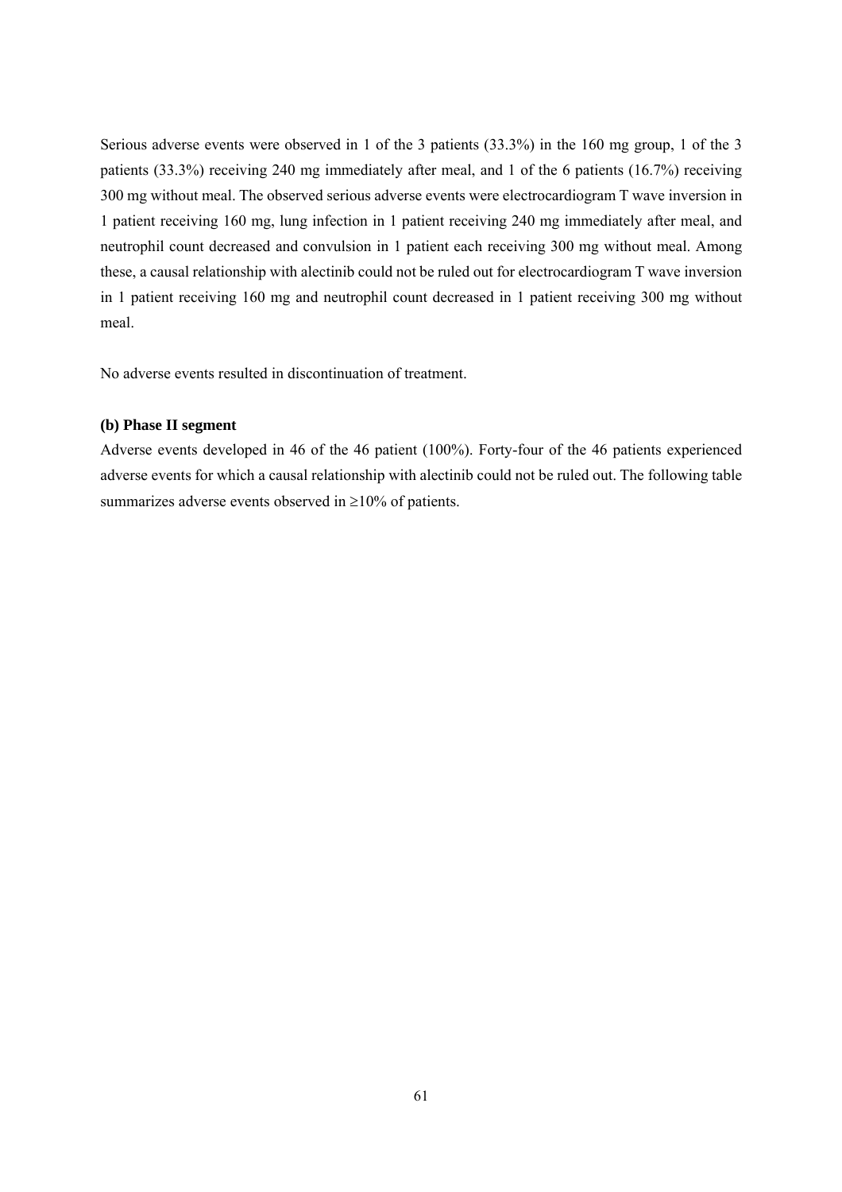Serious adverse events were observed in 1 of the 3 patients (33.3%) in the 160 mg group, 1 of the 3 patients (33.3%) receiving 240 mg immediately after meal, and 1 of the 6 patients (16.7%) receiving 300 mg without meal. The observed serious adverse events were electrocardiogram T wave inversion in 1 patient receiving 160 mg, lung infection in 1 patient receiving 240 mg immediately after meal, and neutrophil count decreased and convulsion in 1 patient each receiving 300 mg without meal. Among these, a causal relationship with alectinib could not be ruled out for electrocardiogram T wave inversion in 1 patient receiving 160 mg and neutrophil count decreased in 1 patient receiving 300 mg without meal.

No adverse events resulted in discontinuation of treatment.

**(b) Phase II segment**

Adverse events developed in 46 of the 46 patient (100%). Forty-four of the 46 patients experienced adverse events for which a causal relationship with alectinib could not be ruled out. The following table summarizes adverse events observed in ≥10% of patients.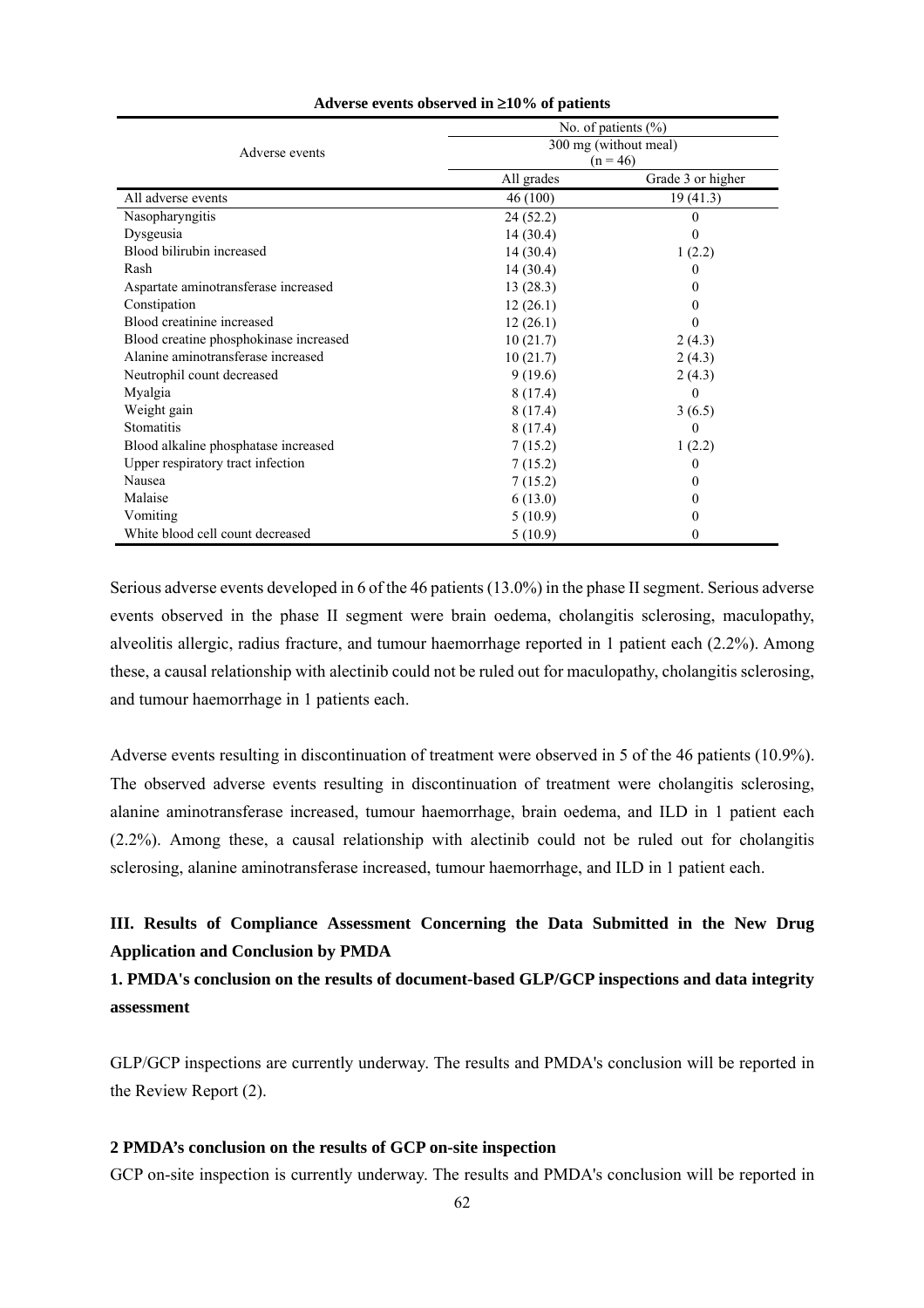**Adverse events observed in ≥10% of patients**

| Adverse events | No. of patients (%) | |
|---|---|---|
| | 300 mg (without meal) (n = 46) | |
| | All grades | Grade 3 or higher |
| All adverse events | 46 (100) | 19 (41.3) |
| Nasopharyngitis | 24 (52.2) | 0 |
| Dysgeusia | 14 (30.4) | 0 |
| Blood bilirubin increased | 14 (30.4) | 1 (2.2) |
| Rash | 14 (30.4) | 0 |
| Aspartate aminotransferase increased | 13 (28.3) | 0 |
| Constipation | 12 (26.1) | 0 |
| Blood creatinine increased | 12 (26.1) | 0 |
| Blood creatine phosphokinase increased | 10 (21.7) | 2 (4.3) |
| Alanine aminotransferase increased | 10 (21.7) | 2 (4.3) |
| Neutrophil count decreased | 9 (19.6) | 2 (4.3) |
| Myalgia | 8 (17.4) | 0 |
| Weight gain | 8 (17.4) | 3 (6.5) |
| Stomatitis | 8 (17.4) | 0 |
| Blood alkaline phosphatase increased | 7 (15.2) | 1 (2.2) |
| Upper respiratory tract infection | 7 (15.2) | 0 |
| Nausea | 7 (15.2) | 0 |
| Malaise | 6 (13.0) | 0 |
| Vomiting | 5 (10.9) | 0 |
| White blood cell count decreased | 5 (10.9) | 0 |

Serious adverse events developed in 6 of the 46 patients (13.0%) in the phase II segment. Serious adverse events observed in the phase II segment were brain oedema, cholangitis sclerosing, maculopathy, alveolitis allergic, radius fracture, and tumour haemorrhage reported in 1 patient each (2.2%). Among these, a causal relationship with alectinib could not be ruled out for maculopathy, cholangitis sclerosing, and tumour haemorrhage in 1 patients each.

Adverse events resulting in discontinuation of treatment were observed in 5 of the 46 patients (10.9%). The observed adverse events resulting in discontinuation of treatment were cholangitis sclerosing, alanine aminotransferase increased, tumour haemorrhage, brain oedema, and ILD in 1 patient each (2.2%). Among these, a causal relationship with alectinib could not be ruled out for cholangitis sclerosing, alanine aminotransferase increased, tumour haemorrhage, and ILD in 1 patient each.

## III. Results of Compliance Assessment Concerning the Data Submitted in the New Drug Application and Conclusion by PMDA

### 1. PMDA's conclusion on the results of document-based GLP/GCP inspections and data integrity assessment

GLP/GCP inspections are currently underway. The results and PMDA's conclusion will be reported in the Review Report (2).

### 2 PMDA's conclusion on the results of GCP on-site inspection

GCP on-site inspection is currently underway. The results and PMDA's conclusion will be reported in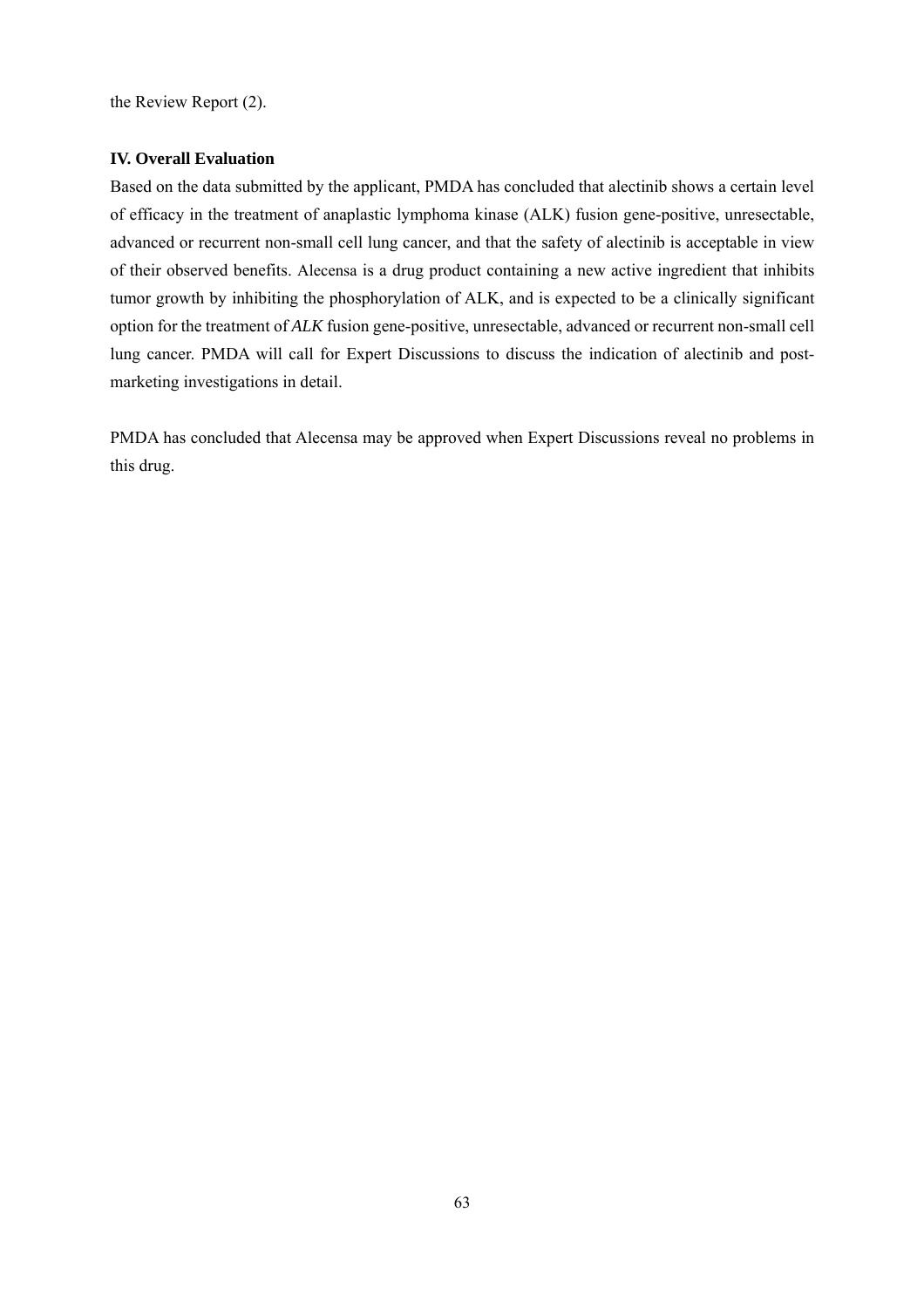the Review Report (2).

## IV. Overall Evaluation

Based on the data submitted by the applicant, PMDA has concluded that alectinib shows a certain level of efficacy in the treatment of anaplastic lymphoma kinase (ALK) fusion gene-positive, unresectable, advanced or recurrent non-small cell lung cancer, and that the safety of alectinib is acceptable in view of their observed benefits. Alecensa is a drug product containing a new active ingredient that inhibits tumor growth by inhibiting the phosphorylation of ALK, and is expected to be a clinically significant option for the treatment of *ALK* fusion gene-positive, unresectable, advanced or recurrent non-small cell lung cancer. PMDA will call for Expert Discussions to discuss the indication of alectinib and post-marketing investigations in detail.

PMDA has concluded that Alecensa may be approved when Expert Discussions reveal no problems in this drug.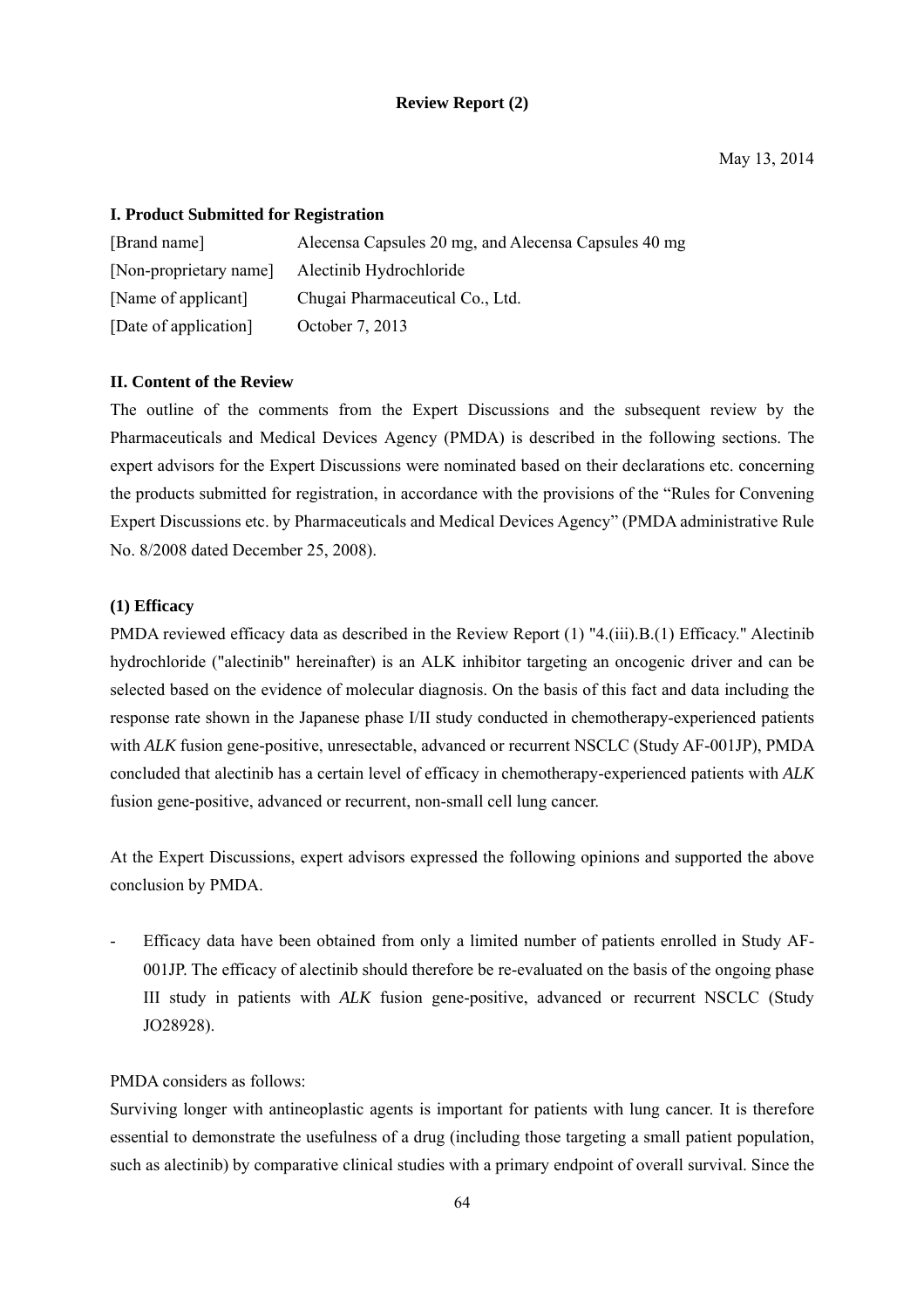**Review Report (2)**

May 13, 2014

## I. Product Submitted for Registration

[Brand name] Alecensa Capsules 20 mg, and Alecensa Capsules 40 mg
[Non-proprietary name] Alectinib Hydrochloride
[Name of applicant] Chugai Pharmaceutical Co., Ltd.
[Date of application] October 7, 2013

## II. Content of the Review

The outline of the comments from the Expert Discussions and the subsequent review by the Pharmaceuticals and Medical Devices Agency (PMDA) is described in the following sections. The expert advisors for the Expert Discussions were nominated based on their declarations etc. concerning the products submitted for registration, in accordance with the provisions of the "Rules for Convening Expert Discussions etc. by Pharmaceuticals and Medical Devices Agency" (PMDA administrative Rule No. 8/2008 dated December 25, 2008).

### (1) Efficacy

PMDA reviewed efficacy data as described in the Review Report (1) "4.(iii).B.(1) Efficacy." Alectinib hydrochloride ("alectinib" hereinafter) is an ALK inhibitor targeting an oncogenic driver and can be selected based on the evidence of molecular diagnosis. On the basis of this fact and data including the response rate shown in the Japanese phase I/II study conducted in chemotherapy-experienced patients with *ALK* fusion gene-positive, unresectable, advanced or recurrent NSCLC (Study AF-001JP), PMDA concluded that alectinib has a certain level of efficacy in chemotherapy-experienced patients with *ALK* fusion gene-positive, advanced or recurrent, non-small cell lung cancer.

At the Expert Discussions, expert advisors expressed the following opinions and supported the above conclusion by PMDA.

- Efficacy data have been obtained from only a limited number of patients enrolled in Study AF-001JP. The efficacy of alectinib should therefore be re-evaluated on the basis of the ongoing phase III study in patients with *ALK* fusion gene-positive, advanced or recurrent NSCLC (Study JO28928).

PMDA considers as follows:

Surviving longer with antineoplastic agents is important for patients with lung cancer. It is therefore essential to demonstrate the usefulness of a drug (including those targeting a small patient population, such as alectinib) by comparative clinical studies with a primary endpoint of overall survival. Since the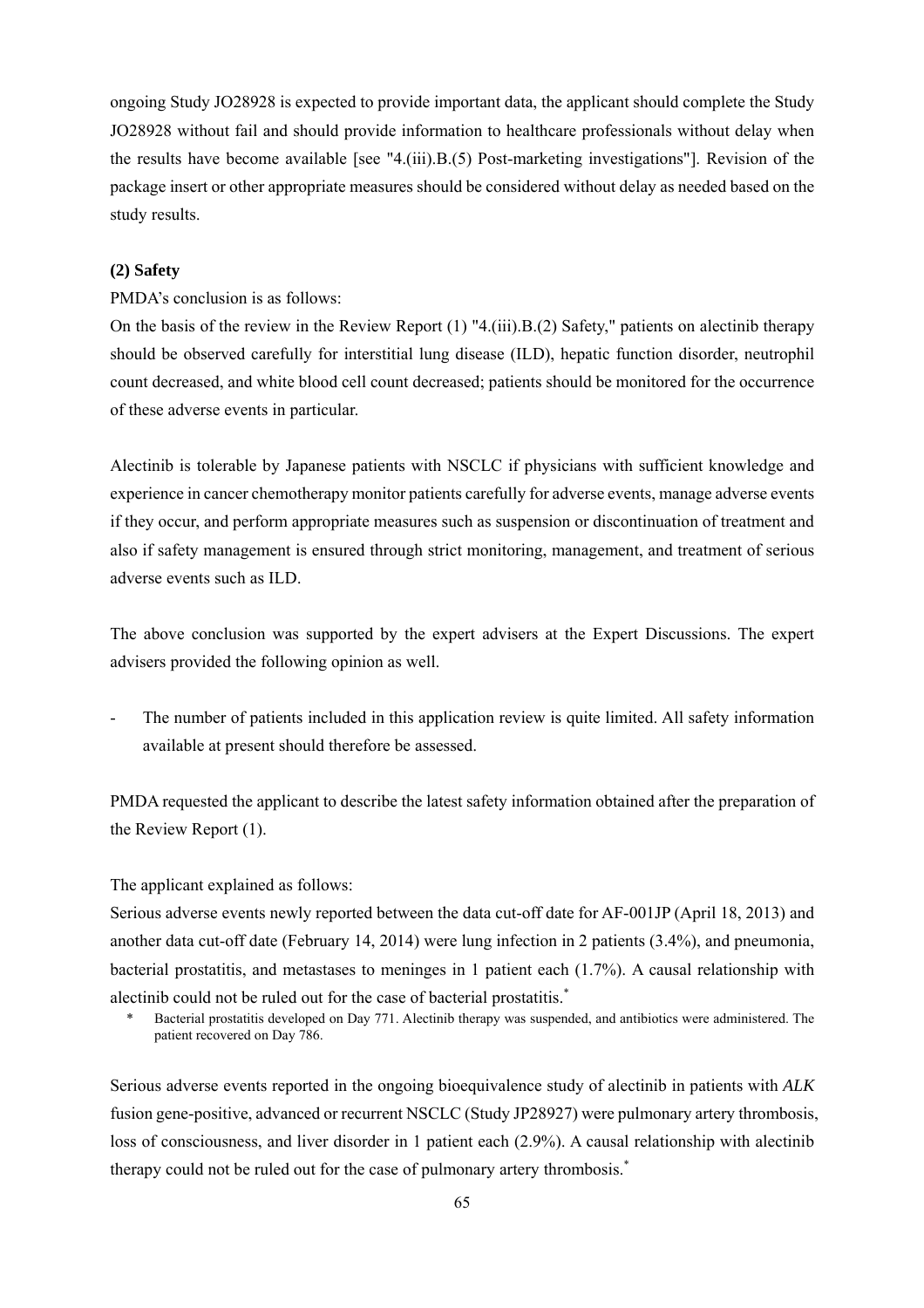ongoing Study JO28928 is expected to provide important data, the applicant should complete the Study JO28928 without fail and should provide information to healthcare professionals without delay when the results have become available [see "4.(iii).B.(5) Post-marketing investigations"]. Revision of the package insert or other appropriate measures should be considered without delay as needed based on the study results.

**(2) Safety**

PMDA's conclusion is as follows:

On the basis of the review in the Review Report (1) "4.(iii).B.(2) Safety," patients on alectinib therapy should be observed carefully for interstitial lung disease (ILD), hepatic function disorder, neutrophil count decreased, and white blood cell count decreased; patients should be monitored for the occurrence of these adverse events in particular.

Alectinib is tolerable by Japanese patients with NSCLC if physicians with sufficient knowledge and experience in cancer chemotherapy monitor patients carefully for adverse events, manage adverse events if they occur, and perform appropriate measures such as suspension or discontinuation of treatment and also if safety management is ensured through strict monitoring, management, and treatment of serious adverse events such as ILD.

The above conclusion was supported by the expert advisers at the Expert Discussions. The expert advisers provided the following opinion as well.

- The number of patients included in this application review is quite limited. All safety information available at present should therefore be assessed.

PMDA requested the applicant to describe the latest safety information obtained after the preparation of the Review Report (1).

The applicant explained as follows:

Serious adverse events newly reported between the data cut-off date for AF-001JP (April 18, 2013) and another data cut-off date (February 14, 2014) were lung infection in 2 patients (3.4%), and pneumonia, bacterial prostatitis, and metastases to meninges in 1 patient each (1.7%). A causal relationship with alectinib could not be ruled out for the case of bacterial prostatitis.*

\* Bacterial prostatitis developed on Day 771. Alectinib therapy was suspended, and antibiotics were administered. The patient recovered on Day 786.

Serious adverse events reported in the ongoing bioequivalence study of alectinib in patients with *ALK* fusion gene-positive, advanced or recurrent NSCLC (Study JP28927) were pulmonary artery thrombosis, loss of consciousness, and liver disorder in 1 patient each (2.9%). A causal relationship with alectinib therapy could not be ruled out for the case of pulmonary artery thrombosis.*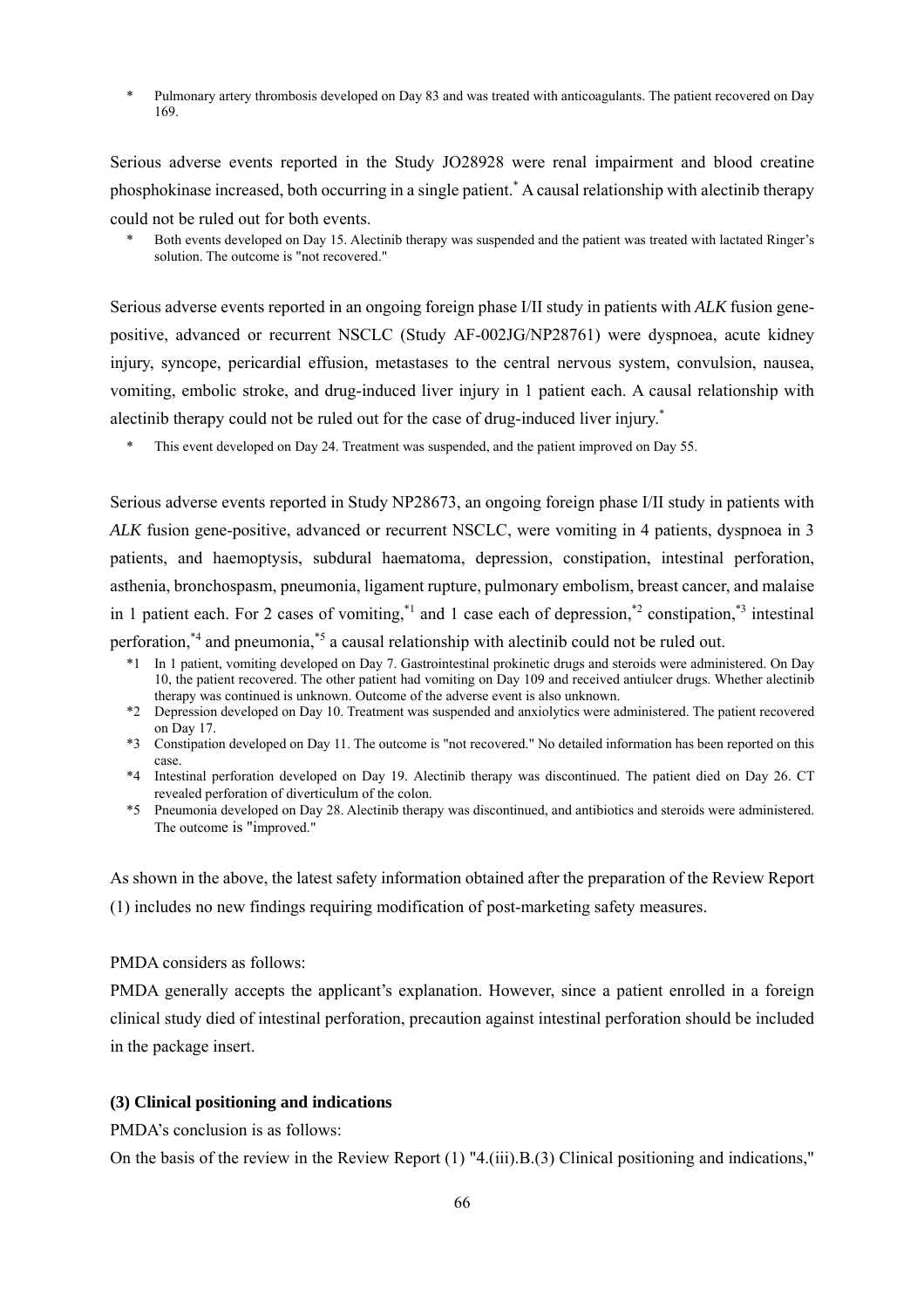\* Pulmonary artery thrombosis developed on Day 83 and was treated with anticoagulants. The patient recovered on Day 169.

Serious adverse events reported in the Study JO28928 were renal impairment and blood creatine phosphokinase increased, both occurring in a single patient.* A causal relationship with alectinib therapy could not be ruled out for both events.

\* Both events developed on Day 15. Alectinib therapy was suspended and the patient was treated with lactated Ringer's solution. The outcome is "not recovered."

Serious adverse events reported in an ongoing foreign phase I/II study in patients with *ALK* fusion gene-positive, advanced or recurrent NSCLC (Study AF-002JG/NP28761) were dyspnoea, acute kidney injury, syncope, pericardial effusion, metastases to the central nervous system, convulsion, nausea, vomiting, embolic stroke, and drug-induced liver injury in 1 patient each. A causal relationship with alectinib therapy could not be ruled out for the case of drug-induced liver injury.*

\* This event developed on Day 24. Treatment was suspended, and the patient improved on Day 55.

Serious adverse events reported in Study NP28673, an ongoing foreign phase I/II study in patients with *ALK* fusion gene-positive, advanced or recurrent NSCLC, were vomiting in 4 patients, dyspnoea in 3 patients, and haemoptysis, subdural haematoma, depression, constipation, intestinal perforation, asthenia, bronchospasm, pneumonia, ligament rupture, pulmonary embolism, breast cancer, and malaise in 1 patient each. For 2 cases of vomiting,*1 and 1 case each of depression,*2 constipation,*3 intestinal perforation,*4 and pneumonia,*5 a causal relationship with alectinib could not be ruled out.

\*1 In 1 patient, vomiting developed on Day 7. Gastrointestinal prokinetic drugs and steroids were administered. On Day 10, the patient recovered. The other patient had vomiting on Day 109 and received antiulcer drugs. Whether alectinib therapy was continued is unknown. Outcome of the adverse event is also unknown.

\*2 Depression developed on Day 10. Treatment was suspended and anxiolytics were administered. The patient recovered on Day 17.

\*3 Constipation developed on Day 11. The outcome is "not recovered." No detailed information has been reported on this case.

\*4 Intestinal perforation developed on Day 19. Alectinib therapy was discontinued. The patient died on Day 26. CT revealed perforation of diverticulum of the colon.

\*5 Pneumonia developed on Day 28. Alectinib therapy was discontinued, and antibiotics and steroids were administered. The outcome is "improved."

As shown in the above, the latest safety information obtained after the preparation of the Review Report (1) includes no new findings requiring modification of post-marketing safety measures.

PMDA considers as follows:

PMDA generally accepts the applicant's explanation. However, since a patient enrolled in a foreign clinical study died of intestinal perforation, precaution against intestinal perforation should be included in the package insert.

### (3) Clinical positioning and indications

PMDA's conclusion is as follows:

On the basis of the review in the Review Report (1) "4.(iii).B.(3) Clinical positioning and indications,"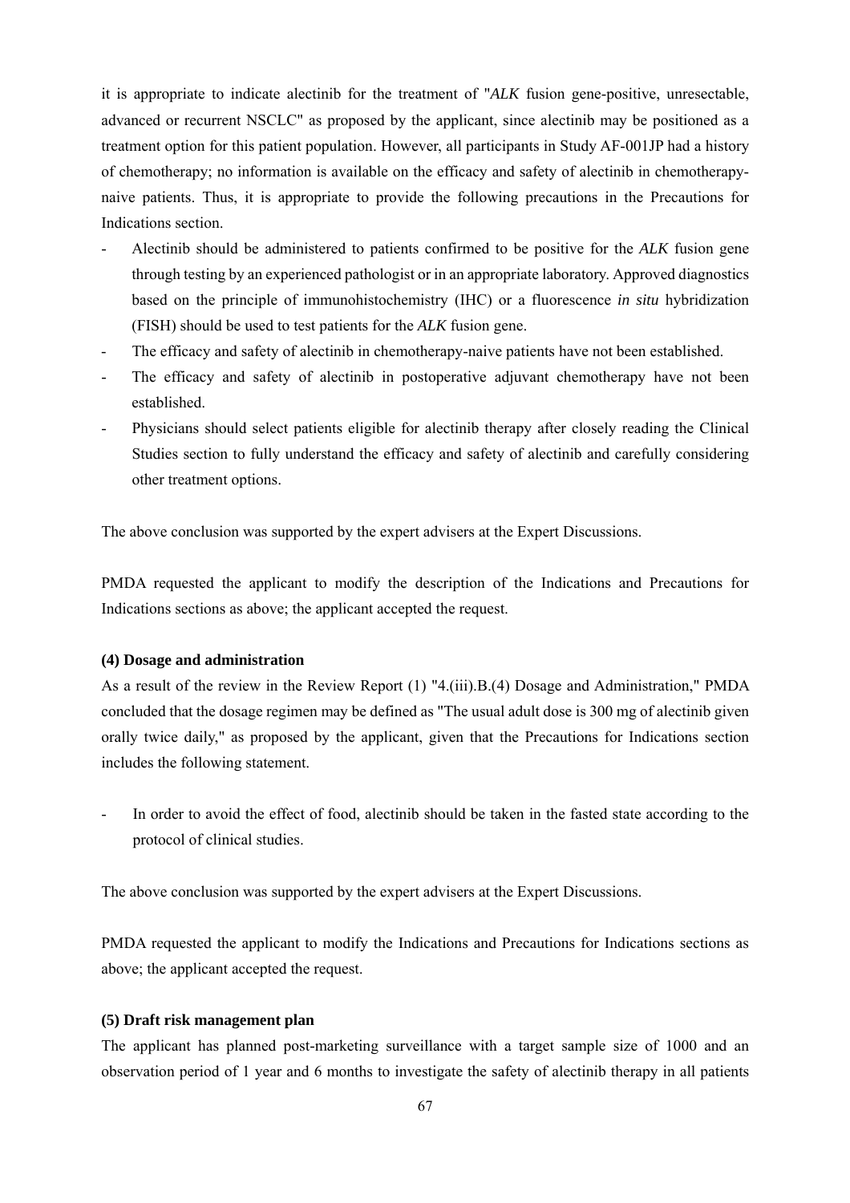it is appropriate to indicate alectinib for the treatment of "*ALK* fusion gene-positive, unresectable, advanced or recurrent NSCLC" as proposed by the applicant, since alectinib may be positioned as a treatment option for this patient population. However, all participants in Study AF-001JP had a history of chemotherapy; no information is available on the efficacy and safety of alectinib in chemotherapy-naive patients. Thus, it is appropriate to provide the following precautions in the Precautions for Indications section.

- Alectinib should be administered to patients confirmed to be positive for the *ALK* fusion gene through testing by an experienced pathologist or in an appropriate laboratory. Approved diagnostics based on the principle of immunohistochemistry (IHC) or a fluorescence *in situ* hybridization (FISH) should be used to test patients for the *ALK* fusion gene.
- The efficacy and safety of alectinib in chemotherapy-naive patients have not been established.
- The efficacy and safety of alectinib in postoperative adjuvant chemotherapy have not been established.
- Physicians should select patients eligible for alectinib therapy after closely reading the Clinical Studies section to fully understand the efficacy and safety of alectinib and carefully considering other treatment options.

The above conclusion was supported by the expert advisers at the Expert Discussions.

PMDA requested the applicant to modify the description of the Indications and Precautions for Indications sections as above; the applicant accepted the request.

**(4) Dosage and administration**

As a result of the review in the Review Report (1) "4.(iii).B.(4) Dosage and Administration," PMDA concluded that the dosage regimen may be defined as "The usual adult dose is 300 mg of alectinib given orally twice daily," as proposed by the applicant, given that the Precautions for Indications section includes the following statement.

- In order to avoid the effect of food, alectinib should be taken in the fasted state according to the protocol of clinical studies.

The above conclusion was supported by the expert advisers at the Expert Discussions.

PMDA requested the applicant to modify the Indications and Precautions for Indications sections as above; the applicant accepted the request.

**(5) Draft risk management plan**

The applicant has planned post-marketing surveillance with a target sample size of 1000 and an observation period of 1 year and 6 months to investigate the safety of alectinib therapy in all patients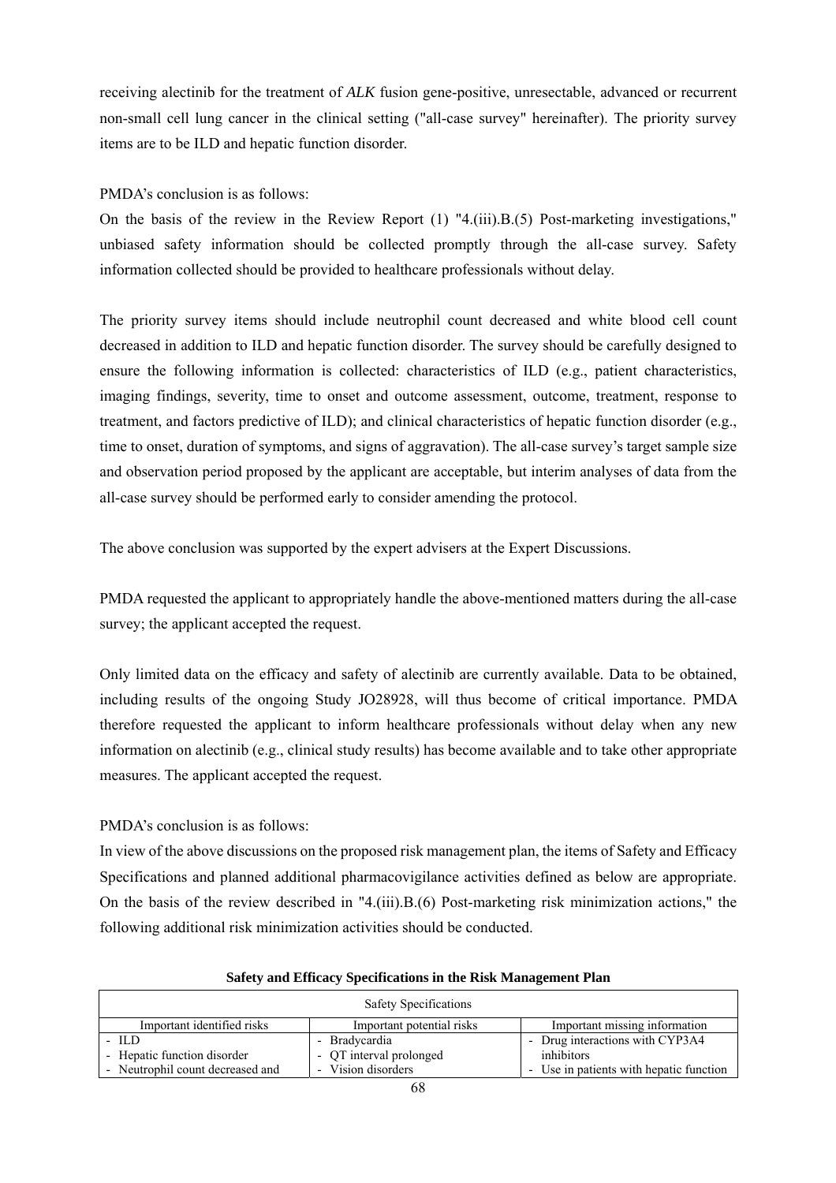receiving alectinib for the treatment of *ALK* fusion gene-positive, unresectable, advanced or recurrent non-small cell lung cancer in the clinical setting ("all-case survey" hereinafter). The priority survey items are to be ILD and hepatic function disorder.

PMDA's conclusion is as follows:
On the basis of the review in the Review Report (1) "4.(iii).B.(5) Post-marketing investigations," unbiased safety information should be collected promptly through the all-case survey. Safety information collected should be provided to healthcare professionals without delay.

The priority survey items should include neutrophil count decreased and white blood cell count decreased in addition to ILD and hepatic function disorder. The survey should be carefully designed to ensure the following information is collected: characteristics of ILD (e.g., patient characteristics, imaging findings, severity, time to onset and outcome assessment, outcome, treatment, response to treatment, and factors predictive of ILD); and clinical characteristics of hepatic function disorder (e.g., time to onset, duration of symptoms, and signs of aggravation). The all-case survey's target sample size and observation period proposed by the applicant are acceptable, but interim analyses of data from the all-case survey should be performed early to consider amending the protocol.

The above conclusion was supported by the expert advisers at the Expert Discussions.

PMDA requested the applicant to appropriately handle the above-mentioned matters during the all-case survey; the applicant accepted the request.

Only limited data on the efficacy and safety of alectinib are currently available. Data to be obtained, including results of the ongoing Study JO28928, will thus become of critical importance. PMDA therefore requested the applicant to inform healthcare professionals without delay when any new information on alectinib (e.g., clinical study results) has become available and to take other appropriate measures. The applicant accepted the request.

PMDA's conclusion is as follows:
In view of the above discussions on the proposed risk management plan, the items of Safety and Efficacy Specifications and planned additional pharmacovigilance activities defined as below are appropriate. On the basis of the review described in "4.(iii).B.(6) Post-marketing risk minimization actions," the following additional risk minimization activities should be conducted.

**Safety and Efficacy Specifications in the Risk Management Plan**

| Safety Specifications | | |
|---|---|---|
| Important identified risks | Important potential risks | Important missing information |
| - ILD<br>- Hepatic function disorder<br>- Neutrophil count decreased and | - Bradycardia<br>- QT interval prolonged<br>- Vision disorders | - Drug interactions with CYP3A4 inhibitors<br>- Use in patients with hepatic function |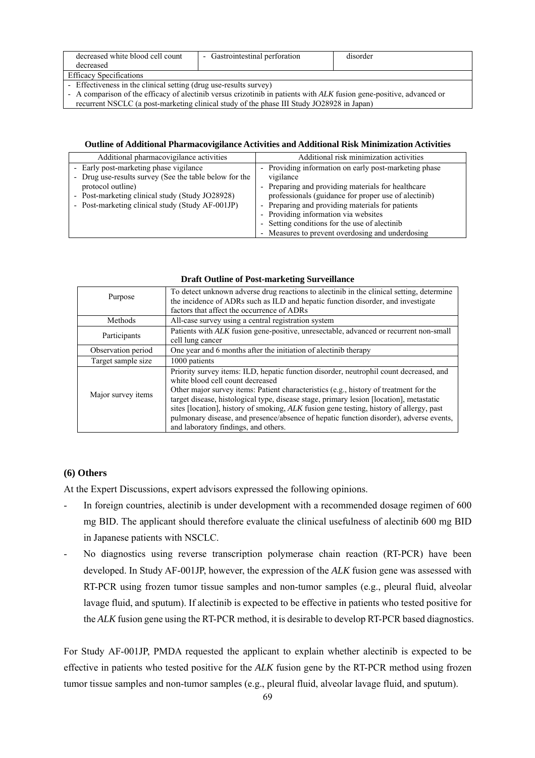| decreased white blood cell count decreased | - Gastrointestinal perforation | disorder |
|---|---|---|
| Efficacy Specifications | | |
| - Effectiveness in the clinical setting (drug use-results survey)<br>- A comparison of the efficacy of alectinib versus crizotinib in patients with *ALK* fusion gene-positive, advanced or recurrent NSCLC (a post-marketing clinical study of the phase III Study JO28928 in Japan) | | |

**Outline of Additional Pharmacovigilance Activities and Additional Risk Minimization Activities**

| Additional pharmacovigilance activities | Additional risk minimization activities |
|---|---|
| - Early post-marketing phase vigilance<br>- Drug use-results survey (See the table below for the protocol outline)<br>- Post-marketing clinical study (Study JO28928)<br>- Post-marketing clinical study (Study AF-001JP) | - Providing information on early post-marketing phase vigilance<br>- Preparing and providing materials for healthcare professionals (guidance for proper use of alectinib)<br>- Preparing and providing materials for patients<br>- Providing information via websites<br>- Setting conditions for the use of alectinib<br>- Measures to prevent overdosing and underdosing |

**Draft Outline of Post-marketing Surveillance**

| Purpose | To detect unknown adverse drug reactions to alectinib in the clinical setting, determine the incidence of ADRs such as ILD and hepatic function disorder, and investigate factors that affect the occurrence of ADRs |
|---|---|
| Methods | All-case survey using a central registration system |
| Participants | Patients with *ALK* fusion gene-positive, unresectable, advanced or recurrent non-small cell lung cancer |
| Observation period | One year and 6 months after the initiation of alectinib therapy |
| Target sample size | 1000 patients |
| Major survey items | Priority survey items: ILD, hepatic function disorder, neutrophil count decreased, and white blood cell count decreased<br>Other major survey items: Patient characteristics (e.g., history of treatment for the target disease, histological type, disease stage, primary lesion [location], metastatic sites [location], history of smoking, *ALK* fusion gene testing, history of allergy, past pulmonary disease, and presence/absence of hepatic function disorder), adverse events, and laboratory findings, and others. |

### (6) Others

At the Expert Discussions, expert advisors expressed the following opinions.

- In foreign countries, alectinib is under development with a recommended dosage regimen of 600 mg BID. The applicant should therefore evaluate the clinical usefulness of alectinib 600 mg BID in Japanese patients with NSCLC.
- No diagnostics using reverse transcription polymerase chain reaction (RT-PCR) have been developed. In Study AF-001JP, however, the expression of the *ALK* fusion gene was assessed with RT-PCR using frozen tumor tissue samples and non-tumor samples (e.g., pleural fluid, alveolar lavage fluid, and sputum). If alectinib is expected to be effective in patients who tested positive for the *ALK* fusion gene using the RT-PCR method, it is desirable to develop RT-PCR based diagnostics.

For Study AF-001JP, PMDA requested the applicant to explain whether alectinib is expected to be effective in patients who tested positive for the *ALK* fusion gene by the RT-PCR method using frozen tumor tissue samples and non-tumor samples (e.g., pleural fluid, alveolar lavage fluid, and sputum).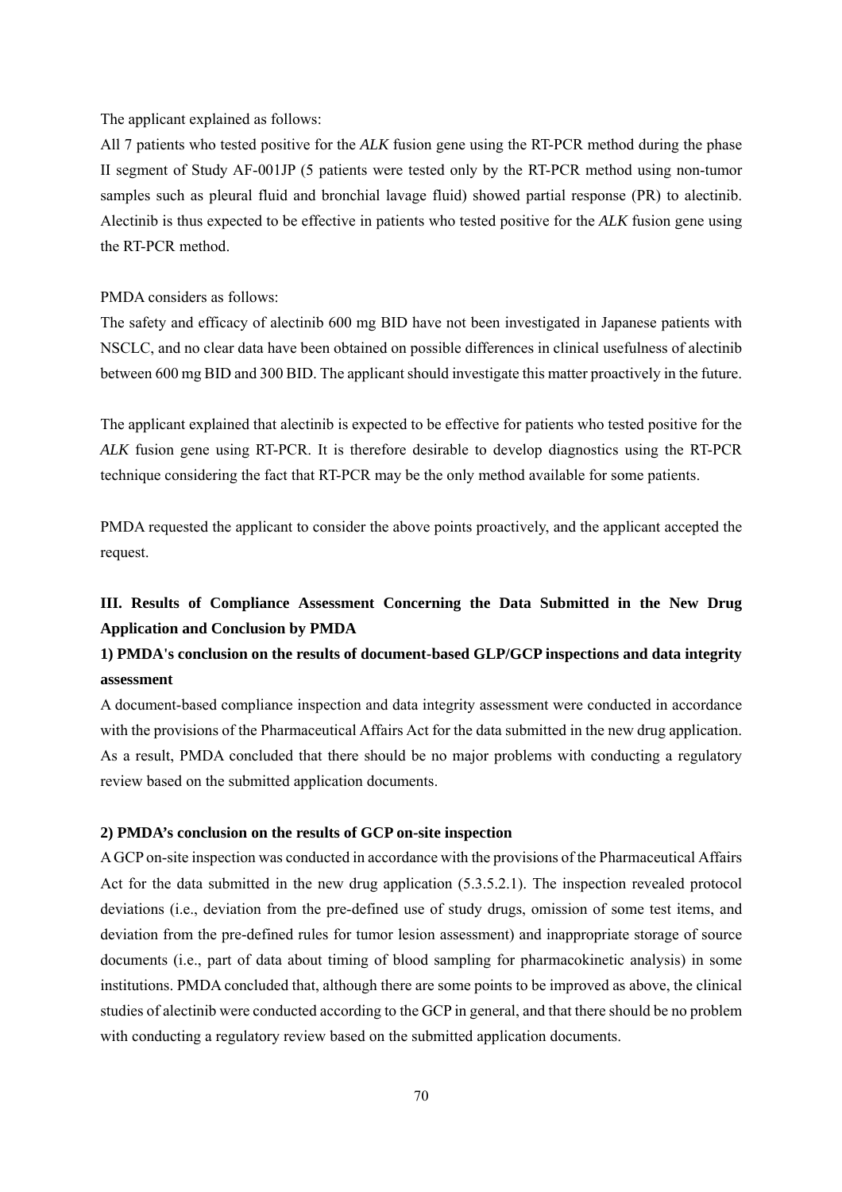The applicant explained as follows:

All 7 patients who tested positive for the *ALK* fusion gene using the RT-PCR method during the phase II segment of Study AF-001JP (5 patients were tested only by the RT-PCR method using non-tumor samples such as pleural fluid and bronchial lavage fluid) showed partial response (PR) to alectinib. Alectinib is thus expected to be effective in patients who tested positive for the *ALK* fusion gene using the RT-PCR method.

PMDA considers as follows:

The safety and efficacy of alectinib 600 mg BID have not been investigated in Japanese patients with NSCLC, and no clear data have been obtained on possible differences in clinical usefulness of alectinib between 600 mg BID and 300 BID. The applicant should investigate this matter proactively in the future.

The applicant explained that alectinib is expected to be effective for patients who tested positive for the *ALK* fusion gene using RT-PCR. It is therefore desirable to develop diagnostics using the RT-PCR technique considering the fact that RT-PCR may be the only method available for some patients.

PMDA requested the applicant to consider the above points proactively, and the applicant accepted the request.

## III. Results of Compliance Assessment Concerning the Data Submitted in the New Drug Application and Conclusion by PMDA

### 1) PMDA's conclusion on the results of document-based GLP/GCP inspections and data integrity assessment

A document-based compliance inspection and data integrity assessment were conducted in accordance with the provisions of the Pharmaceutical Affairs Act for the data submitted in the new drug application. As a result, PMDA concluded that there should be no major problems with conducting a regulatory review based on the submitted application documents.

### 2) PMDA's conclusion on the results of GCP on-site inspection

A GCP on-site inspection was conducted in accordance with the provisions of the Pharmaceutical Affairs Act for the data submitted in the new drug application (5.3.5.2.1). The inspection revealed protocol deviations (i.e., deviation from the pre-defined use of study drugs, omission of some test items, and deviation from the pre-defined rules for tumor lesion assessment) and inappropriate storage of source documents (i.e., part of data about timing of blood sampling for pharmacokinetic analysis) in some institutions. PMDA concluded that, although there are some points to be improved as above, the clinical studies of alectinib were conducted according to the GCP in general, and that there should be no problem with conducting a regulatory review based on the submitted application documents.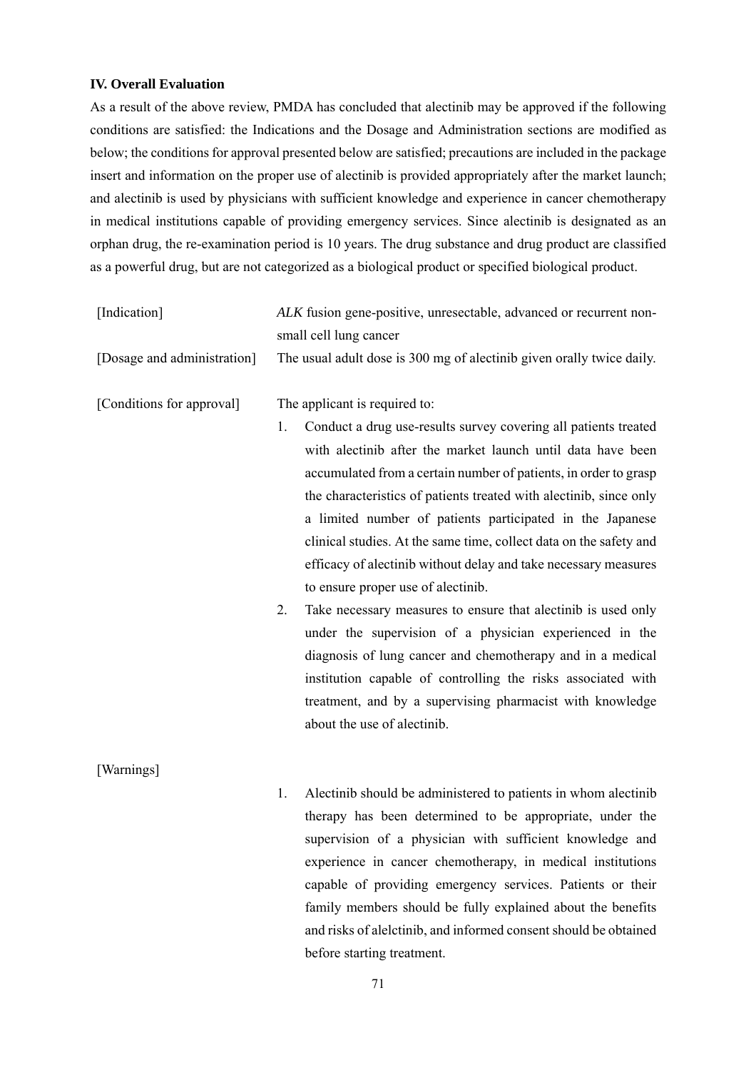**IV. Overall Evaluation**

As a result of the above review, PMDA has concluded that alectinib may be approved if the following conditions are satisfied: the Indications and the Dosage and Administration sections are modified as below; the conditions for approval presented below are satisfied; precautions are included in the package insert and information on the proper use of alectinib is provided appropriately after the market launch; and alectinib is used by physicians with sufficient knowledge and experience in cancer chemotherapy in medical institutions capable of providing emergency services. Since alectinib is designated as an orphan drug, the re-examination period is 10 years. The drug substance and drug product are classified as a powerful drug, but are not categorized as a biological product or specified biological product.

[Indication] *ALK* fusion gene-positive, unresectable, advanced or recurrent non-small cell lung cancer

[Dosage and administration] The usual adult dose is 300 mg of alectinib given orally twice daily.

[Conditions for approval] The applicant is required to:

1. Conduct a drug use-results survey covering all patients treated with alectinib after the market launch until data have been accumulated from a certain number of patients, in order to grasp the characteristics of patients treated with alectinib, since only a limited number of patients participated in the Japanese clinical studies. At the same time, collect data on the safety and efficacy of alectinib without delay and take necessary measures to ensure proper use of alectinib.
2. Take necessary measures to ensure that alectinib is used only under the supervision of a physician experienced in the diagnosis of lung cancer and chemotherapy and in a medical institution capable of controlling the risks associated with treatment, and by a supervising pharmacist with knowledge about the use of alectinib.

[Warnings]

1. Alectinib should be administered to patients in whom alectinib therapy has been determined to be appropriate, under the supervision of a physician with sufficient knowledge and experience in cancer chemotherapy, in medical institutions capable of providing emergency services. Patients or their family members should be fully explained about the benefits and risks of alelctinib, and informed consent should be obtained before starting treatment.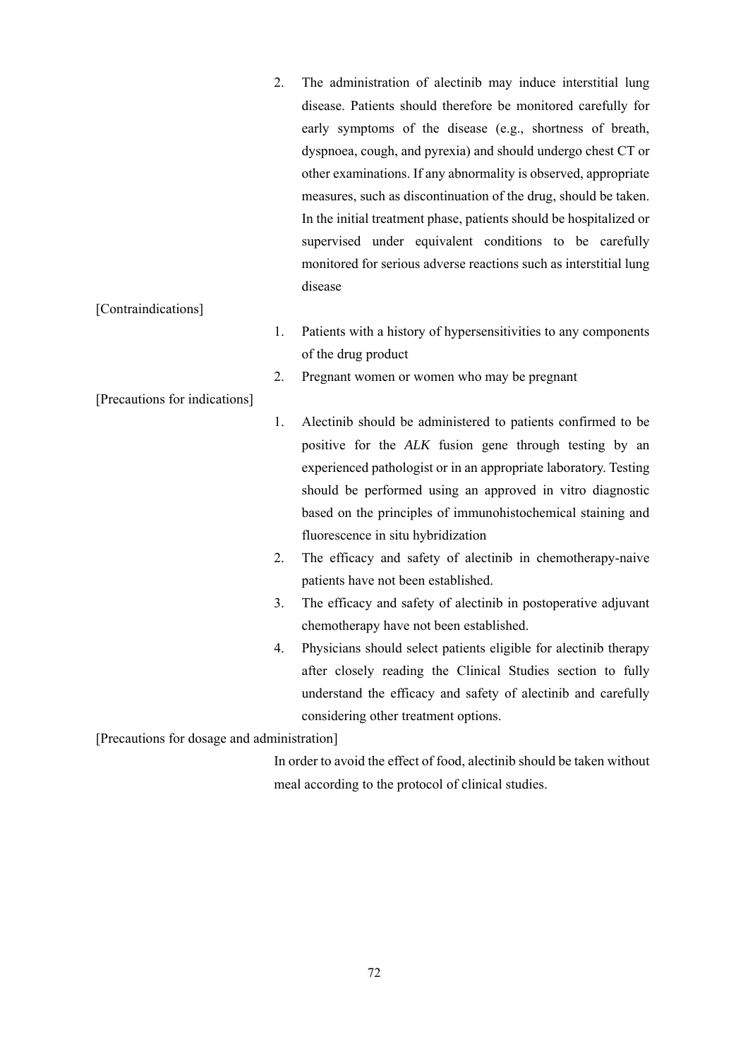2. The administration of alectinib may induce interstitial lung disease. Patients should therefore be monitored carefully for early symptoms of the disease (e.g., shortness of breath, dyspnoea, cough, and pyrexia) and should undergo chest CT or other examinations. If any abnormality is observed, appropriate measures, such as discontinuation of the drug, should be taken. In the initial treatment phase, patients should be hospitalized or supervised under equivalent conditions to be carefully monitored for serious adverse reactions such as interstitial lung disease

[Contraindications]

1. Patients with a history of hypersensitivities to any components of the drug product
2. Pregnant women or women who may be pregnant

[Precautions for indications]

1. Alectinib should be administered to patients confirmed to be positive for the *ALK* fusion gene through testing by an experienced pathologist or in an appropriate laboratory. Testing should be performed using an approved in vitro diagnostic based on the principles of immunohistochemical staining and fluorescence in situ hybridization
2. The efficacy and safety of alectinib in chemotherapy-naive patients have not been established.
3. The efficacy and safety of alectinib in postoperative adjuvant chemotherapy have not been established.
4. Physicians should select patients eligible for alectinib therapy after closely reading the Clinical Studies section to fully understand the efficacy and safety of alectinib and carefully considering other treatment options.

[Precautions for dosage and administration]

In order to avoid the effect of food, alectinib should be taken without meal according to the protocol of clinical studies.